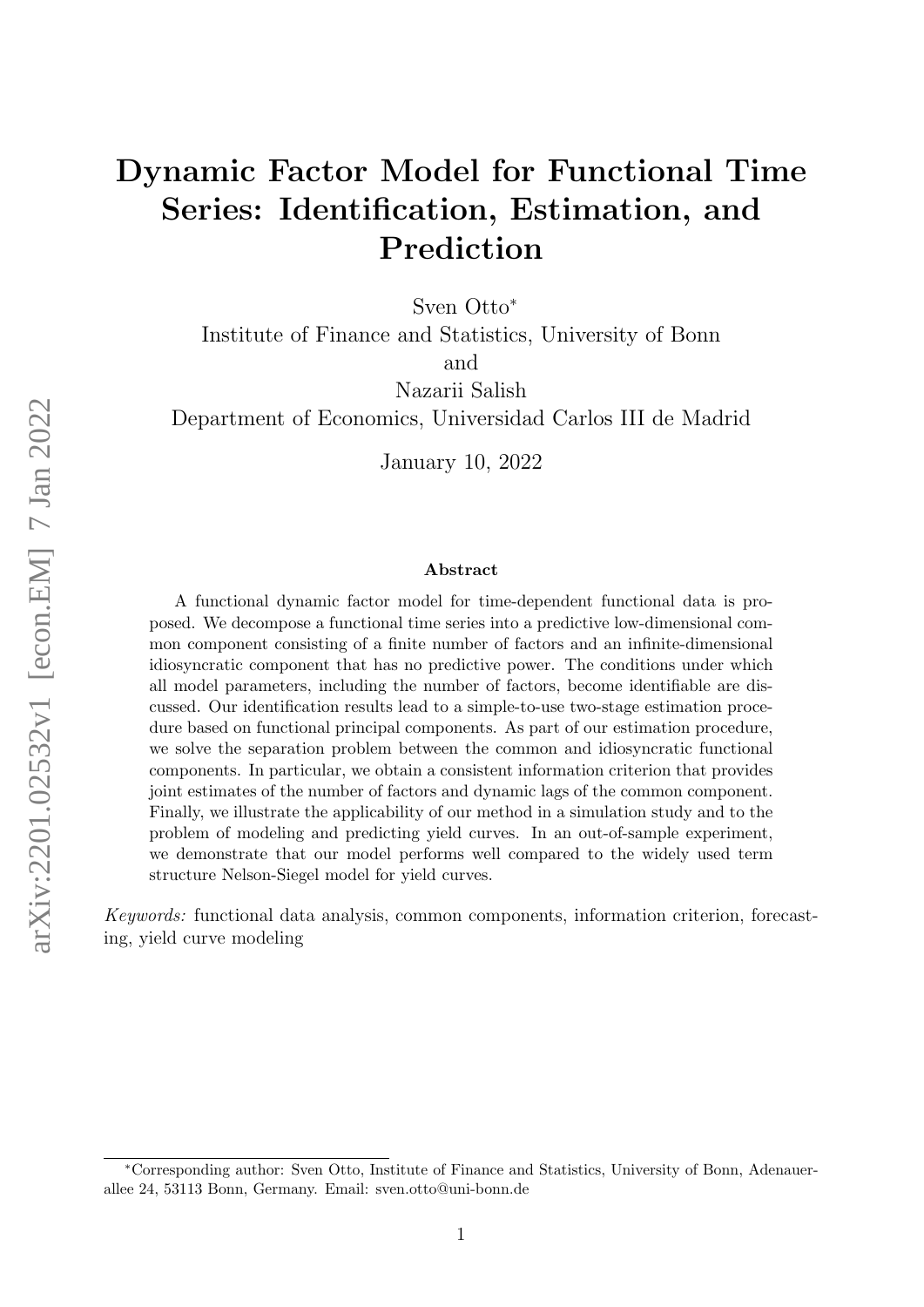# Dynamic Factor Model for Functional Time Series: Identification, Estimation, and Prediction

Sven Otto*
Institute of Finance and Statistics, University of Bonn
and
Nazarii Salish
Department of Economics, Universidad Carlos III de Madrid

January 10, 2022

### Abstract

A functional dynamic factor model for time-dependent functional data is proposed. We decompose a functional time series into a predictive low-dimensional common component consisting of a finite number of factors and an infinite-dimensional idiosyncratic component that has no predictive power. The conditions under which all model parameters, including the number of factors, become identifiable are discussed. Our identification results lead to a simple-to-use two-stage estimation procedure based on functional principal components. As part of our estimation procedure, we solve the separation problem between the common and idiosyncratic functional components. In particular, we obtain a consistent information criterion that provides joint estimates of the number of factors and dynamic lags of the common component. Finally, we illustrate the applicability of our method in a simulation study and to the problem of modeling and predicting yield curves. In an out-of-sample experiment, we demonstrate that our model performs well compared to the widely used term structure Nelson-Siegel model for yield curves.

*Keywords:* functional data analysis, common components, information criterion, forecasting, yield curve modeling

*Corresponding author: Sven Otto, Institute of Finance and Statistics, University of Bonn, Adenauerallee 24, 53113 Bonn, Germany. Email: sven.otto@uni-bonn.de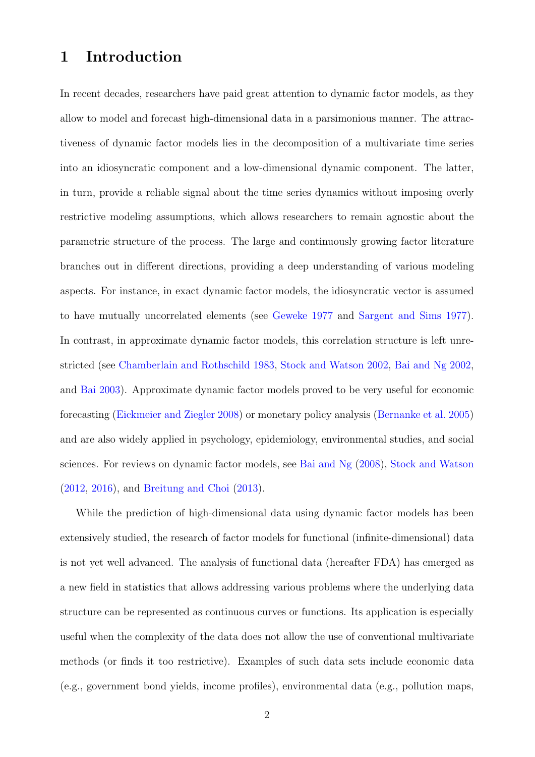# 1 Introduction

In recent decades, researchers have paid great attention to dynamic factor models, as they allow to model and forecast high-dimensional data in a parsimonious manner. The attractiveness of dynamic factor models lies in the decomposition of a multivariate time series into an idiosyncratic component and a low-dimensional dynamic component. The latter, in turn, provide a reliable signal about the time series dynamics without imposing overly restrictive modeling assumptions, which allows researchers to remain agnostic about the parametric structure of the process. The large and continuously growing factor literature branches out in different directions, providing a deep understanding of various modeling aspects. For instance, in exact dynamic factor models, the idiosyncratic vector is assumed to have mutually uncorrelated elements (see Geweke 1977 and Sargent and Sims 1977). In contrast, in approximate dynamic factor models, this correlation structure is left unrestricted (see Chamberlain and Rothschild 1983, Stock and Watson 2002, Bai and Ng 2002, and Bai 2003). Approximate dynamic factor models proved to be very useful for economic forecasting (Eickmeier and Ziegler 2008) or monetary policy analysis (Bernanke et al. 2005) and are also widely applied in psychology, epidemiology, environmental studies, and social sciences. For reviews on dynamic factor models, see Bai and Ng (2008), Stock and Watson (2012, 2016), and Breitung and Choi (2013).

While the prediction of high-dimensional data using dynamic factor models has been extensively studied, the research of factor models for functional (infinite-dimensional) data is not yet well advanced. The analysis of functional data (hereafter FDA) has emerged as a new field in statistics that allows addressing various problems where the underlying data structure can be represented as continuous curves or functions. Its application is especially useful when the complexity of the data does not allow the use of conventional multivariate methods (or finds it too restrictive). Examples of such data sets include economic data (e.g., government bond yields, income profiles), environmental data (e.g., pollution maps,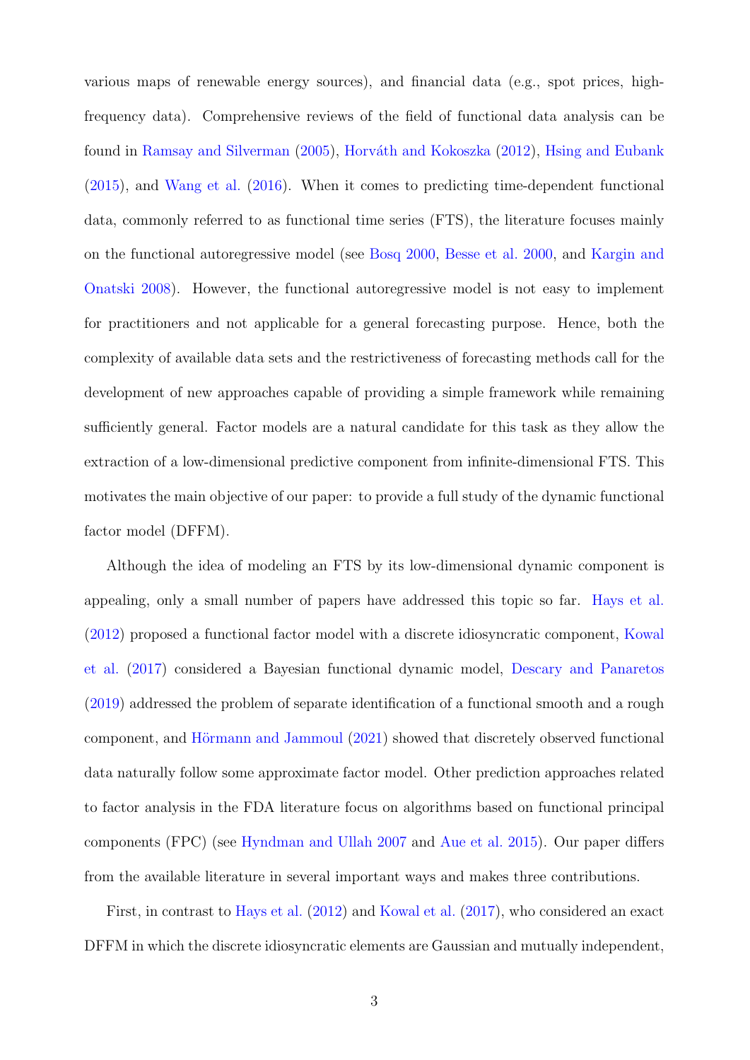various maps of renewable energy sources), and financial data (e.g., spot prices, high-frequency data). Comprehensive reviews of the field of functional data analysis can be found in Ramsay and Silverman (2005), Horváth and Kokoszka (2012), Hsing and Eubank (2015), and Wang et al. (2016). When it comes to predicting time-dependent functional data, commonly referred to as functional time series (FTS), the literature focuses mainly on the functional autoregressive model (see Bosq 2000, Besse et al. 2000, and Kargin and Onatski 2008). However, the functional autoregressive model is not easy to implement for practitioners and not applicable for a general forecasting purpose. Hence, both the complexity of available data sets and the restrictiveness of forecasting methods call for the development of new approaches capable of providing a simple framework while remaining sufficiently general. Factor models are a natural candidate for this task as they allow the extraction of a low-dimensional predictive component from infinite-dimensional FTS. This motivates the main objective of our paper: to provide a full study of the dynamic functional factor model (DFFM).

Although the idea of modeling an FTS by its low-dimensional dynamic component is appealing, only a small number of papers have addressed this topic so far. Hays et al. (2012) proposed a functional factor model with a discrete idiosyncratic component, Kowal et al. (2017) considered a Bayesian functional dynamic model, Descary and Panaretos (2019) addressed the problem of separate identification of a functional smooth and a rough component, and Hörmann and Jammoul (2021) showed that discretely observed functional data naturally follow some approximate factor model. Other prediction approaches related to factor analysis in the FDA literature focus on algorithms based on functional principal components (FPC) (see Hyndman and Ullah 2007 and Aue et al. 2015). Our paper differs from the available literature in several important ways and makes three contributions.

First, in contrast to Hays et al. (2012) and Kowal et al. (2017), who considered an exact DFFM in which the discrete idiosyncratic elements are Gaussian and mutually independent,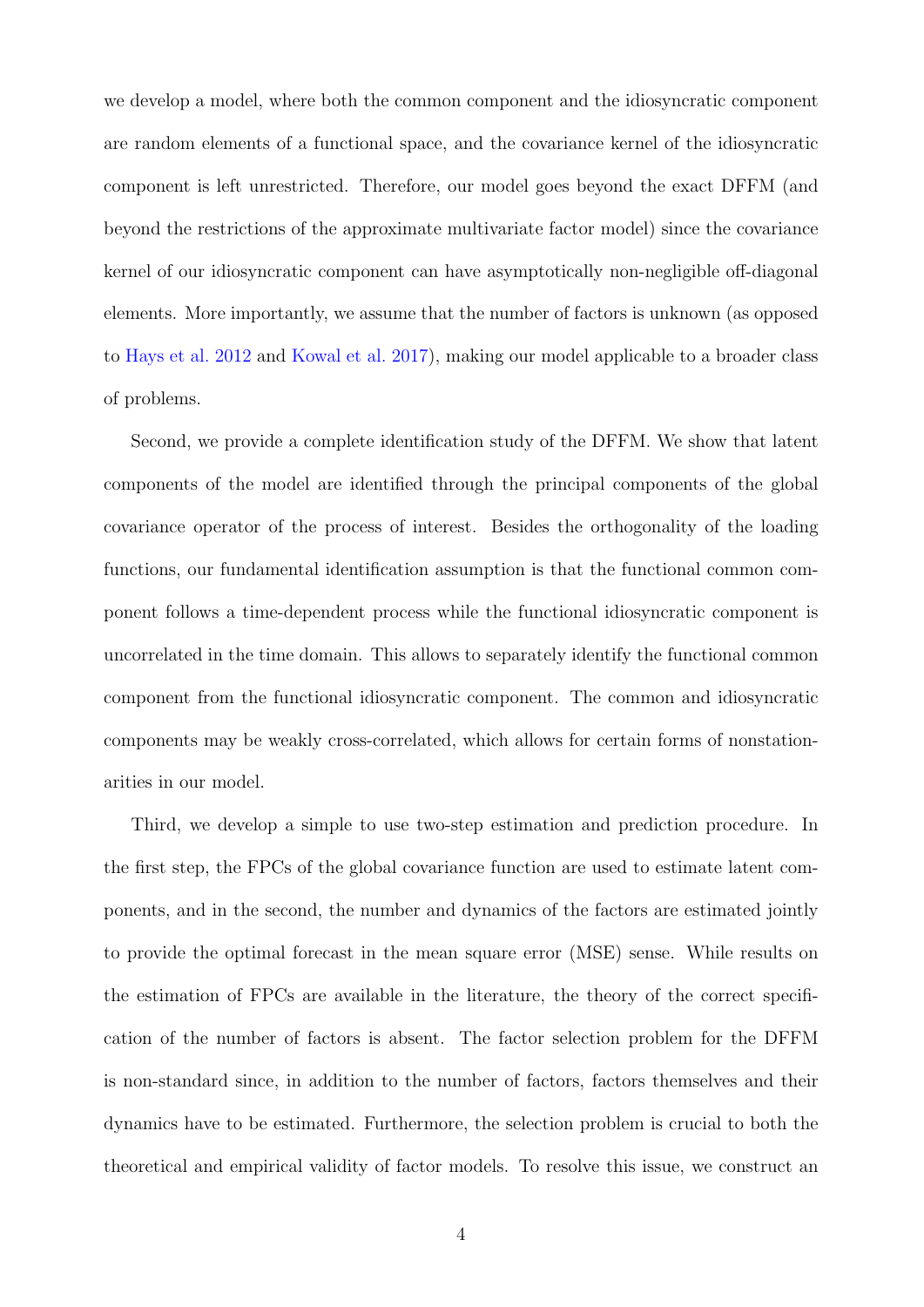we develop a model, where both the common component and the idiosyncratic component are random elements of a functional space, and the covariance kernel of the idiosyncratic component is left unrestricted. Therefore, our model goes beyond the exact DFFM (and beyond the restrictions of the approximate multivariate factor model) since the covariance kernel of our idiosyncratic component can have asymptotically non-negligible off-diagonal elements. More importantly, we assume that the number of factors is unknown (as opposed to Hays et al. 2012 and Kowal et al. 2017), making our model applicable to a broader class of problems.

Second, we provide a complete identification study of the DFFM. We show that latent components of the model are identified through the principal components of the global covariance operator of the process of interest. Besides the orthogonality of the loading functions, our fundamental identification assumption is that the functional common component follows a time-dependent process while the functional idiosyncratic component is uncorrelated in the time domain. This allows to separately identify the functional common component from the functional idiosyncratic component. The common and idiosyncratic components may be weakly cross-correlated, which allows for certain forms of nonstationarities in our model.

Third, we develop a simple to use two-step estimation and prediction procedure. In the first step, the FPCs of the global covariance function are used to estimate latent components, and in the second, the number and dynamics of the factors are estimated jointly to provide the optimal forecast in the mean square error (MSE) sense. While results on the estimation of FPCs are available in the literature, the theory of the correct specification of the number of factors is absent. The factor selection problem for the DFFM is non-standard since, in addition to the number of factors, factors themselves and their dynamics have to be estimated. Furthermore, the selection problem is crucial to both the theoretical and empirical validity of factor models. To resolve this issue, we construct an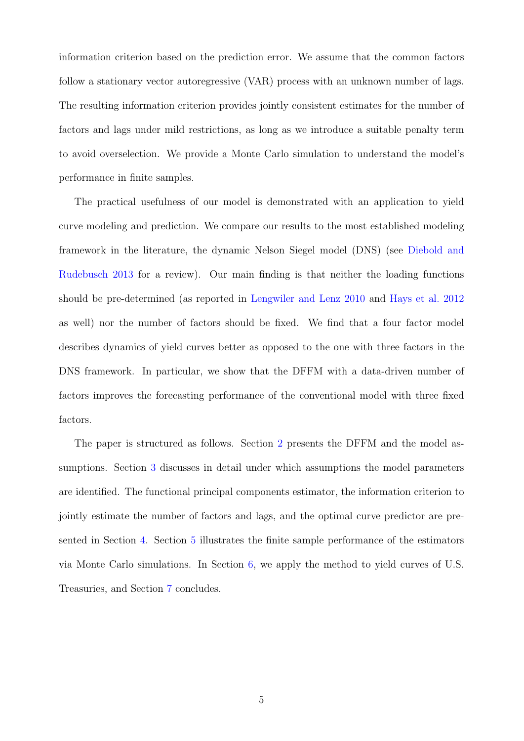information criterion based on the prediction error. We assume that the common factors follow a stationary vector autoregressive (VAR) process with an unknown number of lags. The resulting information criterion provides jointly consistent estimates for the number of factors and lags under mild restrictions, as long as we introduce a suitable penalty term to avoid overselection. We provide a Monte Carlo simulation to understand the model's performance in finite samples.

The practical usefulness of our model is demonstrated with an application to yield curve modeling and prediction. We compare our results to the most established modeling framework in the literature, the dynamic Nelson Siegel model (DNS) (see Diebold and Rudebusch 2013 for a review). Our main finding is that neither the loading functions should be pre-determined (as reported in Lengwiler and Lenz 2010 and Hays et al. 2012 as well) nor the number of factors should be fixed. We find that a four factor model describes dynamics of yield curves better as opposed to the one with three factors in the DNS framework. In particular, we show that the DFFM with a data-driven number of factors improves the forecasting performance of the conventional model with three fixed factors.

The paper is structured as follows. Section 2 presents the DFFM and the model assumptions. Section 3 discusses in detail under which assumptions the model parameters are identified. The functional principal components estimator, the information criterion to jointly estimate the number of factors and lags, and the optimal curve predictor are presented in Section 4. Section 5 illustrates the finite sample performance of the estimators via Monte Carlo simulations. In Section 6, we apply the method to yield curves of U.S. Treasuries, and Section 7 concludes.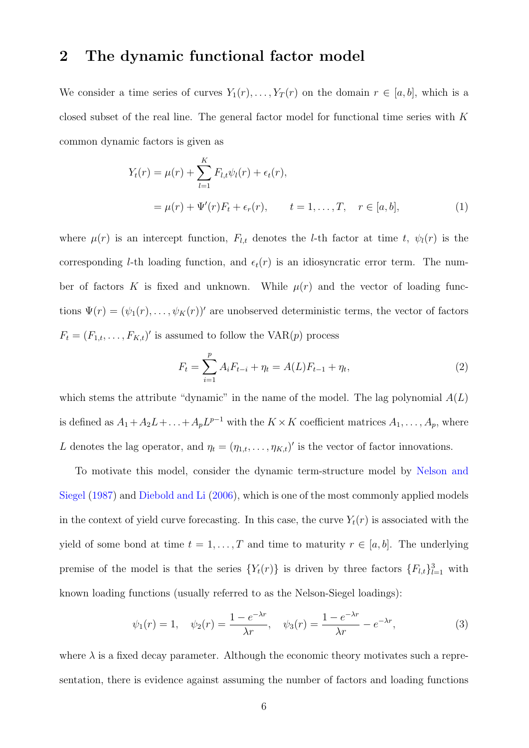## 2 The dynamic functional factor model

We consider a time series of curves $Y_1(r), \ldots, Y_T(r)$ on the domain $r \in [a, b]$, which is a closed subset of the real line. The general factor model for functional time series with $K$ common dynamic factors is given as

$$
\begin{aligned}
Y_t(r) &= \mu(r) + \sum_{l=1}^{K} F_{l,t}\psi_l(r) + \epsilon_t(r), \\
&= \mu(r) + \Psi'(r)F_t + \epsilon_r(r), \qquad t = 1, \ldots, T, \quad r \in [a, b],
\end{aligned} \tag{1}
$$

where $\mu(r)$ is an intercept function, $F_{l,t}$ denotes the $l$-th factor at time $t$, $\psi_l(r)$ is the corresponding $l$-th loading function, and $\epsilon_t(r)$ is an idiosyncratic error term. The number of factors $K$ is fixed and unknown. While $\mu(r)$ and the vector of loading functions $\Psi(r) = (\psi_1(r), \ldots, \psi_K(r))'$ are unobserved deterministic terms, the vector of factors $F_t = (F_{1,t}, \ldots, F_{K,t})'$ is assumed to follow the VAR($p$) process

$$
F_t = \sum_{i=1}^{p} A_i F_{t-i} + \eta_t = A(L)F_{t-1} + \eta_t, \tag{2}
$$

which stems the attribute "dynamic" in the name of the model. The lag polynomial $A(L)$ is defined as $A_1 + A_2 L + \ldots + A_p L^{p-1}$ with the $K \times K$ coefficient matrices $A_1, \ldots, A_p$, where $L$ denotes the lag operator, and $\eta_t = (\eta_{1,t}, \ldots, \eta_{K,t})'$ is the vector of factor innovations.

To motivate this model, consider the dynamic term-structure model by Nelson and Siegel (1987) and Diebold and Li (2006), which is one of the most commonly applied models in the context of yield curve forecasting. In this case, the curve $Y_t(r)$ is associated with the yield of some bond at time $t = 1, \ldots, T$ and time to maturity $r \in [a, b]$. The underlying premise of the model is that the series $\{Y_t(r)\}$ is driven by three factors $\{F_{l,t}\}_{l=1}^{3}$ with known loading functions (usually referred to as the Nelson-Siegel loadings):

$$
\psi_1(r) = 1, \quad \psi_2(r) = \frac{1 - e^{-\lambda r}}{\lambda r}, \quad \psi_3(r) = \frac{1 - e^{-\lambda r}}{\lambda r} - e^{-\lambda r}, \tag{3}
$$

where $\lambda$ is a fixed decay parameter. Although the economic theory motivates such a representation, there is evidence against assuming the number of factors and loading functions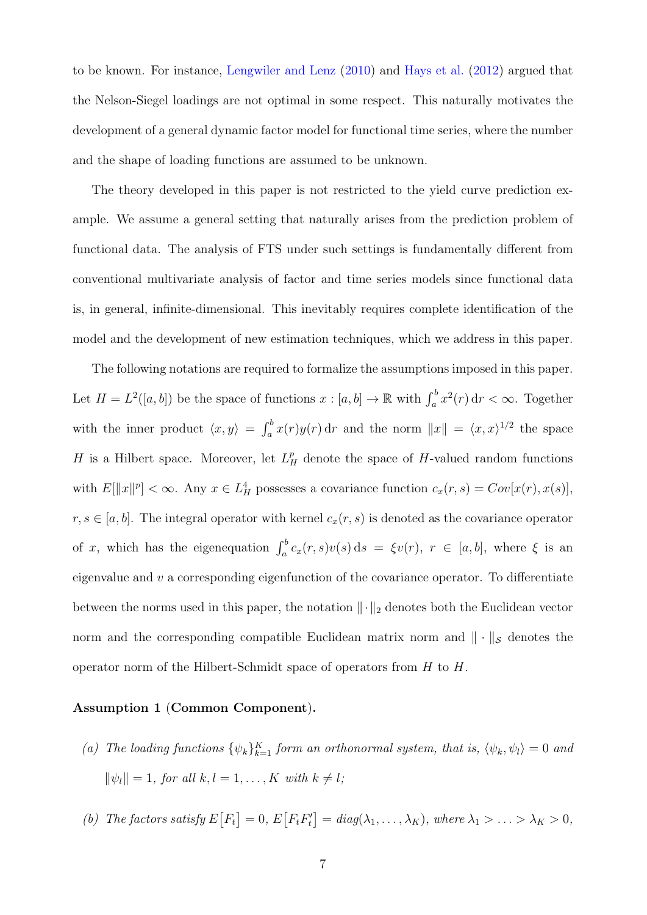to be known. For instance, Lengwiler and Lenz (2010) and Hays et al. (2012) argued that the Nelson-Siegel loadings are not optimal in some respect. This naturally motivates the development of a general dynamic factor model for functional time series, where the number and the shape of loading functions are assumed to be unknown.

The theory developed in this paper is not restricted to the yield curve prediction example. We assume a general setting that naturally arises from the prediction problem of functional data. The analysis of FTS under such settings is fundamentally different from conventional multivariate analysis of factor and time series models since functional data is, in general, infinite-dimensional. This inevitably requires complete identification of the model and the development of new estimation techniques, which we address in this paper.

The following notations are required to formalize the assumptions imposed in this paper. Let $H = L^2([a,b])$ be the space of functions $x : [a,b] \to \mathbb{R}$ with $\int_a^b x^2(r)\,\mathrm{d}r < \infty$. Together with the inner product $\langle x, y\rangle = \int_a^b x(r)y(r)\,\mathrm{d}r$ and the norm $\|x\| = \langle x, x\rangle^{1/2}$ the space $H$ is a Hilbert space. Moreover, let $L_H^p$ denote the space of $H$-valued random functions with $E[\|x\|^p] < \infty$. Any $x \in L_H^4$ possesses a covariance function $c_x(r,s) = Cov[x(r), x(s)]$, $r, s \in [a,b]$. The integral operator with kernel $c_x(r,s)$ is denoted as the covariance operator of $x$, which has the eigenequation $\int_a^b c_x(r,s)v(s)\,\mathrm{d}s = \xi v(r)$, $r \in [a,b]$, where $\xi$ is an eigenvalue and $v$ a corresponding eigenfunction of the covariance operator. To differentiate between the norms used in this paper, the notation $\|\cdot\|_2$ denotes both the Euclidean vector norm and the corresponding compatible Euclidean matrix norm and $\|\cdot\|_{\mathcal{S}}$ denotes the operator norm of the Hilbert-Schmidt space of operators from $H$ to $H$.

**Assumption 1 (Common Component).**

*(a) The loading functions $\{\psi_k\}_{k=1}^K$ form an orthonormal system, that is, $\langle\psi_k, \psi_l\rangle = 0$ and $\|\psi_l\| = 1$, for all $k, l = 1, \ldots, K$ with $k \neq l$;*

*(b) The factors satisfy $E\big[F_t\big] = 0$, $E\big[F_t F_t'\big] = diag(\lambda_1, \ldots, \lambda_K)$, where $\lambda_1 > \ldots > \lambda_K > 0$,*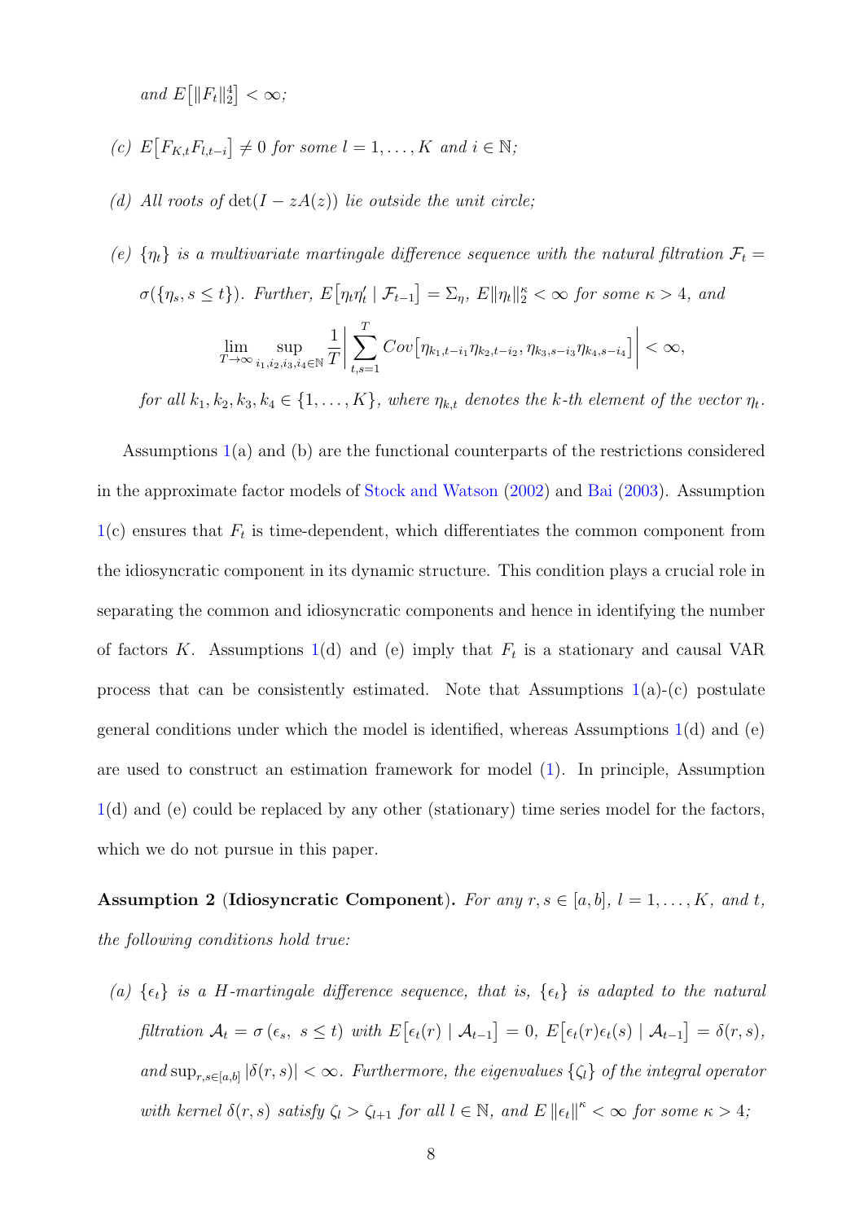*and* $E\big[\|F_t\|_2^4\big] < \infty$*;*

*(c)* $E\big[F_{K,t}F_{l,t-i}\big] \neq 0$ *for some* $l = 1, \ldots, K$ *and* $i \in \mathbb{N}$*;*

*(d) All roots of* $\det(I - zA(z))$ *lie outside the unit circle;*

*(e)* $\{\eta_t\}$ *is a multivariate martingale difference sequence with the natural filtration* $\mathcal{F}_t = \sigma(\{\eta_s, s \le t\})$*. Further,* $E\big[\eta_t\eta_t' \mid \mathcal{F}_{t-1}\big] = \Sigma_\eta$*,* $E\|\eta_t\|_2^\kappa < \infty$ *for some* $\kappa > 4$*, and*

$$\lim_{T\to\infty} \sup_{i_1,i_2,i_3,i_4\in\mathbb{N}} \frac{1}{T}\left|\sum_{t,s=1}^{T} Cov\big[\eta_{k_1,t-i_1}\eta_{k_2,t-i_2}, \eta_{k_3,s-i_3}\eta_{k_4,s-i_4}\big]\right| < \infty,$$

*for all* $k_1, k_2, k_3, k_4 \in \{1, \ldots, K\}$*, where* $\eta_{k,t}$ *denotes the* $k$*-th element of the vector* $\eta_t$*.*

Assumptions 1(a) and (b) are the functional counterparts of the restrictions considered in the approximate factor models of Stock and Watson (2002) and Bai (2003). Assumption 1(c) ensures that $F_t$ is time-dependent, which differentiates the common component from the idiosyncratic component in its dynamic structure. This condition plays a crucial role in separating the common and idiosyncratic components and hence in identifying the number of factors $K$. Assumptions 1(d) and (e) imply that $F_t$ is a stationary and causal VAR process that can be consistently estimated. Note that Assumptions 1(a)-(c) postulate general conditions under which the model is identified, whereas Assumptions 1(d) and (e) are used to construct an estimation framework for model (1). In principle, Assumption 1(d) and (e) could be replaced by any other (stationary) time series model for the factors, which we do not pursue in this paper.

**Assumption 2** (**Idiosyncratic Component**)**.** *For any* $r, s \in [a, b]$*,* $l = 1, \ldots, K$*, and* $t$*, the following conditions hold true:*

*(a)* $\{\epsilon_t\}$ *is a H-martingale difference sequence, that is,* $\{\epsilon_t\}$ *is adapted to the natural filtration* $\mathcal{A}_t = \sigma(\epsilon_s,\ s \le t)$ *with* $E\big[\epsilon_t(r) \mid \mathcal{A}_{t-1}\big] = 0$*,* $E\big[\epsilon_t(r)\epsilon_t(s) \mid \mathcal{A}_{t-1}\big] = \delta(r, s)$*, and* $\sup_{r,s\in[a,b]} |\delta(r, s)| < \infty$*. Furthermore, the eigenvalues* $\{\zeta_l\}$ *of the integral operator with kernel* $\delta(r, s)$ *satisfy* $\zeta_l > \zeta_{l+1}$ *for all* $l \in \mathbb{N}$*, and* $E\|\epsilon_t\|^\kappa < \infty$ *for some* $\kappa > 4$*;*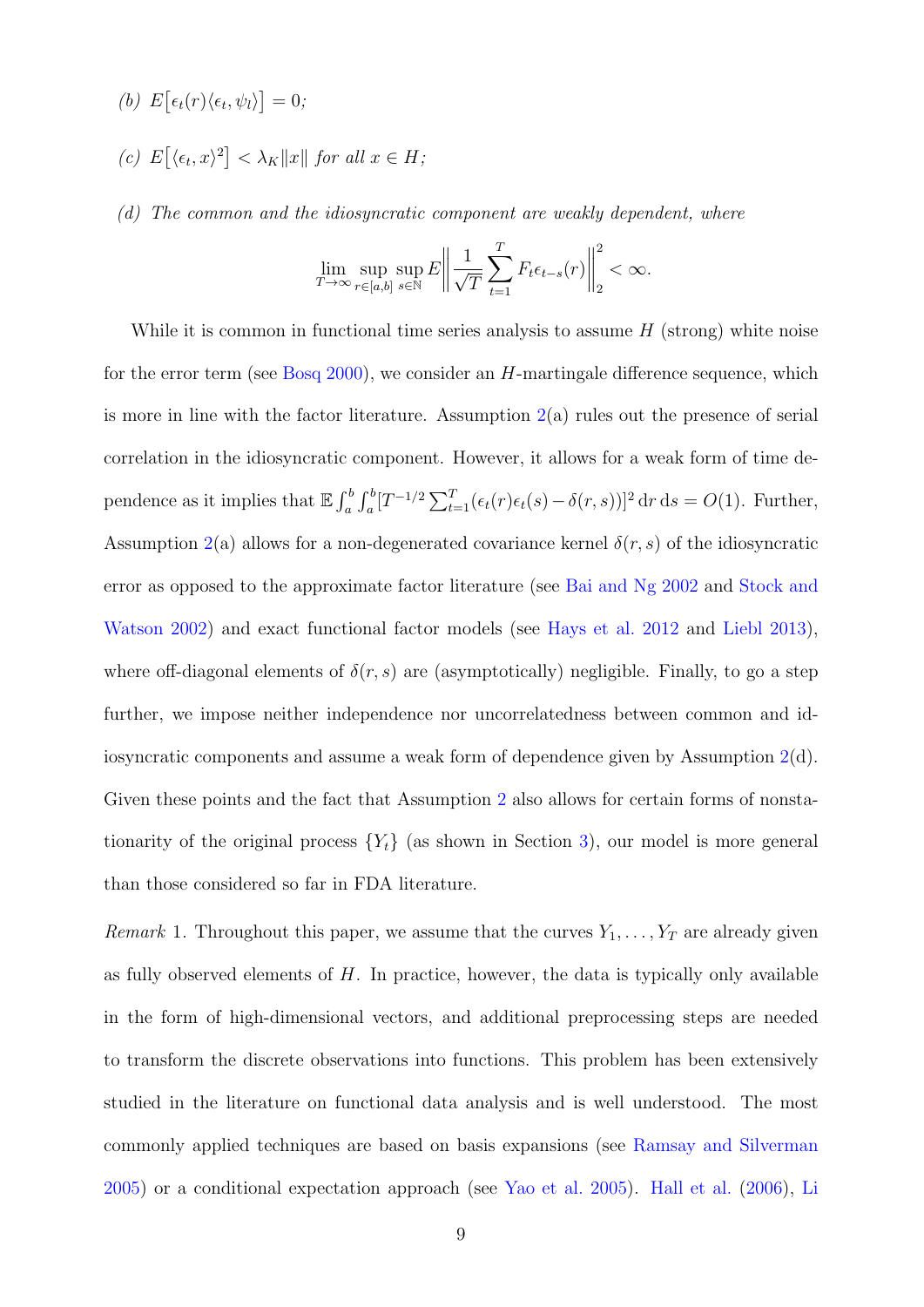*(b)* $E\big[\epsilon_t(r)\langle \epsilon_t, \psi_l\rangle\big] = 0$;

*(c)* $E\big[\langle \epsilon_t, x\rangle^2\big] < \lambda_K \|x\|$ *for all* $x \in H$;

*(d) The common and the idiosyncratic component are weakly dependent, where*

$$\lim_{T\to\infty} \sup_{r\in[a,b]} \sup_{s\in\mathbb{N}} E\left\| \frac{1}{\sqrt{T}} \sum_{t=1}^{T} F_t \epsilon_{t-s}(r) \right\|_2^2 < \infty.$$

While it is common in functional time series analysis to assume $H$ (strong) white noise for the error term (see Bosq 2000), we consider an $H$-martingale difference sequence, which is more in line with the factor literature. Assumption 2(a) rules out the presence of serial correlation in the idiosyncratic component. However, it allows for a weak form of time dependence as it implies that $\mathbb{E}\int_a^b\int_a^b [T^{-1/2}\sum_{t=1}^{T}(\epsilon_t(r)\epsilon_t(s) - \delta(r,s))]^2 \,\mathrm{d}r\,\mathrm{d}s = O(1)$. Further, Assumption 2(a) allows for a non-degenerated covariance kernel $\delta(r,s)$ of the idiosyncratic error as opposed to the approximate factor literature (see Bai and Ng 2002 and Stock and Watson 2002) and exact functional factor models (see Hays et al. 2012 and Liebl 2013), where off-diagonal elements of $\delta(r,s)$ are (asymptotically) negligible. Finally, to go a step further, we impose neither independence nor uncorrelatedness between common and idiosyncratic components and assume a weak form of dependence given by Assumption 2(d). Given these points and the fact that Assumption 2 also allows for certain forms of nonstationarity of the original process $\{Y_t\}$ (as shown in Section 3), our model is more general than those considered so far in FDA literature.

*Remark* 1. Throughout this paper, we assume that the curves $Y_1, \ldots, Y_T$ are already given as fully observed elements of $H$. In practice, however, the data is typically only available in the form of high-dimensional vectors, and additional preprocessing steps are needed to transform the discrete observations into functions. This problem has been extensively studied in the literature on functional data analysis and is well understood. The most commonly applied techniques are based on basis expansions (see Ramsay and Silverman 2005) or a conditional expectation approach (see Yao et al. 2005). Hall et al. (2006), Li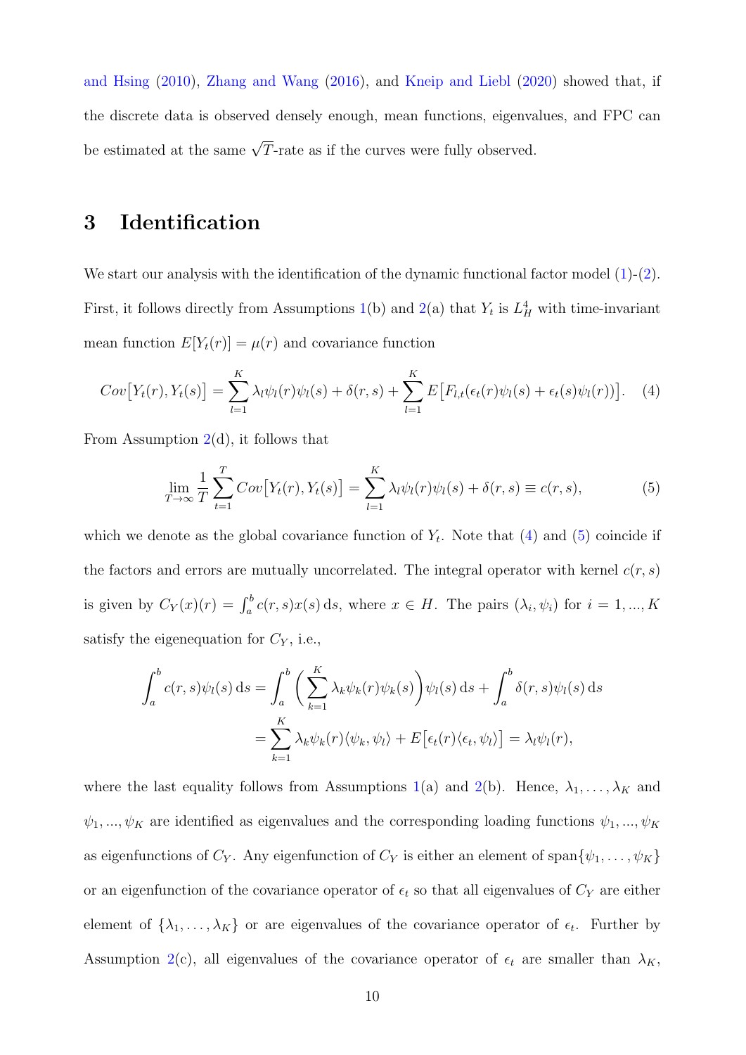and Hsing (2010), Zhang and Wang (2016), and Kneip and Liebl (2020) showed that, if the discrete data is observed densely enough, mean functions, eigenvalues, and FPC can be estimated at the same $\sqrt{T}$-rate as if the curves were fully observed.

# 3 Identification

We start our analysis with the identification of the dynamic functional factor model (1)-(2). First, it follows directly from Assumptions 1(b) and 2(a) that $Y_t$ is $L_H^4$ with time-invariant mean function $E[Y_t(r)] = \mu(r)$ and covariance function

$$Cov\big[Y_t(r), Y_t(s)\big] = \sum_{l=1}^{K} \lambda_l \psi_l(r)\psi_l(s) + \delta(r,s) + \sum_{l=1}^{K} E\big[F_{l,t}(\epsilon_t(r)\psi_l(s) + \epsilon_t(s)\psi_l(r))\big]. \quad (4)$$

From Assumption 2(d), it follows that

$$\lim_{T\to\infty} \frac{1}{T}\sum_{t=1}^{T} Cov\big[Y_t(r), Y_t(s)\big] = \sum_{l=1}^{K} \lambda_l \psi_l(r)\psi_l(s) + \delta(r,s) \equiv c(r,s), \quad (5)$$

which we denote as the global covariance function of $Y_t$. Note that (4) and (5) coincide if the factors and errors are mutually uncorrelated. The integral operator with kernel $c(r,s)$ is given by $C_Y(x)(r) = \int_a^b c(r,s)x(s)\,\mathrm{d}s$, where $x \in H$. The pairs $(\lambda_i, \psi_i)$ for $i = 1, ..., K$ satisfy the eigenequation for $C_Y$, i.e.,

$$\begin{aligned}\int_a^b c(r,s)\psi_l(s)\,\mathrm{d}s &= \int_a^b \left(\sum_{k=1}^{K} \lambda_k \psi_k(r)\psi_k(s)\right)\psi_l(s)\,\mathrm{d}s + \int_a^b \delta(r,s)\psi_l(s)\,\mathrm{d}s \\ &= \sum_{k=1}^{K} \lambda_k \psi_k(r)\langle \psi_k, \psi_l\rangle + E\big[\epsilon_t(r)\langle \epsilon_t, \psi_l\rangle\big] = \lambda_l \psi_l(r),\end{aligned}$$

where the last equality follows from Assumptions 1(a) and 2(b). Hence, $\lambda_1, \ldots, \lambda_K$ and $\psi_1, ..., \psi_K$ are identified as eigenvalues and the corresponding loading functions $\psi_1, ..., \psi_K$ as eigenfunctions of $C_Y$. Any eigenfunction of $C_Y$ is either an element of $\mathrm{span}\{\psi_1, \ldots, \psi_K\}$ or an eigenfunction of the covariance operator of $\epsilon_t$ so that all eigenvalues of $C_Y$ are either element of $\{\lambda_1, \ldots, \lambda_K\}$ or are eigenvalues of the covariance operator of $\epsilon_t$. Further by Assumption 2(c), all eigenvalues of the covariance operator of $\epsilon_t$ are smaller than $\lambda_K$,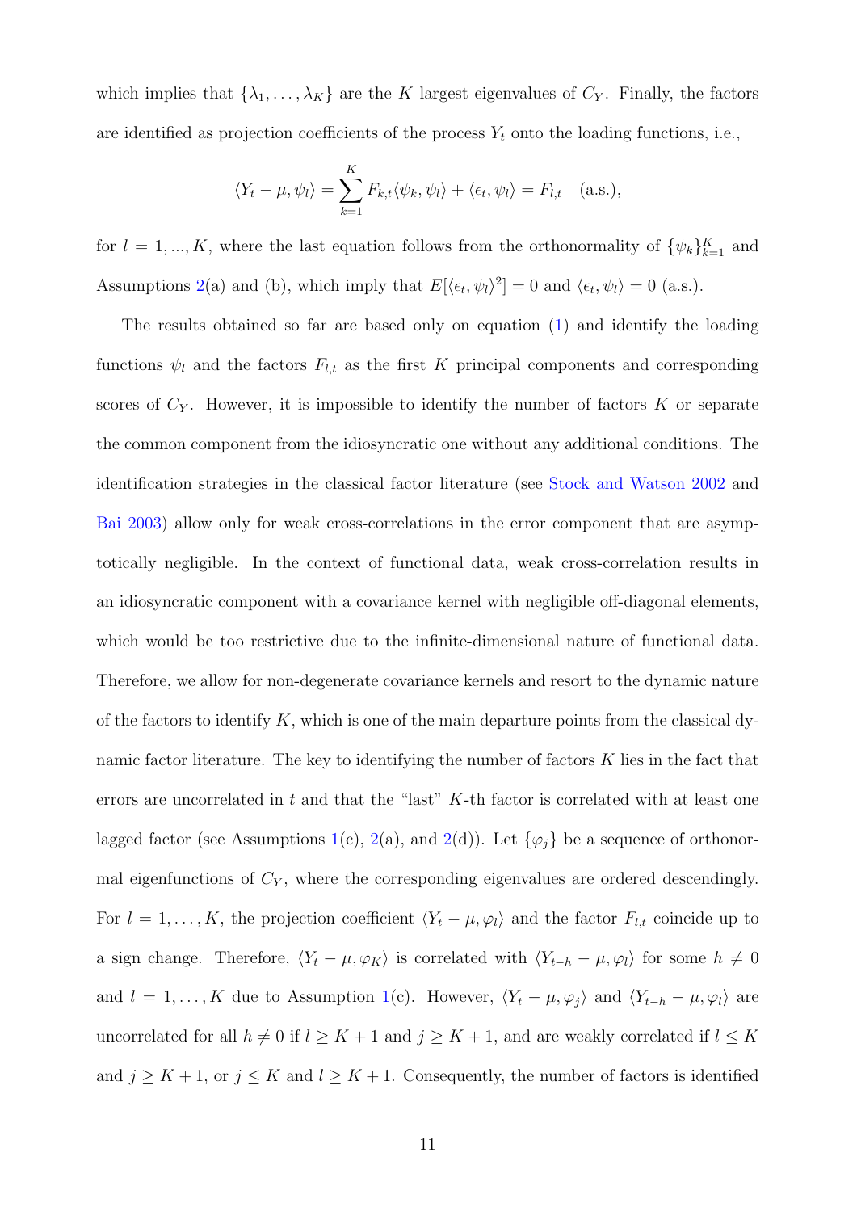which implies that $\{\lambda_1, \ldots, \lambda_K\}$ are the $K$ largest eigenvalues of $C_Y$. Finally, the factors are identified as projection coefficients of the process $Y_t$ onto the loading functions, i.e.,

$$\langle Y_t - \mu, \psi_l \rangle = \sum_{k=1}^{K} F_{k,t} \langle \psi_k, \psi_l \rangle + \langle \epsilon_t, \psi_l \rangle = F_{l,t} \quad \text{(a.s.)},$$

for $l = 1, ..., K$, where the last equation follows from the orthonormality of $\{\psi_k\}_{k=1}^{K}$ and Assumptions 2(a) and (b), which imply that $E[\langle \epsilon_t, \psi_l \rangle^2] = 0$ and $\langle \epsilon_t, \psi_l \rangle = 0$ (a.s.).

The results obtained so far are based only on equation (1) and identify the loading functions $\psi_l$ and the factors $F_{l,t}$ as the first $K$ principal components and corresponding scores of $C_Y$. However, it is impossible to identify the number of factors $K$ or separate the common component from the idiosyncratic one without any additional conditions. The identification strategies in the classical factor literature (see Stock and Watson 2002 and Bai 2003) allow only for weak cross-correlations in the error component that are asymptotically negligible. In the context of functional data, weak cross-correlation results in an idiosyncratic component with a covariance kernel with negligible off-diagonal elements, which would be too restrictive due to the infinite-dimensional nature of functional data. Therefore, we allow for non-degenerate covariance kernels and resort to the dynamic nature of the factors to identify $K$, which is one of the main departure points from the classical dynamic factor literature. The key to identifying the number of factors $K$ lies in the fact that errors are uncorrelated in $t$ and that the "last" $K$-th factor is correlated with at least one lagged factor (see Assumptions 1(c), 2(a), and 2(d)). Let $\{\varphi_j\}$ be a sequence of orthonormal eigenfunctions of $C_Y$, where the corresponding eigenvalues are ordered descendingly. For $l = 1, \ldots, K$, the projection coefficient $\langle Y_t - \mu, \varphi_l \rangle$ and the factor $F_{l,t}$ coincide up to a sign change. Therefore, $\langle Y_t - \mu, \varphi_K \rangle$ is correlated with $\langle Y_{t-h} - \mu, \varphi_l \rangle$ for some $h \neq 0$ and $l = 1, \ldots, K$ due to Assumption 1(c). However, $\langle Y_t - \mu, \varphi_j \rangle$ and $\langle Y_{t-h} - \mu, \varphi_l \rangle$ are uncorrelated for all $h \neq 0$ if $l \geq K + 1$ and $j \geq K + 1$, and are weakly correlated if $l \leq K$ and $j \geq K + 1$, or $j \leq K$ and $l \geq K + 1$. Consequently, the number of factors is identified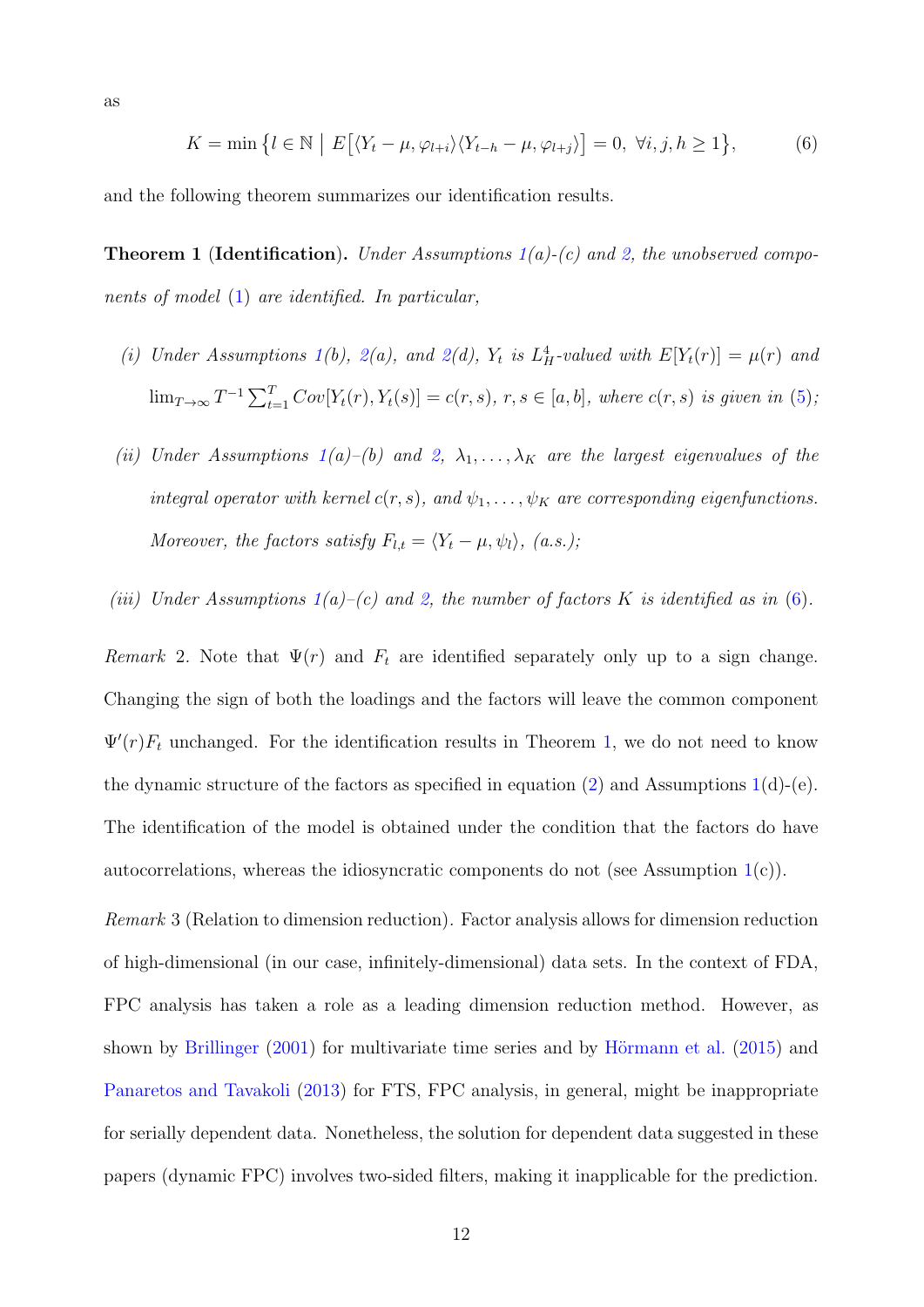as

$$K = \min\big\{l \in \mathbb{N} \;\big|\; E\big[\langle Y_t - \mu, \varphi_{l+i}\rangle\langle Y_{t-h} - \mu, \varphi_{l+j}\rangle\big] = 0,\ \forall i, j, h \geq 1\big\}, \tag{6}$$

and the following theorem summarizes our identification results.

**Theorem 1** **(Identification).** *Under Assumptions 1(a)-(c) and 2, the unobserved components of model (1) are identified. In particular,*

*(i) Under Assumptions 1(b), 2(a), and 2(d), $Y_t$ is $L_H^4$-valued with $E[Y_t(r)] = \mu(r)$ and $\lim_{T\to\infty} T^{-1}\sum_{t=1}^{T} Cov[Y_t(r), Y_t(s)] = c(r, s)$, $r, s \in [a, b]$, where $c(r, s)$ is given in (5);*

*(ii) Under Assumptions 1(a)–(b) and 2, $\lambda_1, \ldots, \lambda_K$ are the largest eigenvalues of the integral operator with kernel $c(r, s)$, and $\psi_1, \ldots, \psi_K$ are corresponding eigenfunctions. Moreover, the factors satisfy $F_{l,t} = \langle Y_t - \mu, \psi_l\rangle$, (a.s.);*

*(iii) Under Assumptions 1(a)–(c) and 2, the number of factors $K$ is identified as in (6).*

*Remark* 2. Note that $\Psi(r)$ and $F_t$ are identified separately only up to a sign change. Changing the sign of both the loadings and the factors will leave the common component $\Psi'(r)F_t$ unchanged. For the identification results in Theorem 1, we do not need to know the dynamic structure of the factors as specified in equation (2) and Assumptions 1(d)-(e). The identification of the model is obtained under the condition that the factors do have autocorrelations, whereas the idiosyncratic components do not (see Assumption 1(c)).

*Remark* 3 (Relation to dimension reduction). Factor analysis allows for dimension reduction of high-dimensional (in our case, infinitely-dimensional) data sets. In the context of FDA, FPC analysis has taken a role as a leading dimension reduction method. However, as shown by Brillinger (2001) for multivariate time series and by Hörmann et al. (2015) and Panaretos and Tavakoli (2013) for FTS, FPC analysis, in general, might be inappropriate for serially dependent data. Nonetheless, the solution for dependent data suggested in these papers (dynamic FPC) involves two-sided filters, making it inapplicable for the prediction.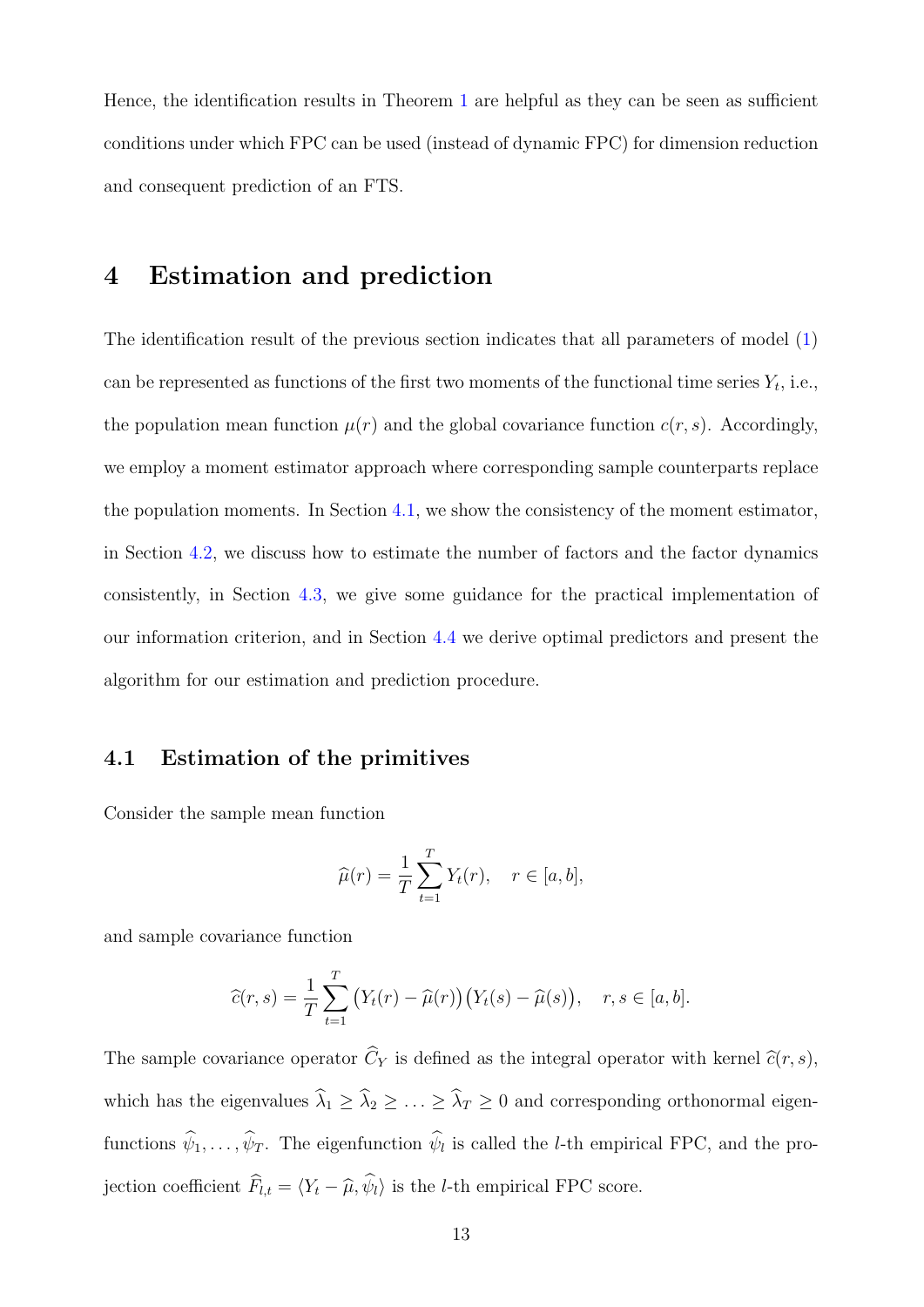Hence, the identification results in Theorem 1 are helpful as they can be seen as sufficient conditions under which FPC can be used (instead of dynamic FPC) for dimension reduction and consequent prediction of an FTS.

# 4 Estimation and prediction

The identification result of the previous section indicates that all parameters of model (1) can be represented as functions of the first two moments of the functional time series $Y_t$, i.e., the population mean function $\mu(r)$ and the global covariance function $c(r,s)$. Accordingly, we employ a moment estimator approach where corresponding sample counterparts replace the population moments. In Section 4.1, we show the consistency of the moment estimator, in Section 4.2, we discuss how to estimate the number of factors and the factor dynamics consistently, in Section 4.3, we give some guidance for the practical implementation of our information criterion, and in Section 4.4 we derive optimal predictors and present the algorithm for our estimation and prediction procedure.

## 4.1 Estimation of the primitives

Consider the sample mean function

$$\widehat{\mu}(r) = \frac{1}{T}\sum_{t=1}^{T} Y_t(r), \quad r \in [a,b],$$

and sample covariance function

$$\widehat{c}(r,s) = \frac{1}{T}\sum_{t=1}^{T} \big(Y_t(r) - \widehat{\mu}(r)\big)\big(Y_t(s) - \widehat{\mu}(s)\big), \quad r,s \in [a,b].$$

The sample covariance operator $\widehat{C}_Y$ is defined as the integral operator with kernel $\widehat{c}(r,s)$, which has the eigenvalues $\widehat{\lambda}_1 \geq \widehat{\lambda}_2 \geq \ldots \geq \widehat{\lambda}_T \geq 0$ and corresponding orthonormal eigenfunctions $\widehat{\psi}_1, \ldots, \widehat{\psi}_T$. The eigenfunction $\widehat{\psi}_l$ is called the $l$-th empirical FPC, and the projection coefficient $\widehat{F}_{l,t} = \langle Y_t - \widehat{\mu}, \widehat{\psi}_l \rangle$ is the $l$-th empirical FPC score.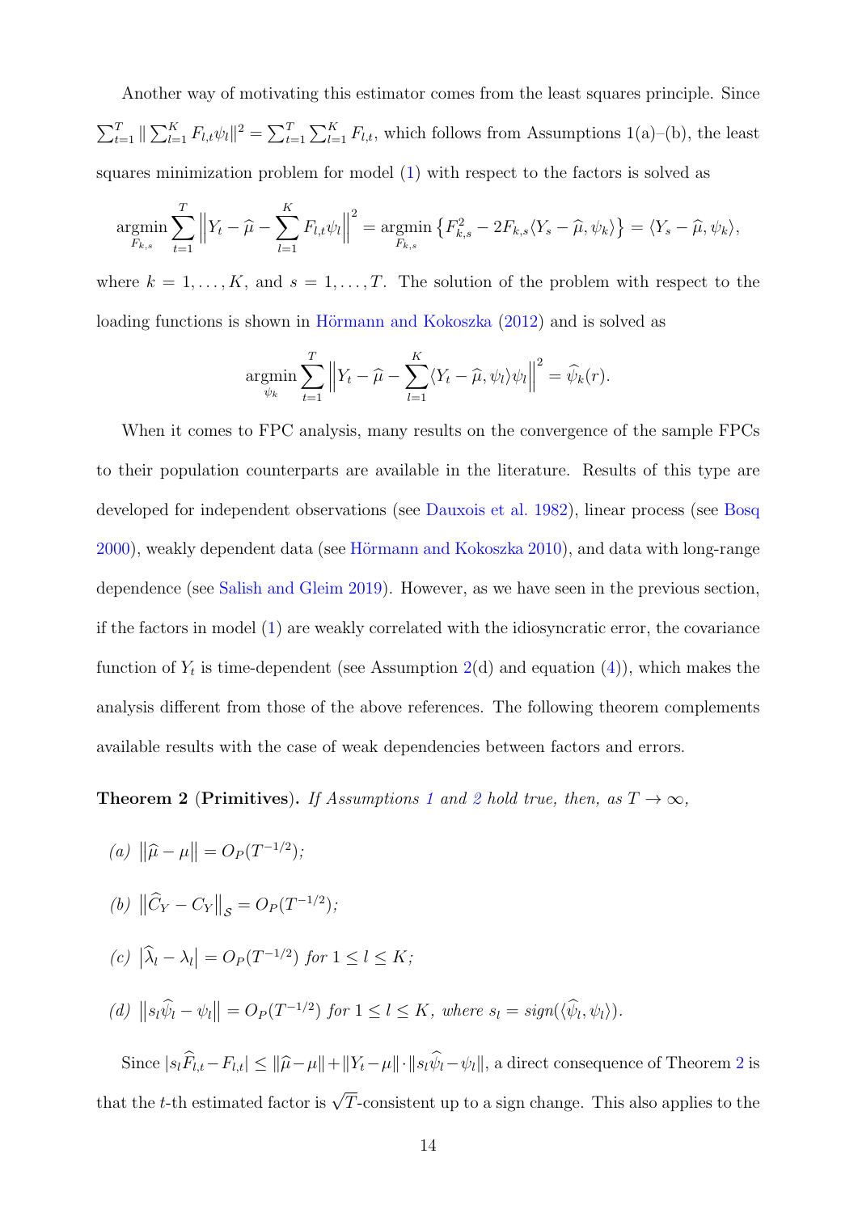Another way of motivating this estimator comes from the least squares principle. Since $\sum_{t=1}^{T} \| \sum_{l=1}^{K} F_{l,t}\psi_l\|^2 = \sum_{t=1}^{T}\sum_{l=1}^{K} F_{l,t}$, which follows from Assumptions 1(a)–(b), the least squares minimization problem for model (1) with respect to the factors is solved as

$$\underset{F_{k,s}}{\operatorname{argmin}} \sum_{t=1}^{T} \Big\| Y_t - \widehat{\mu} - \sum_{l=1}^{K} F_{l,t}\psi_l \Big\|^2 = \underset{F_{k,s}}{\operatorname{argmin}} \left\{ F_{k,s}^2 - 2F_{k,s}\langle Y_s - \widehat{\mu}, \psi_k\rangle \right\} = \langle Y_s - \widehat{\mu}, \psi_k\rangle,$$

where $k = 1, \ldots, K$, and $s = 1, \ldots, T$. The solution of the problem with respect to the loading functions is shown in Hörmann and Kokoszka (2012) and is solved as

$$\underset{\psi_k}{\operatorname{argmin}} \sum_{t=1}^{T} \Big\| Y_t - \widehat{\mu} - \sum_{l=1}^{K} \langle Y_t - \widehat{\mu}, \psi_l\rangle \psi_l \Big\|^2 = \widehat{\psi}_k(r).$$

When it comes to FPC analysis, many results on the convergence of the sample FPCs to their population counterparts are available in the literature. Results of this type are developed for independent observations (see Dauxois et al. 1982), linear process (see Bosq 2000), weakly dependent data (see Hörmann and Kokoszka 2010), and data with long-range dependence (see Salish and Gleim 2019). However, as we have seen in the previous section, if the factors in model (1) are weakly correlated with the idiosyncratic error, the covariance function of $Y_t$ is time-dependent (see Assumption 2(d) and equation (4)), which makes the analysis different from those of the above references. The following theorem complements available results with the case of weak dependencies between factors and errors.

**Theorem 2 (Primitives).** *If Assumptions 1 and 2 hold true, then, as $T \to \infty$,*

*(a)* $\|\widehat{\mu} - \mu\| = O_P(T^{-1/2})$;

*(b)* $\|\widehat{C}_Y - C_Y\|_{\mathcal{S}} = O_P(T^{-1/2})$;

*(c)* $|\widehat{\lambda}_l - \lambda_l| = O_P(T^{-1/2})$ *for* $1 \leq l \leq K$;

*(d)* $\|s_l\widehat{\psi}_l - \psi_l\| = O_P(T^{-1/2})$ *for* $1 \leq l \leq K$, *where* $s_l = \mathrm{sign}(\langle \widehat{\psi}_l, \psi_l\rangle)$.

Since $|s_l\widehat{F}_{l,t} - F_{l,t}| \leq \|\widehat{\mu} - \mu\| + \|Y_t - \mu\| \cdot \|s_l\widehat{\psi}_l - \psi_l\|$, a direct consequence of Theorem 2 is that the $t$-th estimated factor is $\sqrt{T}$-consistent up to a sign change. This also applies to the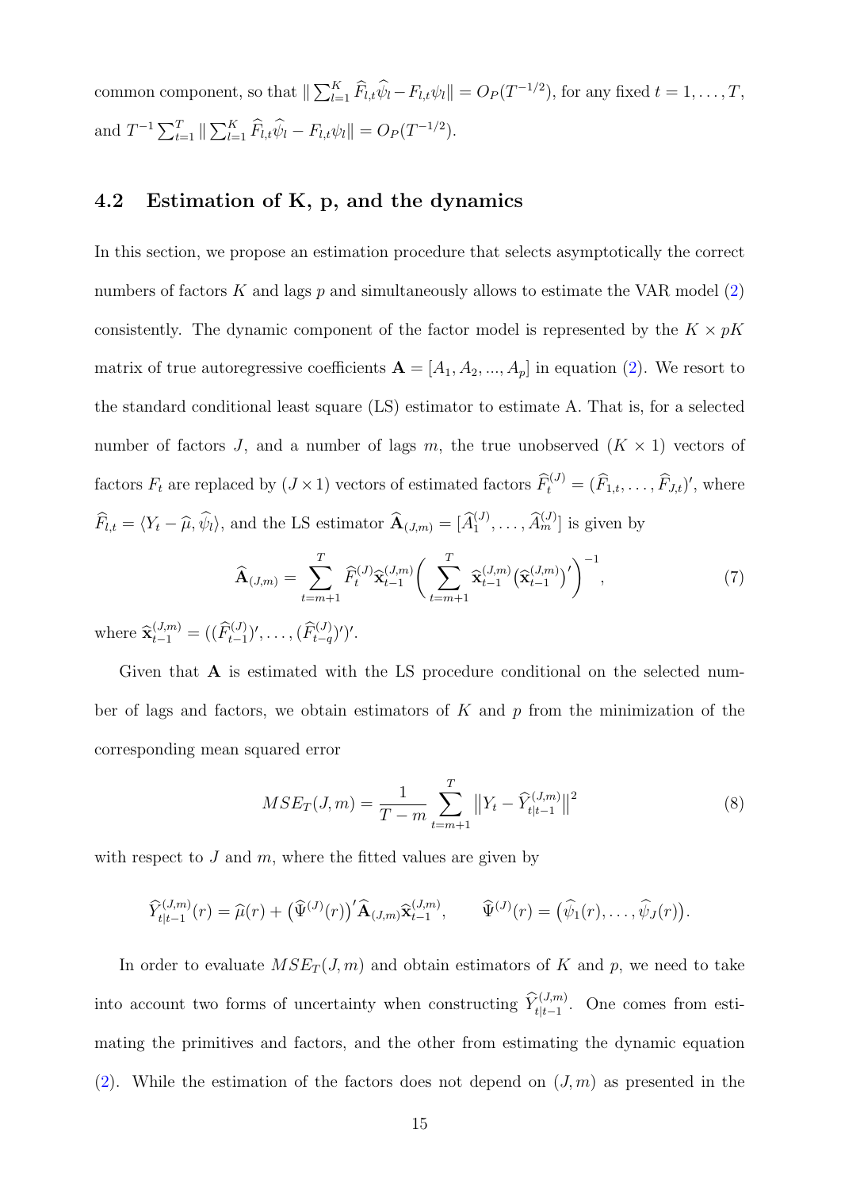common component, so that $\| \sum_{l=1}^{K} \widehat{F}_{l,t}\widehat{\psi}_l - F_{l,t}\psi_l \| = O_P(T^{-1/2})$, for any fixed $t = 1, \ldots, T$, and $T^{-1}\sum_{t=1}^{T} \| \sum_{l=1}^{K} \widehat{F}_{l,t}\widehat{\psi}_l - F_{l,t}\psi_l \| = O_P(T^{-1/2})$.

## 4.2 Estimation of K, p, and the dynamics

In this section, we propose an estimation procedure that selects asymptotically the correct numbers of factors $K$ and lags $p$ and simultaneously allows to estimate the VAR model (2) consistently. The dynamic component of the factor model is represented by the $K \times pK$ matrix of true autoregressive coefficients $\mathbf{A} = [A_1, A_2, ..., A_p]$ in equation (2). We resort to the standard conditional least square (LS) estimator to estimate A. That is, for a selected number of factors $J$, and a number of lags $m$, the true unobserved $(K \times 1)$ vectors of factors $F_t$ are replaced by $(J \times 1)$ vectors of estimated factors $\widehat{F}_t^{(J)} = (\widehat{F}_{1,t}, \ldots, \widehat{F}_{J,t})'$, where $\widehat{F}_{l,t} = \langle Y_t - \widehat{\mu}, \widehat{\psi}_l \rangle$, and the LS estimator $\widehat{\mathbf{A}}_{(J,m)} = [\widehat{A}_1^{(J)}, \ldots, \widehat{A}_m^{(J)}]$ is given by

$$\widehat{\mathbf{A}}_{(J,m)} = \sum_{t=m+1}^{T} \widehat{F}_t^{(J)} \widehat{\mathbf{x}}_{t-1}^{(J,m)} \bigg( \sum_{t=m+1}^{T} \widehat{\mathbf{x}}_{t-1}^{(J,m)} \big(\widehat{\mathbf{x}}_{t-1}^{(J,m)}\big)' \bigg)^{-1}, \tag{7}$$

where $\widehat{\mathbf{x}}_{t-1}^{(J,m)} = ((\widehat{F}_{t-1}^{(J)})', \ldots, (\widehat{F}_{t-q}^{(J)})')'$.

Given that $\mathbf{A}$ is estimated with the LS procedure conditional on the selected number of lags and factors, we obtain estimators of $K$ and $p$ from the minimization of the corresponding mean squared error

$$MSE_T(J, m) = \frac{1}{T - m} \sum_{t=m+1}^{T} \big\| Y_t - \widehat{Y}_{t|t-1}^{(J,m)} \big\|^2 \tag{8}$$

with respect to $J$ and $m$, where the fitted values are given by

$$\widehat{Y}_{t|t-1}^{(J,m)}(r) = \widehat{\mu}(r) + \big(\widehat{\Psi}^{(J)}(r)\big)' \widehat{\mathbf{A}}_{(J,m)} \widehat{\mathbf{x}}_{t-1}^{(J,m)}, \qquad \widehat{\Psi}^{(J)}(r) = \big(\widehat{\psi}_1(r), \ldots, \widehat{\psi}_J(r)\big).$$

In order to evaluate $MSE_T(J, m)$ and obtain estimators of $K$ and $p$, we need to take into account two forms of uncertainty when constructing $\widehat{Y}_{t|t-1}^{(J,m)}$. One comes from estimating the primitives and factors, and the other from estimating the dynamic equation (2). While the estimation of the factors does not depend on $(J, m)$ as presented in the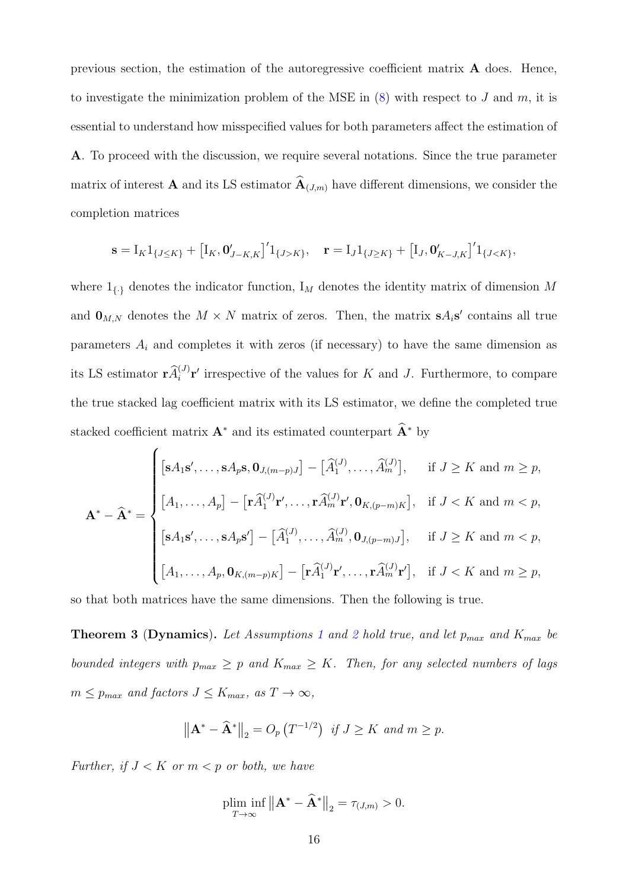previous section, the estimation of the autoregressive coefficient matrix $\mathbf{A}$ does. Hence, to investigate the minimization problem of the MSE in (8) with respect to $J$ and $m$, it is essential to understand how misspecified values for both parameters affect the estimation of $\mathbf{A}$. To proceed with the discussion, we require several notations. Since the true parameter matrix of interest $\mathbf{A}$ and its LS estimator $\widehat{\mathbf{A}}_{(J,m)}$ have different dimensions, we consider the completion matrices

$$\mathbf{s} = \mathrm{I}_K 1_{\{J \leq K\}} + \left[\mathrm{I}_K, \mathbf{0}'_{J-K,K}\right]' 1_{\{J > K\}}, \quad \mathbf{r} = \mathrm{I}_J 1_{\{J \geq K\}} + \left[\mathrm{I}_J, \mathbf{0}'_{K-J,K}\right]' 1_{\{J < K\}},$$

where $1_{\{\cdot\}}$ denotes the indicator function, $\mathrm{I}_M$ denotes the identity matrix of dimension $M$ and $\mathbf{0}_{M,N}$ denotes the $M \times N$ matrix of zeros. Then, the matrix $\mathbf{s}A_i\mathbf{s}'$ contains all true parameters $A_i$ and completes it with zeros (if necessary) to have the same dimension as its LS estimator $\mathbf{r}\widehat{A}_i^{(J)}\mathbf{r}'$ irrespective of the values for $K$ and $J$. Furthermore, to compare the true stacked lag coefficient matrix with its LS estimator, we define the completed true stacked coefficient matrix $\mathbf{A}^*$ and its estimated counterpart $\widehat{\mathbf{A}}^*$ by

$$\mathbf{A}^* - \widehat{\mathbf{A}}^* = \begin{cases} \left[\mathbf{s}A_1\mathbf{s}', \ldots, \mathbf{s}A_p\mathbf{s}, \mathbf{0}_{J,(m-p)J}\right] - \left[\widehat{A}_1^{(J)}, \ldots, \widehat{A}_m^{(J)}\right], & \text{if } J \geq K \text{ and } m \geq p, \\ \left[A_1, \ldots, A_p\right] - \left[\mathbf{r}\widehat{A}_1^{(J)}\mathbf{r}', \ldots, \mathbf{r}\widehat{A}_m^{(J)}\mathbf{r}', \mathbf{0}_{K,(p-m)K}\right], & \text{if } J < K \text{ and } m < p, \\ \left[\mathbf{s}A_1\mathbf{s}', \ldots, \mathbf{s}A_p\mathbf{s}'\right] - \left[\widehat{A}_1^{(J)}, \ldots, \widehat{A}_m^{(J)}, \mathbf{0}_{J,(p-m)J}\right], & \text{if } J \geq K \text{ and } m < p, \\ \left[A_1, \ldots, A_p, \mathbf{0}_{K,(m-p)K}\right] - \left[\mathbf{r}\widehat{A}_1^{(J)}\mathbf{r}', \ldots, \mathbf{r}\widehat{A}_m^{(J)}\mathbf{r}'\right], & \text{if } J < K \text{ and } m \geq p, \end{cases}$$

so that both matrices have the same dimensions. Then the following is true.

**Theorem 3 (Dynamics).** *Let Assumptions 1 and 2 hold true, and let $p_{max}$ and $K_{max}$ be bounded integers with $p_{max} \geq p$ and $K_{max} \geq K$. Then, for any selected numbers of lags $m \leq p_{max}$ and factors $J \leq K_{max}$, as $T \to \infty$,*

$$\left\|\mathbf{A}^* - \widehat{\mathbf{A}}^*\right\|_2 = O_p\left(T^{-1/2}\right) \text{ if } J \geq K \text{ and } m \geq p.$$

*Further, if $J < K$ or $m < p$ or both, we have*

$$\operatorname*{plim\,inf}_{T \to \infty} \left\|\mathbf{A}^* - \widehat{\mathbf{A}}^*\right\|_2 = \tau_{(J,m)} > 0.$$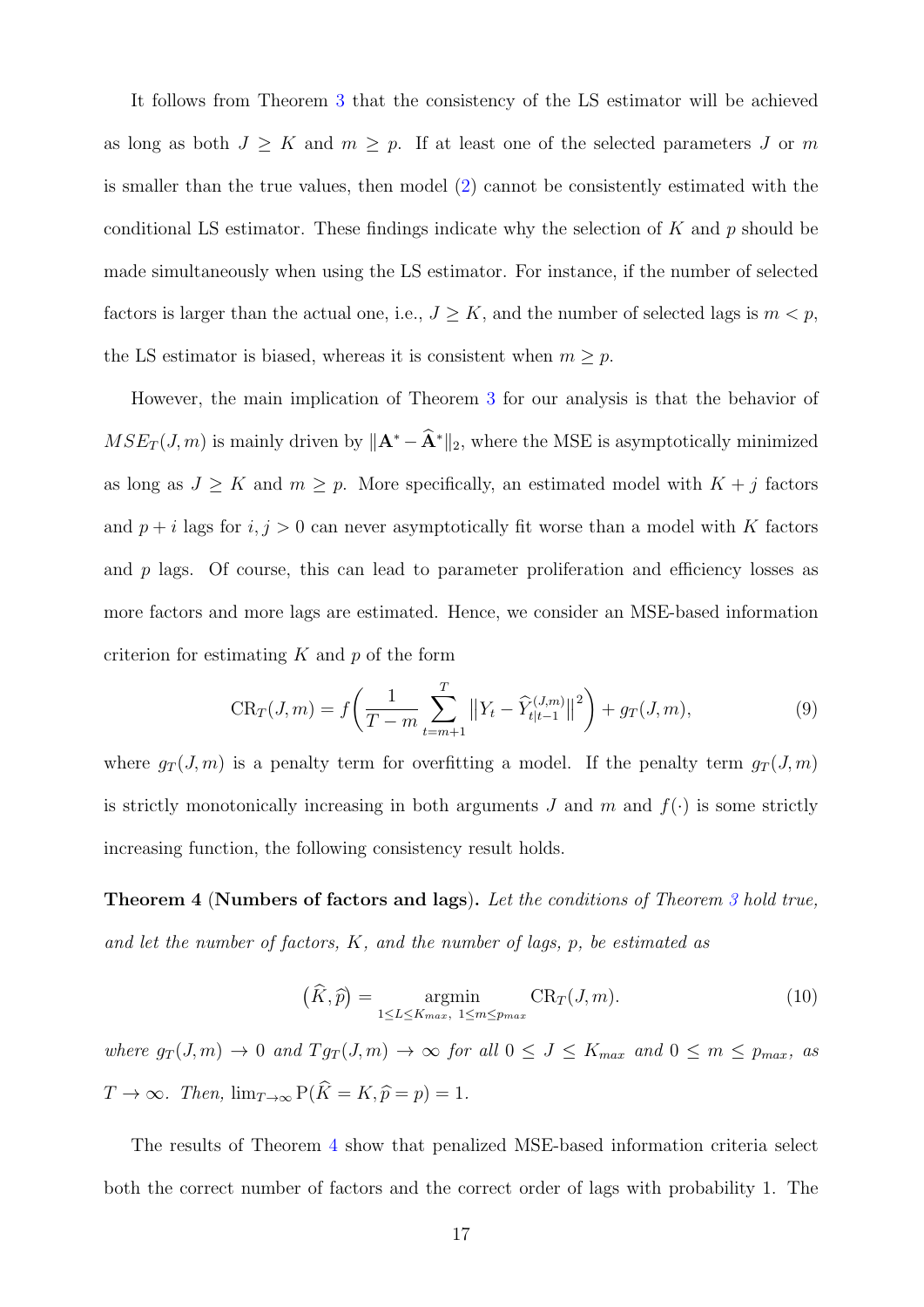It follows from Theorem 3 that the consistency of the LS estimator will be achieved as long as both $J \geq K$ and $m \geq p$. If at least one of the selected parameters $J$ or $m$ is smaller than the true values, then model (2) cannot be consistently estimated with the conditional LS estimator. These findings indicate why the selection of $K$ and $p$ should be made simultaneously when using the LS estimator. For instance, if the number of selected factors is larger than the actual one, i.e., $J \geq K$, and the number of selected lags is $m < p$, the LS estimator is biased, whereas it is consistent when $m \geq p$.

However, the main implication of Theorem 3 for our analysis is that the behavior of $MSE_T(J, m)$ is mainly driven by $\|\mathbf{A}^* - \widehat{\mathbf{A}}^*\|_2$, where the MSE is asymptotically minimized as long as $J \geq K$ and $m \geq p$. More specifically, an estimated model with $K + j$ factors and $p + i$ lags for $i, j > 0$ can never asymptotically fit worse than a model with $K$ factors and $p$ lags. Of course, this can lead to parameter proliferation and efficiency losses as more factors and more lags are estimated. Hence, we consider an MSE-based information criterion for estimating $K$ and $p$ of the form

$$\mathrm{CR}_T(J, m) = f\left(\frac{1}{T - m}\sum_{t=m+1}^{T}\left\|Y_t - \widehat{Y}_{t|t-1}^{(J,m)}\right\|^2\right) + g_T(J, m), \tag{9}$$

where $g_T(J, m)$ is a penalty term for overfitting a model. If the penalty term $g_T(J, m)$ is strictly monotonically increasing in both arguments $J$ and $m$ and $f(\cdot)$ is some strictly increasing function, the following consistency result holds.

**Theorem 4** (**Numbers of factors and lags**). *Let the conditions of Theorem 3 hold true, and let the number of factors, $K$, and the number of lags, $p$, be estimated as*

$$\left(\widehat{K}, \widehat{p}\right) = \underset{1 \leq L \leq K_{max},\ 1 \leq m \leq p_{max}}{\mathrm{argmin}} \mathrm{CR}_T(J, m). \tag{10}$$

*where $g_T(J, m) \to 0$ and $Tg_T(J, m) \to \infty$ for all $0 \leq J \leq K_{max}$ and $0 \leq m \leq p_{max}$, as $T \to \infty$. Then, $\lim_{T\to\infty} \mathrm{P}(\widehat{K} = K, \widehat{p} = p) = 1$.*

The results of Theorem 4 show that penalized MSE-based information criteria select both the correct number of factors and the correct order of lags with probability 1. The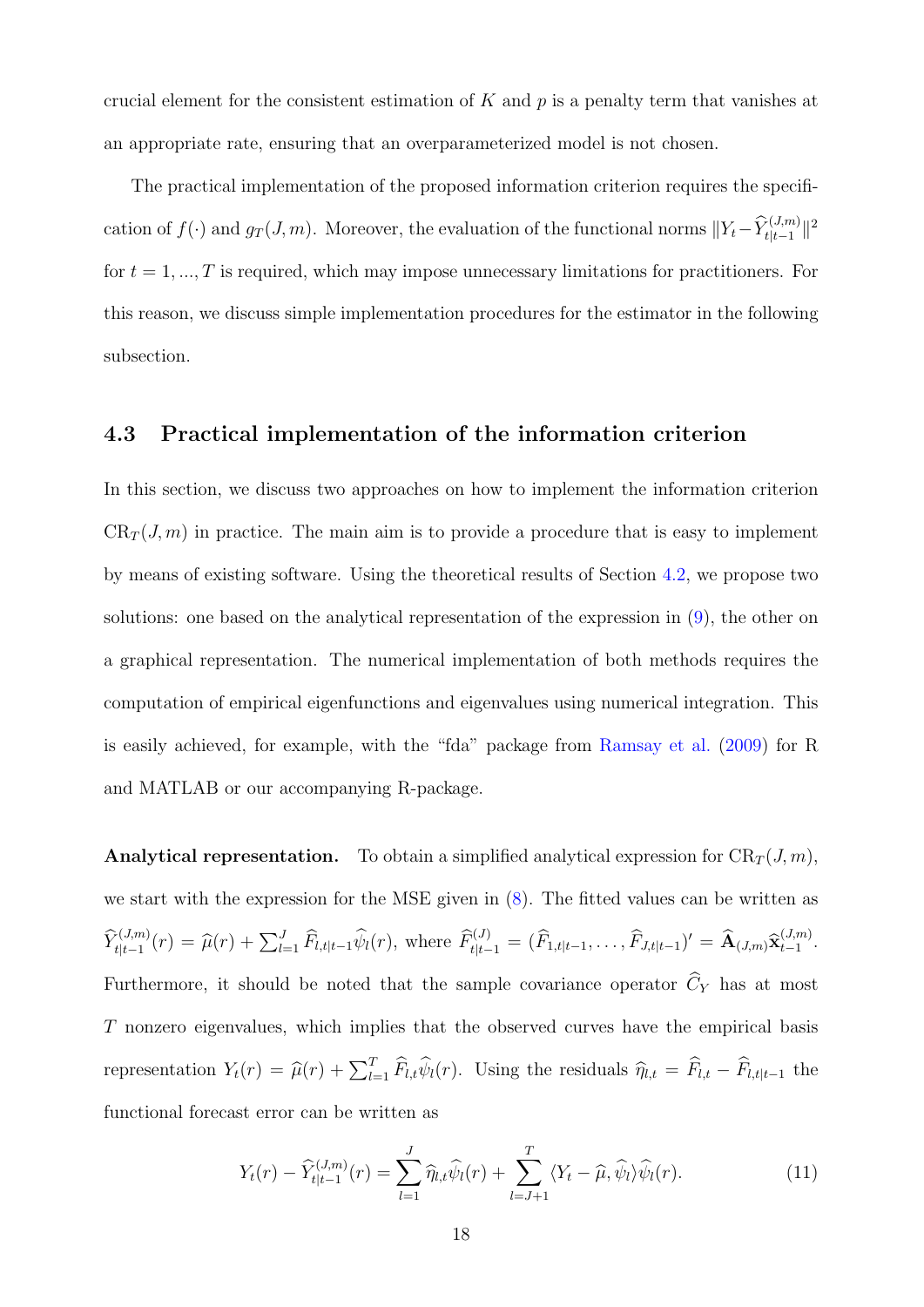crucial element for the consistent estimation of $K$ and $p$ is a penalty term that vanishes at an appropriate rate, ensuring that an overparameterized model is not chosen.

The practical implementation of the proposed information criterion requires the specification of $f(\cdot)$ and $g_T(J,m)$. Moreover, the evaluation of the functional norms $\|Y_t - \widehat{Y}_{t|t-1}^{(J,m)}\|^2$ for $t = 1, ..., T$ is required, which may impose unnecessary limitations for practitioners. For this reason, we discuss simple implementation procedures for the estimator in the following subsection.

### 4.3 Practical implementation of the information criterion

In this section, we discuss two approaches on how to implement the information criterion $\mathrm{CR}_T(J,m)$ in practice. The main aim is to provide a procedure that is easy to implement by means of existing software. Using the theoretical results of Section 4.2, we propose two solutions: one based on the analytical representation of the expression in (9), the other on a graphical representation. The numerical implementation of both methods requires the computation of empirical eigenfunctions and eigenvalues using numerical integration. This is easily achieved, for example, with the "fda" package from Ramsay et al. (2009) for R and MATLAB or our accompanying R-package.

**Analytical representation.** To obtain a simplified analytical expression for $\mathrm{CR}_T(J,m)$, we start with the expression for the MSE given in (8). The fitted values can be written as $\widehat{Y}_{t|t-1}^{(J,m)}(r) = \widehat{\mu}(r) + \sum_{l=1}^{J} \widehat{F}_{l,t|t-1}\widehat{\psi}_l(r)$, where $\widehat{F}_{t|t-1}^{(J)} = (\widehat{F}_{1,t|t-1}, \dots, \widehat{F}_{J,t|t-1})' = \widehat{\mathbf{A}}_{(J,m)}\widehat{\mathbf{x}}_{t-1}^{(J,m)}$. Furthermore, it should be noted that the sample covariance operator $\widehat{C}_Y$ has at most $T$ nonzero eigenvalues, which implies that the observed curves have the empirical basis representation $Y_t(r) = \widehat{\mu}(r) + \sum_{l=1}^{T} \widehat{F}_{l,t}\widehat{\psi}_l(r)$. Using the residuals $\widehat{\eta}_{l,t} = \widehat{F}_{l,t} - \widehat{F}_{l,t|t-1}$ the functional forecast error can be written as

$$Y_t(r) - \widehat{Y}_{t|t-1}^{(J,m)}(r) = \sum_{l=1}^{J} \widehat{\eta}_{l,t}\widehat{\psi}_l(r) + \sum_{l=J+1}^{T} \langle Y_t - \widehat{\mu}, \widehat{\psi}_l \rangle \widehat{\psi}_l(r). \tag{11}$$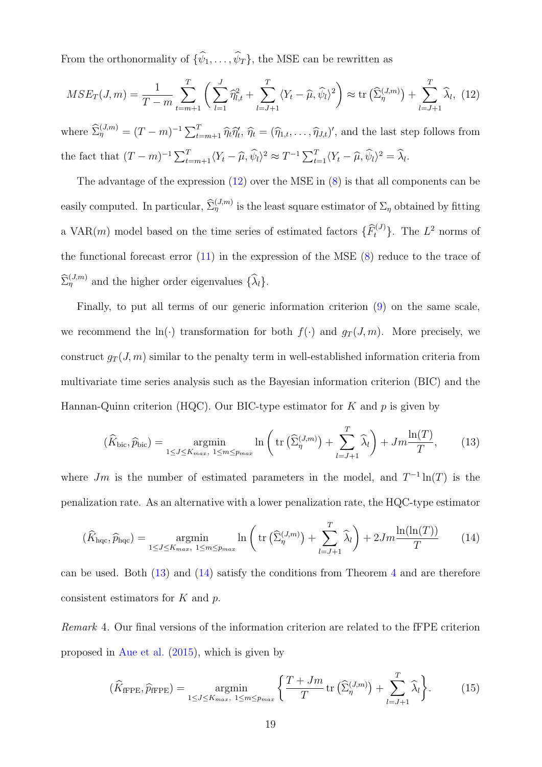From the orthonormality of $\{\widehat{\psi}_1, \ldots, \widehat{\psi}_T\}$, the MSE can be rewritten as

$$MSE_T(J,m) = \frac{1}{T-m} \sum_{t=m+1}^{T} \left( \sum_{l=1}^{J} \widehat{\eta}_{l,t}^2 + \sum_{l=J+1}^{T} \langle Y_t - \widehat{\mu}, \widehat{\psi}_l \rangle^2 \right) \approx \operatorname{tr}\left(\widehat{\Sigma}_\eta^{(J,m)}\right) + \sum_{l=J+1}^{T} \widehat{\lambda}_l, \quad (12)$$

where $\widehat{\Sigma}_\eta^{(J,m)} = (T-m)^{-1} \sum_{t=m+1}^{T} \widehat{\eta}_t \widehat{\eta}_t'$, $\widehat{\eta}_t = (\widehat{\eta}_{1,t}, \ldots, \widehat{\eta}_{J,t})'$, and the last step follows from the fact that $(T-m)^{-1} \sum_{t=m+1}^{T} \langle Y_t - \widehat{\mu}, \widehat{\psi}_l \rangle^2 \approx T^{-1} \sum_{t=1}^{T} \langle Y_t - \widehat{\mu}, \widehat{\psi}_l \rangle^2 = \widehat{\lambda}_l$.

The advantage of the expression (12) over the MSE in (8) is that all components can be easily computed. In particular, $\widehat{\Sigma}_\eta^{(J,m)}$ is the least square estimator of $\Sigma_\eta$ obtained by fitting a VAR($m$) model based on the time series of estimated factors $\{\widehat{F}_t^{(J)}\}$. The $L^2$ norms of the functional forecast error (11) in the expression of the MSE (8) reduce to the trace of $\widehat{\Sigma}_\eta^{(J,m)}$ and the higher order eigenvalues $\{\widehat{\lambda}_l\}$.

Finally, to put all terms of our generic information criterion (9) on the same scale, we recommend the $\ln(\cdot)$ transformation for both $f(\cdot)$ and $g_T(J,m)$. More precisely, we construct $g_T(J,m)$ similar to the penalty term in well-established information criteria from multivariate time series analysis such as the Bayesian information criterion (BIC) and the Hannan-Quinn criterion (HQC). Our BIC-type estimator for $K$ and $p$ is given by

$$(\widehat{K}_{\text{bic}}, \widehat{p}_{\text{bic}}) = \underset{1 \leq J \leq K_{max},\ 1 \leq m \leq p_{max}}{\operatorname{argmin}} \ln\left( \operatorname{tr}\left(\widehat{\Sigma}_\eta^{(J,m)}\right) + \sum_{l=J+1}^{T} \widehat{\lambda}_l \right) + Jm \frac{\ln(T)}{T}, \quad (13)$$

where $Jm$ is the number of estimated parameters in the model, and $T^{-1}\ln(T)$ is the penalization rate. As an alternative with a lower penalization rate, the HQC-type estimator

$$(\widehat{K}_{\text{hqc}}, \widehat{p}_{\text{hqc}}) = \underset{1 \leq J \leq K_{max},\ 1 \leq m \leq p_{max}}{\operatorname{argmin}} \ln\left( \operatorname{tr}\left(\widehat{\Sigma}_\eta^{(J,m)}\right) + \sum_{l=J+1}^{T} \widehat{\lambda}_l \right) + 2Jm \frac{\ln(\ln(T))}{T} \quad (14)$$

can be used. Both (13) and (14) satisfy the conditions from Theorem 4 and are therefore consistent estimators for $K$ and $p$.

*Remark* 4. Our final versions of the information criterion are related to the fFPE criterion proposed in Aue et al. (2015), which is given by

$$(\widehat{K}_{\text{fFPE}}, \widehat{p}_{\text{fFPE}}) = \underset{1 \leq J \leq K_{max},\ 1 \leq m \leq p_{max}}{\operatorname{argmin}} \left\{ \frac{T + Jm}{T} \operatorname{tr}\left(\widehat{\Sigma}_\eta^{(J,m)}\right) + \sum_{l=J+1}^{T} \widehat{\lambda}_l \right\}. \quad (15)$$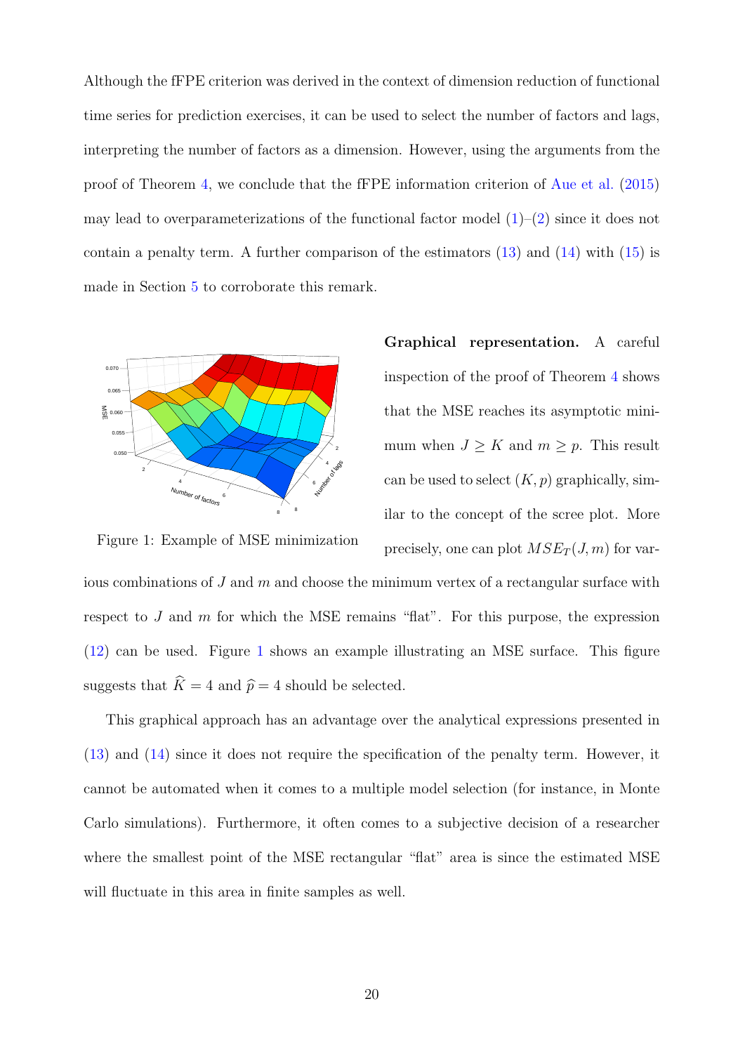Although the fFPE criterion was derived in the context of dimension reduction of functional time series for prediction exercises, it can be used to select the number of factors and lags, interpreting the number of factors as a dimension. However, using the arguments from the proof of Theorem 4, we conclude that the fFPE information criterion of Aue et al. (2015) may lead to overparameterizations of the functional factor model (1)–(2) since it does not contain a penalty term. A further comparison of the estimators (13) and (14) with (15) is made in Section 5 to corroborate this remark.

Figure 1: Example of MSE minimization

**Graphical representation.** A careful inspection of the proof of Theorem 4 shows that the MSE reaches its asymptotic minimum when $J \geq K$ and $m \geq p$. This result can be used to select $(K, p)$ graphically, similar to the concept of the scree plot. More precisely, one can plot $MSE_T(J, m)$ for various combinations of $J$ and $m$ and choose the minimum vertex of a rectangular surface with respect to $J$ and $m$ for which the MSE remains "flat". For this purpose, the expression (12) can be used. Figure 1 shows an example illustrating an MSE surface. This figure suggests that $\widehat{K} = 4$ and $\widehat{p} = 4$ should be selected.

This graphical approach has an advantage over the analytical expressions presented in (13) and (14) since it does not require the specification of the penalty term. However, it cannot be automated when it comes to a multiple model selection (for instance, in Monte Carlo simulations). Furthermore, it often comes to a subjective decision of a researcher where the smallest point of the MSE rectangular "flat" area is since the estimated MSE will fluctuate in this area in finite samples as well.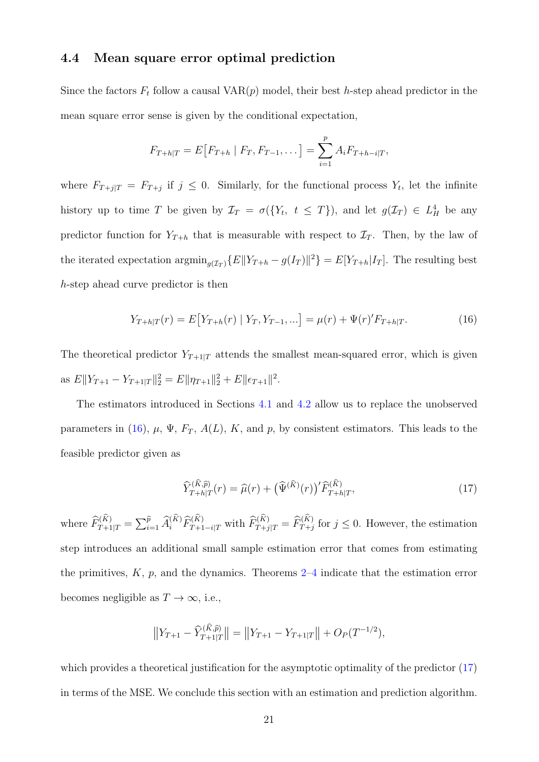### 4.4 Mean square error optimal prediction

Since the factors $F_t$ follow a causal VAR($p$) model, their best $h$-step ahead predictor in the mean square error sense is given by the conditional expectation,

$$F_{T+h|T} = E\big[F_{T+h} \mid F_T, F_{T-1}, \dots\big] = \sum_{i=1}^{p} A_i F_{T+h-i|T},$$

where $F_{T+j|T} = F_{T+j}$ if $j \leq 0$. Similarly, for the functional process $Y_t$, let the infinite history up to time $T$ be given by $\mathcal{I}_T = \sigma(\{Y_t,\ t \leq T\})$, and let $g(\mathcal{I}_T) \in L^4_H$ be any predictor function for $Y_{T+h}$ that is measurable with respect to $\mathcal{I}_T$. Then, by the law of the iterated expectation $\operatorname{argmin}_{g(\mathcal{I}_T)}\{E\|Y_{T+h} - g(I_T)\|^2\} = E[Y_{T+h}|I_T]$. The resulting best $h$-step ahead curve predictor is then

$$Y_{T+h|T}(r) = E\big[Y_{T+h}(r) \mid Y_T, Y_{T-1}, ...\big] = \mu(r) + \Psi(r)' F_{T+h|T}. \tag{16}$$

The theoretical predictor $Y_{T+1|T}$ attends the smallest mean-squared error, which is given as $E\|Y_{T+1} - Y_{T+1|T}\|_2^2 = E\|\eta_{T+1}\|_2^2 + E\|\epsilon_{T+1}\|^2$.

The estimators introduced in Sections 4.1 and 4.2 allow us to replace the unobserved parameters in (16), $\mu$, $\Psi$, $F_T$, $A(L)$, $K$, and $p$, by consistent estimators. This leads to the feasible predictor given as

$$\widehat{Y}^{(\widehat{K},\widehat{p})}_{T+h|T}(r) = \widehat{\mu}(r) + \big(\widehat{\Psi}^{(\widehat{K})}(r)\big)' \widehat{F}^{(\widehat{K})}_{T+h|T}, \tag{17}$$

where $\widehat{F}^{(\widehat{K})}_{T+1|T} = \sum_{i=1}^{\widehat{p}} \widehat{A}^{(\widehat{K})}_i \widehat{F}^{(\widehat{K})}_{T+1-i|T}$ with $\widehat{F}^{(\widehat{K})}_{T+j|T} = \widehat{F}^{(\widehat{K})}_{T+j}$ for $j \leq 0$. However, the estimation step introduces an additional small sample estimation error that comes from estimating the primitives, $K$, $p$, and the dynamics. Theorems 2–4 indicate that the estimation error becomes negligible as $T \to \infty$, i.e.,

$$\big\|Y_{T+1} - \widehat{Y}^{(\widehat{K},\widehat{p})}_{T+1|T}\big\| = \big\|Y_{T+1} - Y_{T+1|T}\big\| + O_P(T^{-1/2}),$$

which provides a theoretical justification for the asymptotic optimality of the predictor (17) in terms of the MSE. We conclude this section with an estimation and prediction algorithm.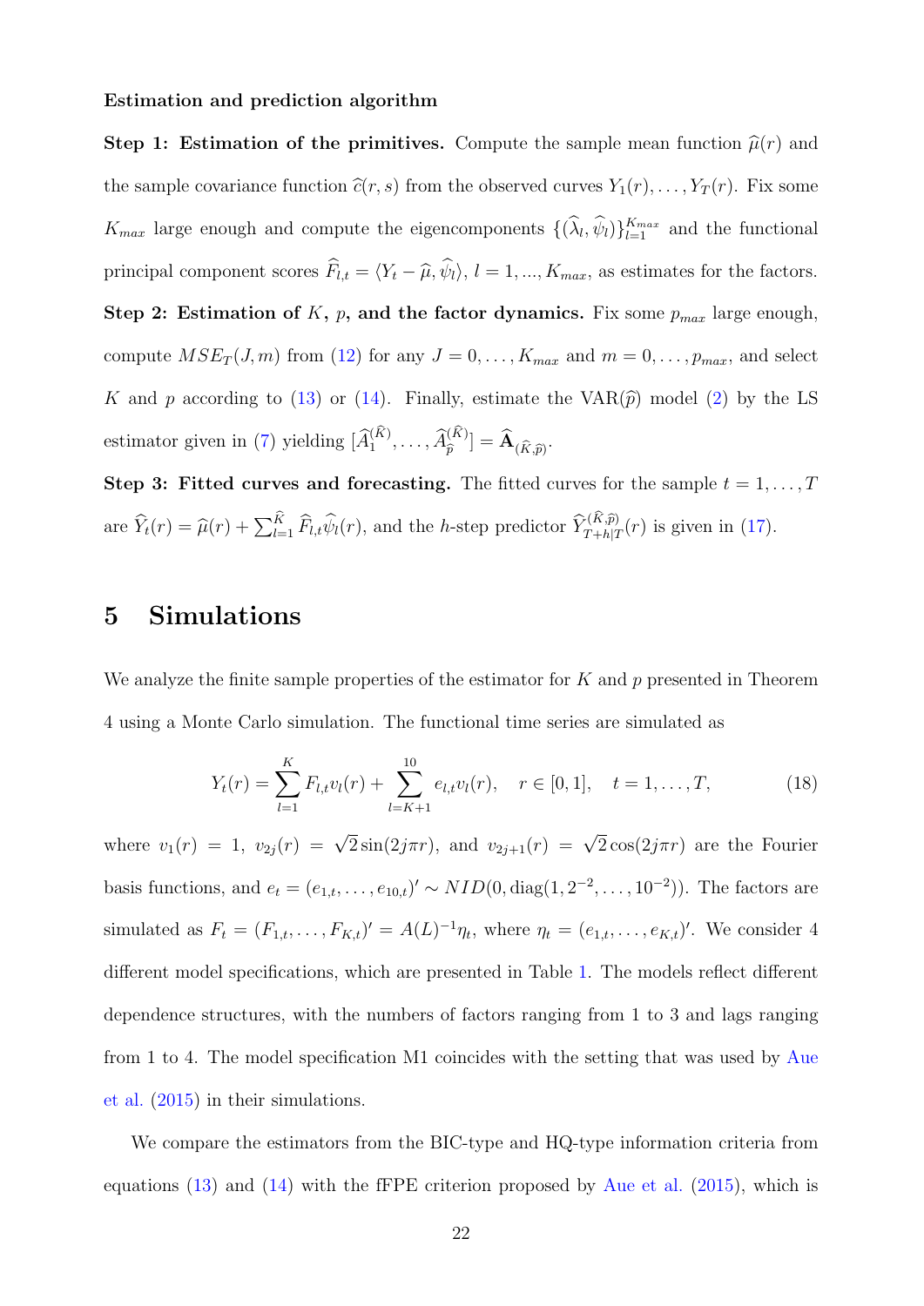**Estimation and prediction algorithm**

**Step 1: Estimation of the primitives.** Compute the sample mean function $\widehat{\mu}(r)$ and the sample covariance function $\widehat{c}(r,s)$ from the observed curves $Y_1(r), \ldots, Y_T(r)$. Fix some $K_{max}$ large enough and compute the eigencomponents $\{(\widehat{\lambda}_l, \widehat{\psi}_l)\}_{l=1}^{K_{max}}$ and the functional principal component scores $\widehat{F}_{l,t} = \langle Y_t - \widehat{\mu}, \widehat{\psi}_l \rangle$, $l = 1, ..., K_{max}$, as estimates for the factors.

**Step 2: Estimation of $K$, $p$, and the factor dynamics.** Fix some $p_{max}$ large enough, compute $MSE_T(J, m)$ from (12) for any $J = 0, \ldots, K_{max}$ and $m = 0, \ldots, p_{max}$, and select $K$ and $p$ according to (13) or (14). Finally, estimate the VAR($\widehat{p}$) model (2) by the LS estimator given in (7) yielding $[\widehat{A}_1^{(\widehat{K})}, \ldots, \widehat{A}_{\widehat{p}}^{(\widehat{K})}] = \widehat{\mathbf{A}}_{(\widehat{K},\widehat{p})}$.

**Step 3: Fitted curves and forecasting.** The fitted curves for the sample $t = 1, \ldots, T$ are $\widehat{Y}_t(r) = \widehat{\mu}(r) + \sum_{l=1}^{\widehat{K}} \widehat{F}_{l,t} \widehat{\psi}_l(r)$, and the $h$-step predictor $\widehat{Y}_{T+h|T}^{(\widehat{K},\widehat{p})}(r)$ is given in (17).

# 5 Simulations

We analyze the finite sample properties of the estimator for $K$ and $p$ presented in Theorem 4 using a Monte Carlo simulation. The functional time series are simulated as

$$Y_t(r) = \sum_{l=1}^{K} F_{l,t} v_l(r) + \sum_{l=K+1}^{10} e_{l,t} v_l(r), \quad r \in [0,1], \quad t = 1, \ldots, T, \tag{18}$$

where $v_1(r) = 1$, $v_{2j}(r) = \sqrt{2}\sin(2j\pi r)$, and $v_{2j+1}(r) = \sqrt{2}\cos(2j\pi r)$ are the Fourier basis functions, and $e_t = (e_{1,t}, \ldots, e_{10,t})' \sim NID(0, \text{diag}(1, 2^{-2}, \ldots, 10^{-2}))$. The factors are simulated as $F_t = (F_{1,t}, \ldots, F_{K,t})' = A(L)^{-1}\eta_t$, where $\eta_t = (e_{1,t}, \ldots, e_{K,t})'$. We consider 4 different model specifications, which are presented in Table 1. The models reflect different dependence structures, with the numbers of factors ranging from 1 to 3 and lags ranging from 1 to 4. The model specification M1 coincides with the setting that was used by Aue et al. (2015) in their simulations.

We compare the estimators from the BIC-type and HQ-type information criteria from equations (13) and (14) with the fFPE criterion proposed by Aue et al. (2015), which is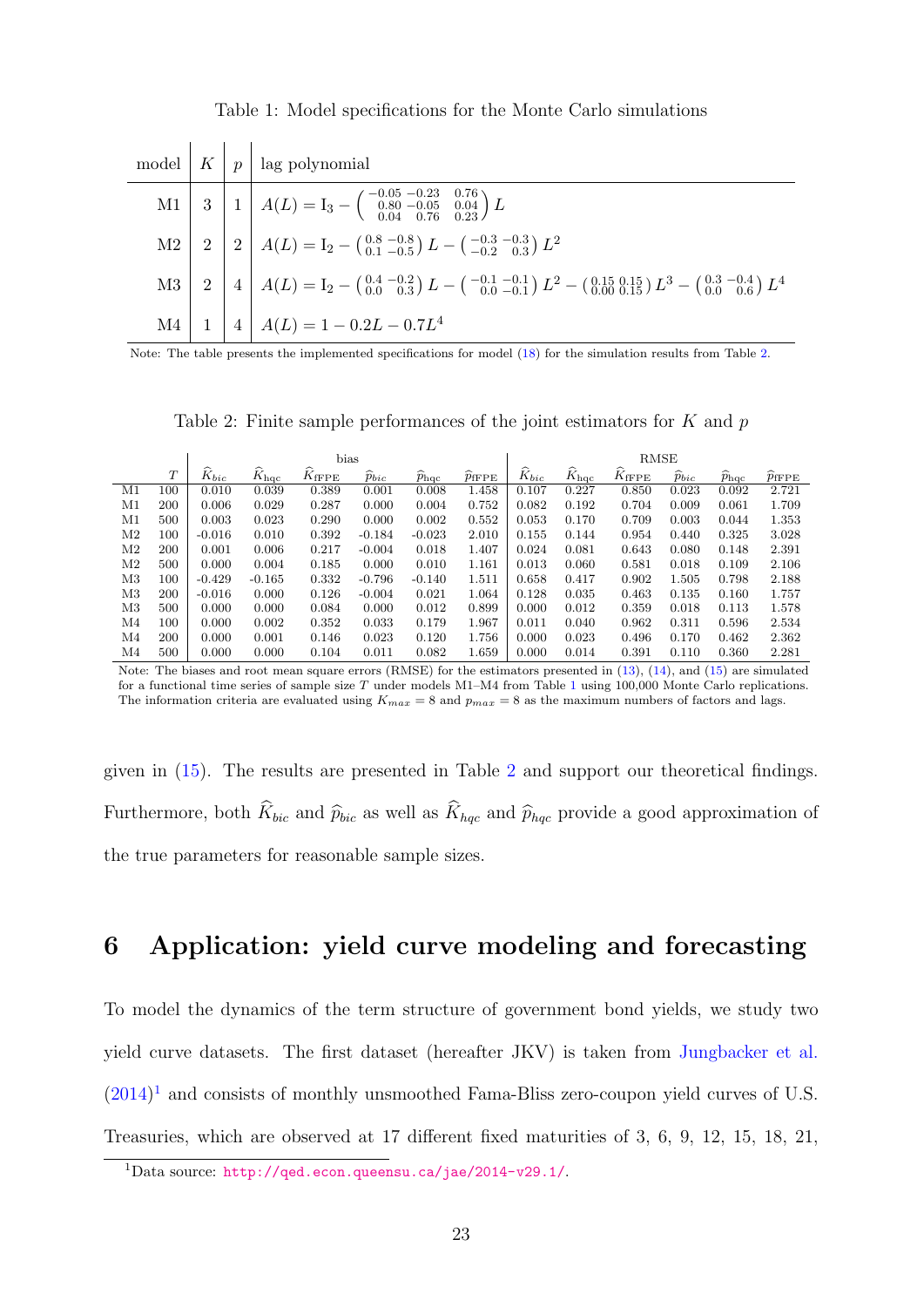Table 1: Model specifications for the Monte Carlo simulations

| model | $K$ | $p$ | lag polynomial |
|---|---|---|---|
| M1 | 3 | 1 | $A(L) = \mathrm{I}_3 - \begin{pmatrix} -0.05 & -0.23 & 0.76 \\ 0.80 & -0.05 & 0.04 \\ 0.04 & 0.76 & 0.23 \end{pmatrix} L$ |
| M2 | 2 | 2 | $A(L) = \mathrm{I}_2 - \begin{pmatrix} 0.8 & -0.8 \\ 0.1 & -0.5 \end{pmatrix} L - \begin{pmatrix} -0.3 & -0.3 \\ -0.2 & 0.3 \end{pmatrix} L^2$ |
| M3 | 2 | 4 | $A(L) = \mathrm{I}_2 - \begin{pmatrix} 0.4 & -0.2 \\ 0.0 & 0.3 \end{pmatrix} L - \begin{pmatrix} -0.1 & -0.1 \\ 0.0 & -0.1 \end{pmatrix} L^2 - \begin{pmatrix} 0.15 & 0.15 \\ 0.00 & 0.15 \end{pmatrix} L^3 - \begin{pmatrix} 0.3 & -0.4 \\ 0.0 & 0.6 \end{pmatrix} L^4$ |
| M4 | 1 | 4 | $A(L) = 1 - 0.2L - 0.7L^4$ |

Note: The table presents the implemented specifications for model (18) for the simulation results from Table 2.

Table 2: Finite sample performances of the joint estimators for $K$ and $p$

| | | bias | | | | | | RMSE | | | | | |
|---|---|---|---|---|---|---|---|---|---|---|---|---|---|
| | $T$ | $\widehat{K}_{bic}$ | $\widehat{K}_{\mathrm{hqc}}$ | $\widehat{K}_{\mathrm{fFPE}}$ | $\widehat{p}_{bic}$ | $\widehat{p}_{\mathrm{hqc}}$ | $\widehat{p}_{\mathrm{fFPE}}$ | $\widehat{K}_{bic}$ | $\widehat{K}_{\mathrm{hqc}}$ | $\widehat{K}_{\mathrm{fFPE}}$ | $\widehat{p}_{bic}$ | $\widehat{p}_{\mathrm{hqc}}$ | $\widehat{p}_{\mathrm{fFPE}}$ |
| M1 | 100 | 0.010 | 0.039 | 0.389 | 0.001 | 0.008 | 1.458 | 0.107 | 0.227 | 0.850 | 0.023 | 0.092 | 2.721 |
| M1 | 200 | 0.006 | 0.029 | 0.287 | 0.000 | 0.004 | 0.752 | 0.082 | 0.192 | 0.704 | 0.009 | 0.061 | 1.709 |
| M1 | 500 | 0.003 | 0.023 | 0.290 | 0.000 | 0.002 | 0.552 | 0.053 | 0.170 | 0.709 | 0.003 | 0.044 | 1.353 |
| M2 | 100 | -0.016 | 0.010 | 0.392 | -0.184 | -0.023 | 2.010 | 0.155 | 0.144 | 0.954 | 0.440 | 0.325 | 3.028 |
| M2 | 200 | 0.001 | 0.006 | 0.217 | -0.004 | 0.018 | 1.407 | 0.024 | 0.081 | 0.643 | 0.080 | 0.148 | 2.391 |
| M2 | 500 | 0.000 | 0.004 | 0.185 | 0.000 | 0.010 | 1.161 | 0.013 | 0.060 | 0.581 | 0.018 | 0.109 | 2.106 |
| M3 | 100 | -0.429 | -0.165 | 0.332 | -0.796 | -0.140 | 1.511 | 0.658 | 0.417 | 0.902 | 1.505 | 0.798 | 2.188 |
| M3 | 200 | -0.016 | 0.000 | 0.126 | -0.004 | 0.021 | 1.064 | 0.128 | 0.035 | 0.463 | 0.135 | 0.160 | 1.757 |
| M3 | 500 | 0.000 | 0.000 | 0.084 | 0.000 | 0.012 | 0.899 | 0.000 | 0.012 | 0.359 | 0.018 | 0.113 | 1.578 |
| M4 | 100 | 0.000 | 0.002 | 0.352 | 0.033 | 0.179 | 1.967 | 0.011 | 0.040 | 0.962 | 0.311 | 0.596 | 2.534 |
| M4 | 200 | 0.000 | 0.001 | 0.146 | 0.023 | 0.120 | 1.756 | 0.000 | 0.023 | 0.496 | 0.170 | 0.462 | 2.362 |
| M4 | 500 | 0.000 | 0.000 | 0.104 | 0.011 | 0.082 | 1.659 | 0.000 | 0.014 | 0.391 | 0.110 | 0.360 | 2.281 |

Note: The biases and root mean square errors (RMSE) for the estimators presented in (13), (14), and (15) are simulated for a functional time series of sample size $T$ under models M1–M4 from Table 1 using 100,000 Monte Carlo replications. The information criteria are evaluated using $K_{max} = 8$ and $p_{max} = 8$ as the maximum numbers of factors and lags.

given in (15). The results are presented in Table 2 and support our theoretical findings. Furthermore, both $\widehat{K}_{bic}$ and $\widehat{p}_{bic}$ as well as $\widehat{K}_{hqc}$ and $\widehat{p}_{hqc}$ provide a good approximation of the true parameters for reasonable sample sizes.

# 6 Application: yield curve modeling and forecasting

To model the dynamics of the term structure of government bond yields, we study two yield curve datasets. The first dataset (hereafter JKV) is taken from Jungbacker et al. (2014)[1] and consists of monthly unsmoothed Fama-Bliss zero-coupon yield curves of U.S. Treasuries, which are observed at 17 different fixed maturities of 3, 6, 9, 12, 15, 18, 21,

[1] Data source: http://qed.econ.queensu.ca/jae/2014-v29.1/.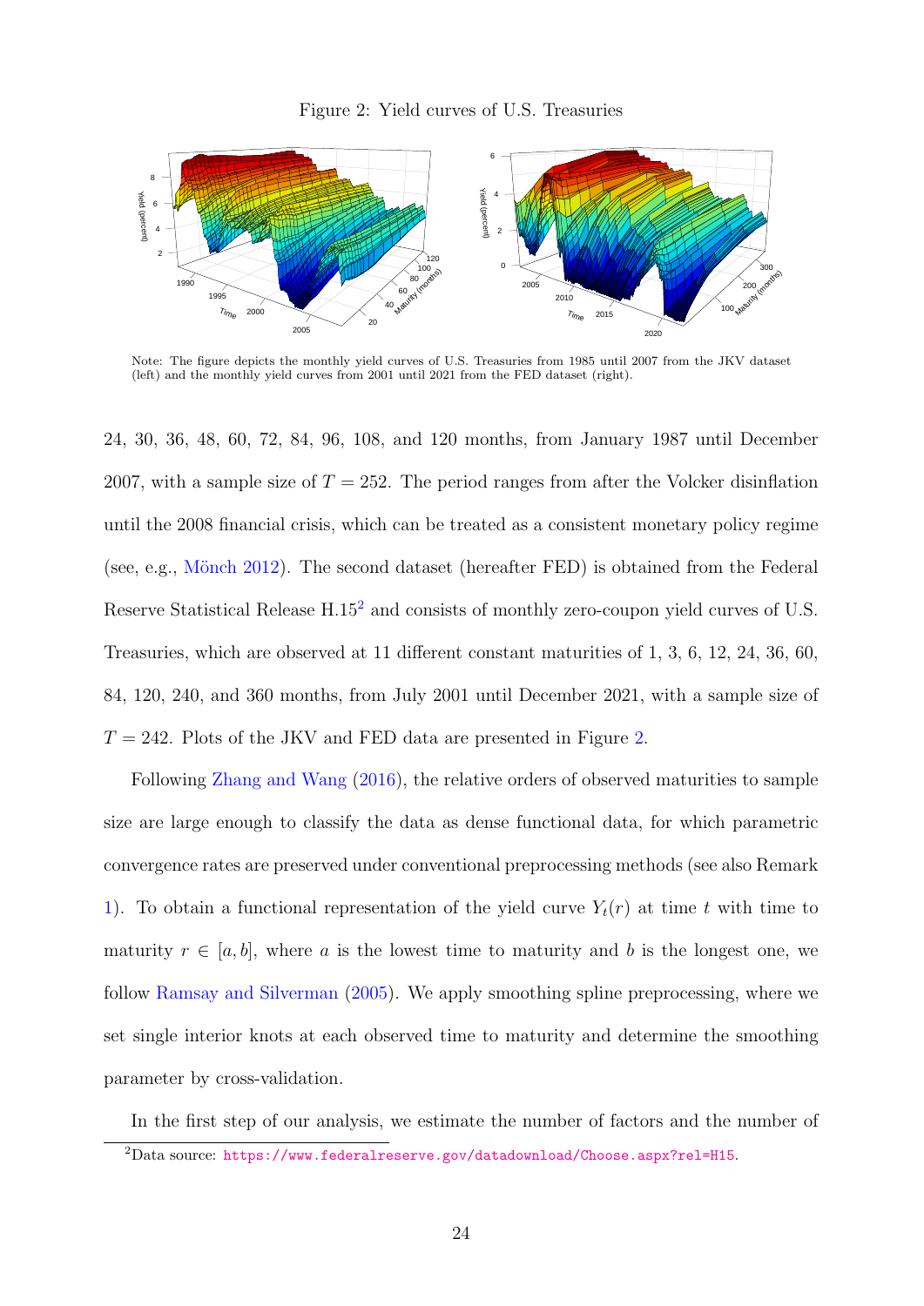Figure 2: Yield curves of U.S. Treasuries

Note: The figure depicts the monthly yield curves of U.S. Treasuries from 1985 until 2007 from the JKV dataset (left) and the monthly yield curves from 2001 until 2021 from the FED dataset (right).

24, 30, 36, 48, 60, 72, 84, 96, 108, and 120 months, from January 1987 until December 2007, with a sample size of $T = 252$. The period ranges from after the Volcker disinflation until the 2008 financial crisis, which can be treated as a consistent monetary policy regime (see, e.g., Mönch 2012). The second dataset (hereafter FED) is obtained from the Federal Reserve Statistical Release H.15[2] and consists of monthly zero-coupon yield curves of U.S. Treasuries, which are observed at 11 different constant maturities of 1, 3, 6, 12, 24, 36, 60, 84, 120, 240, and 360 months, from July 2001 until December 2021, with a sample size of $T = 242$. Plots of the JKV and FED data are presented in Figure 2.

Following Zhang and Wang (2016), the relative orders of observed maturities to sample size are large enough to classify the data as dense functional data, for which parametric convergence rates are preserved under conventional preprocessing methods (see also Remark 1). To obtain a functional representation of the yield curve $Y_t(r)$ at time $t$ with time to maturity $r \in [a, b]$, where $a$ is the lowest time to maturity and $b$ is the longest one, we follow Ramsay and Silverman (2005). We apply smoothing spline preprocessing, where we set single interior knots at each observed time to maturity and determine the smoothing parameter by cross-validation.

In the first step of our analysis, we estimate the number of factors and the number of

[2] Data source: https://www.federalreserve.gov/datadownload/Choose.aspx?rel=H15.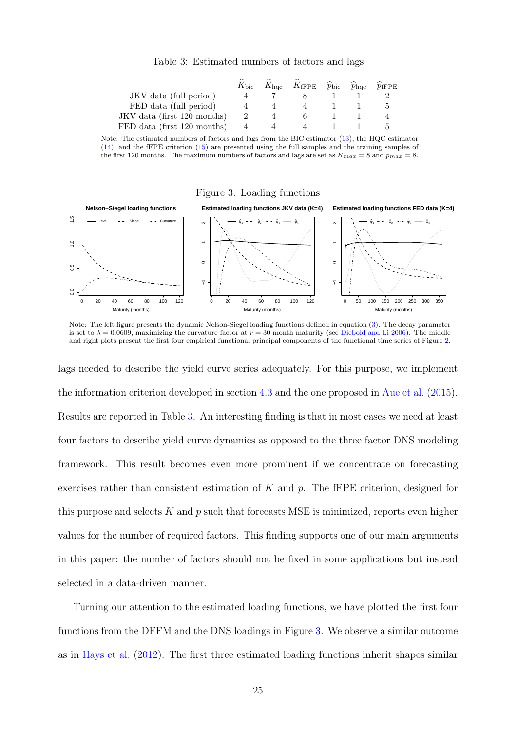Table 3: Estimated numbers of factors and lags

| | $\widehat{K}_{\text{bic}}$ | $\widehat{K}_{\text{hqc}}$ | $\widehat{K}_{\text{fFPE}}$ | $\widehat{p}_{\text{bic}}$ | $\widehat{p}_{\text{hqc}}$ | $\widehat{p}_{\text{fFPE}}$ |
|---|---|---|---|---|---|---|
| JKV data (full period) | 4 | 7 | 8 | 1 | 1 | 2 |
| FED data (full period) | 4 | 4 | 4 | 1 | 1 | 5 |
| JKV data (first 120 months) | 2 | 4 | 6 | 1 | 1 | 4 |
| FED data (first 120 months) | 4 | 4 | 4 | 1 | 1 | 5 |

Note: The estimated numbers of factors and lags from the BIC estimator (13), the HQC estimator (14), and the fFPE criterion (15) are presented using the full samples and the training samples of the first 120 months. The maximum numbers of factors and lags are set as $K_{max} = 8$ and $p_{max} = 8$.

Figure 3: Loading functions

Note: The left figure presents the dynamic Nelson-Siegel loading functions defined in equation (3). The decay parameter is set to $\lambda = 0.0609$, maximizing the curvature factor at $r = 30$ month maturity (see Diebold and Li 2006). The middle and right plots present the first four empirical functional principal components of the functional time series of Figure 2.

lags needed to describe the yield curve series adequately. For this purpose, we implement the information criterion developed in section 4.3 and the one proposed in Aue et al. (2015). Results are reported in Table 3. An interesting finding is that in most cases we need at least four factors to describe yield curve dynamics as opposed to the three factor DNS modeling framework. This result becomes even more prominent if we concentrate on forecasting exercises rather than consistent estimation of $K$ and $p$. The fFPE criterion, designed for this purpose and selects $K$ and $p$ such that forecasts MSE is minimized, reports even higher values for the number of required factors. This finding supports one of our main arguments in this paper: the number of factors should not be fixed in some applications but instead selected in a data-driven manner.

Turning our attention to the estimated loading functions, we have plotted the first four functions from the DFFM and the DNS loadings in Figure 3. We observe a similar outcome as in Hays et al. (2012). The first three estimated loading functions inherit shapes similar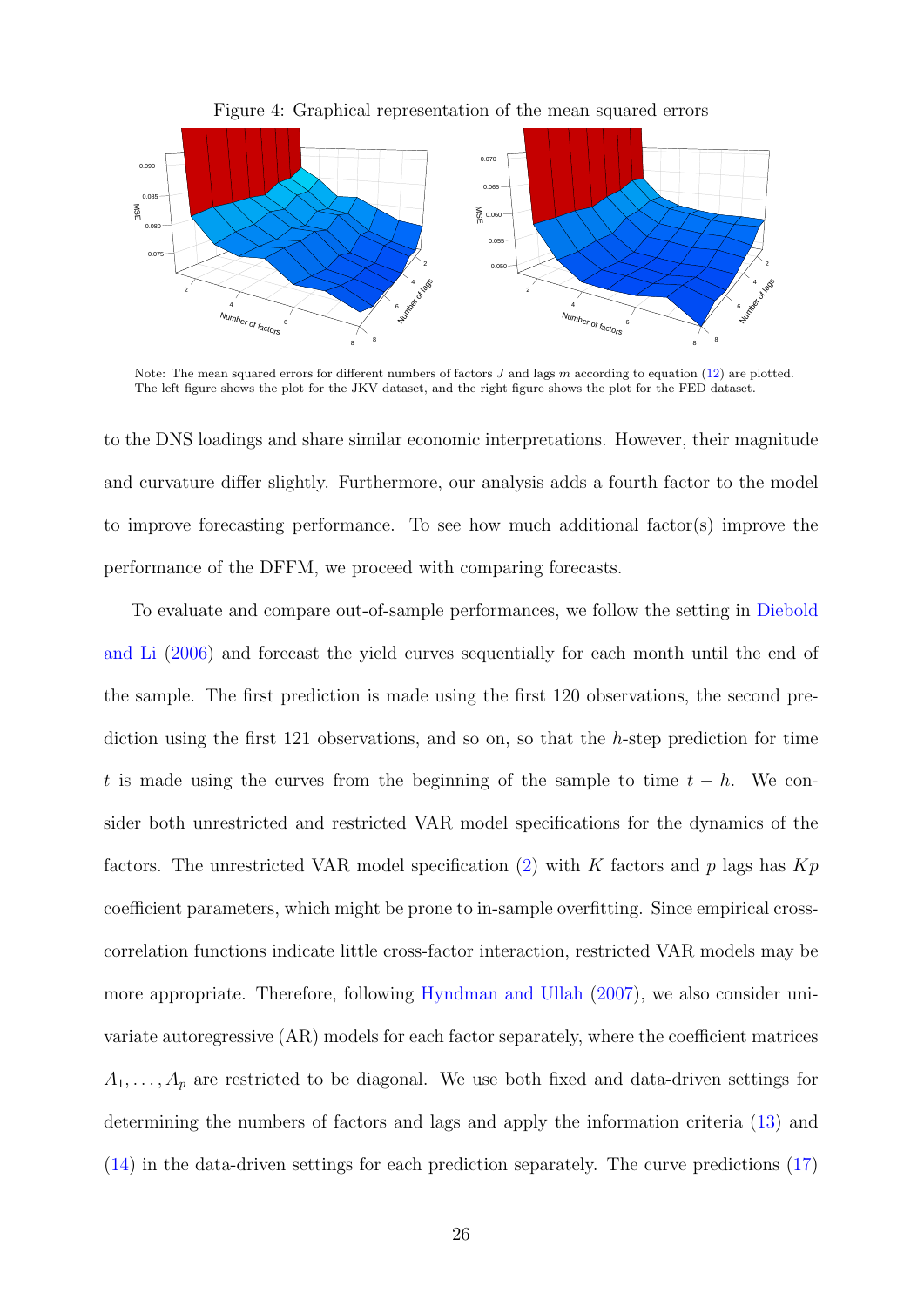Figure 4: Graphical representation of the mean squared errors

Note: The mean squared errors for different numbers of factors $J$ and lags $m$ according to equation (12) are plotted. The left figure shows the plot for the JKV dataset, and the right figure shows the plot for the FED dataset.

to the DNS loadings and share similar economic interpretations. However, their magnitude and curvature differ slightly. Furthermore, our analysis adds a fourth factor to the model to improve forecasting performance. To see how much additional factor(s) improve the performance of the DFFM, we proceed with comparing forecasts.

To evaluate and compare out-of-sample performances, we follow the setting in Diebold and Li (2006) and forecast the yield curves sequentially for each month until the end of the sample. The first prediction is made using the first 120 observations, the second prediction using the first 121 observations, and so on, so that the $h$-step prediction for time $t$ is made using the curves from the beginning of the sample to time $t - h$. We consider both unrestricted and restricted VAR model specifications for the dynamics of the factors. The unrestricted VAR model specification (2) with $K$ factors and $p$ lags has $Kp$ coefficient parameters, which might be prone to in-sample overfitting. Since empirical cross-correlation functions indicate little cross-factor interaction, restricted VAR models may be more appropriate. Therefore, following Hyndman and Ullah (2007), we also consider univariate autoregressive (AR) models for each factor separately, where the coefficient matrices $A_1, \ldots, A_p$ are restricted to be diagonal. We use both fixed and data-driven settings for determining the numbers of factors and lags and apply the information criteria (13) and (14) in the data-driven settings for each prediction separately. The curve predictions (17)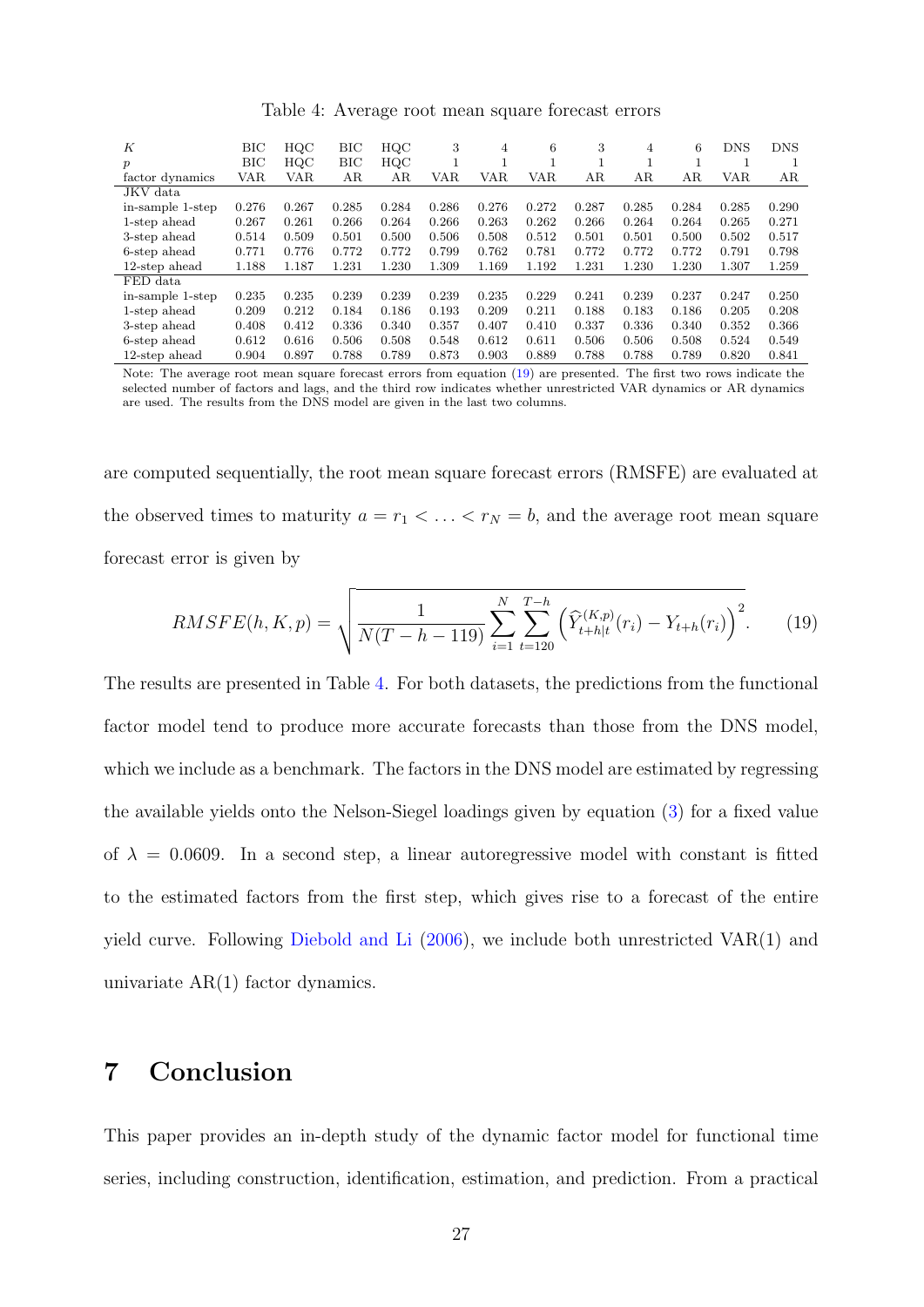Table 4: Average root mean square forecast errors

| $K$ | BIC | HQC | BIC | HQC | 3 | 4 | 6 | 3 | 4 | 6 | DNS | DNS |
|---|---|---|---|---|---|---|---|---|---|---|---|---|
| $p$ | BIC | HQC | BIC | HQC | 1 | 1 | 1 | 1 | 1 | 1 | 1 | 1 |
| factor dynamics | VAR | VAR | AR | AR | VAR | VAR | VAR | AR | AR | AR | VAR | AR |
| JKV data | | | | | | | | | | | | |
| in-sample 1-step | 0.276 | 0.267 | 0.285 | 0.284 | 0.286 | 0.276 | 0.272 | 0.287 | 0.285 | 0.284 | 0.285 | 0.290 |
| 1-step ahead | 0.267 | 0.261 | 0.266 | 0.264 | 0.266 | 0.263 | 0.262 | 0.266 | 0.264 | 0.264 | 0.265 | 0.271 |
| 3-step ahead | 0.514 | 0.509 | 0.501 | 0.500 | 0.506 | 0.508 | 0.512 | 0.501 | 0.501 | 0.500 | 0.502 | 0.517 |
| 6-step ahead | 0.771 | 0.776 | 0.772 | 0.772 | 0.799 | 0.762 | 0.781 | 0.772 | 0.772 | 0.772 | 0.791 | 0.798 |
| 12-step ahead | 1.188 | 1.187 | 1.231 | 1.230 | 1.309 | 1.169 | 1.192 | 1.231 | 1.230 | 1.230 | 1.307 | 1.259 |
| FED data | | | | | | | | | | | | |
| in-sample 1-step | 0.235 | 0.235 | 0.239 | 0.239 | 0.239 | 0.235 | 0.229 | 0.241 | 0.239 | 0.237 | 0.247 | 0.250 |
| 1-step ahead | 0.209 | 0.212 | 0.184 | 0.186 | 0.193 | 0.209 | 0.211 | 0.188 | 0.183 | 0.186 | 0.205 | 0.208 |
| 3-step ahead | 0.408 | 0.412 | 0.336 | 0.340 | 0.357 | 0.407 | 0.410 | 0.337 | 0.336 | 0.340 | 0.352 | 0.366 |
| 6-step ahead | 0.612 | 0.616 | 0.506 | 0.508 | 0.548 | 0.612 | 0.611 | 0.506 | 0.506 | 0.508 | 0.524 | 0.549 |
| 12-step ahead | 0.904 | 0.897 | 0.788 | 0.789 | 0.873 | 0.903 | 0.889 | 0.788 | 0.788 | 0.789 | 0.820 | 0.841 |

Note: The average root mean square forecast errors from equation (19) are presented. The first two rows indicate the selected number of factors and lags, and the third row indicates whether unrestricted VAR dynamics or AR dynamics are used. The results from the DNS model are given in the last two columns.

are computed sequentially, the root mean square forecast errors (RMSFE) are evaluated at the observed times to maturity $a = r_1 < \ldots < r_N = b$, and the average root mean square forecast error is given by

$$RMSFE(h, K, p) = \sqrt{\frac{1}{N(T-h-119)} \sum_{i=1}^{N} \sum_{t=120}^{T-h} \left( \widehat{Y}_{t+h|t}^{(K,p)}(r_i) - Y_{t+h}(r_i) \right)^2}. \qquad (19)$$

The results are presented in Table 4. For both datasets, the predictions from the functional factor model tend to produce more accurate forecasts than those from the DNS model, which we include as a benchmark. The factors in the DNS model are estimated by regressing the available yields onto the Nelson-Siegel loadings given by equation (3) for a fixed value of $\lambda = 0.0609$. In a second step, a linear autoregressive model with constant is fitted to the estimated factors from the first step, which gives rise to a forecast of the entire yield curve. Following Diebold and Li (2006), we include both unrestricted VAR(1) and univariate AR(1) factor dynamics.

# 7 Conclusion

This paper provides an in-depth study of the dynamic factor model for functional time series, including construction, identification, estimation, and prediction. From a practical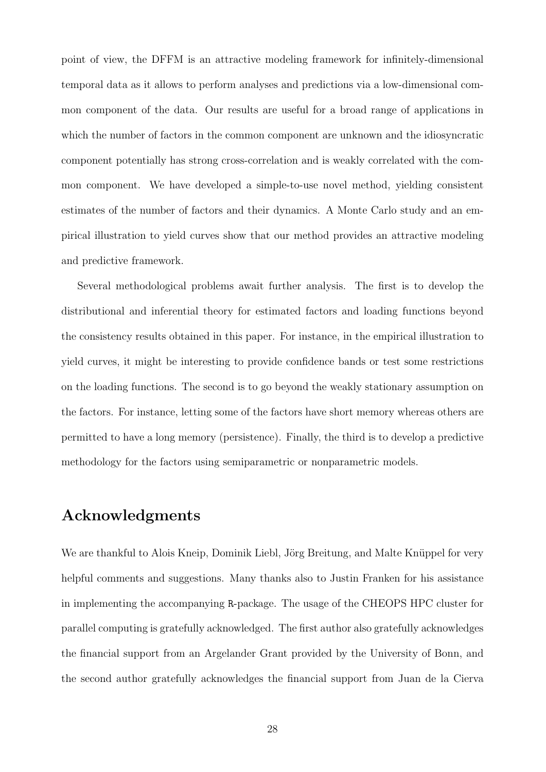point of view, the DFFM is an attractive modeling framework for infinitely-dimensional temporal data as it allows to perform analyses and predictions via a low-dimensional common component of the data. Our results are useful for a broad range of applications in which the number of factors in the common component are unknown and the idiosyncratic component potentially has strong cross-correlation and is weakly correlated with the common component. We have developed a simple-to-use novel method, yielding consistent estimates of the number of factors and their dynamics. A Monte Carlo study and an empirical illustration to yield curves show that our method provides an attractive modeling and predictive framework.

Several methodological problems await further analysis. The first is to develop the distributional and inferential theory for estimated factors and loading functions beyond the consistency results obtained in this paper. For instance, in the empirical illustration to yield curves, it might be interesting to provide confidence bands or test some restrictions on the loading functions. The second is to go beyond the weakly stationary assumption on the factors. For instance, letting some of the factors have short memory whereas others are permitted to have a long memory (persistence). Finally, the third is to develop a predictive methodology for the factors using semiparametric or nonparametric models.

## Acknowledgments

We are thankful to Alois Kneip, Dominik Liebl, Jörg Breitung, and Malte Knüppel for very helpful comments and suggestions. Many thanks also to Justin Franken for his assistance in implementing the accompanying `R`-package. The usage of the CHEOPS HPC cluster for parallel computing is gratefully acknowledged. The first author also gratefully acknowledges the financial support from an Argelander Grant provided by the University of Bonn, and the second author gratefully acknowledges the financial support from Juan de la Cierva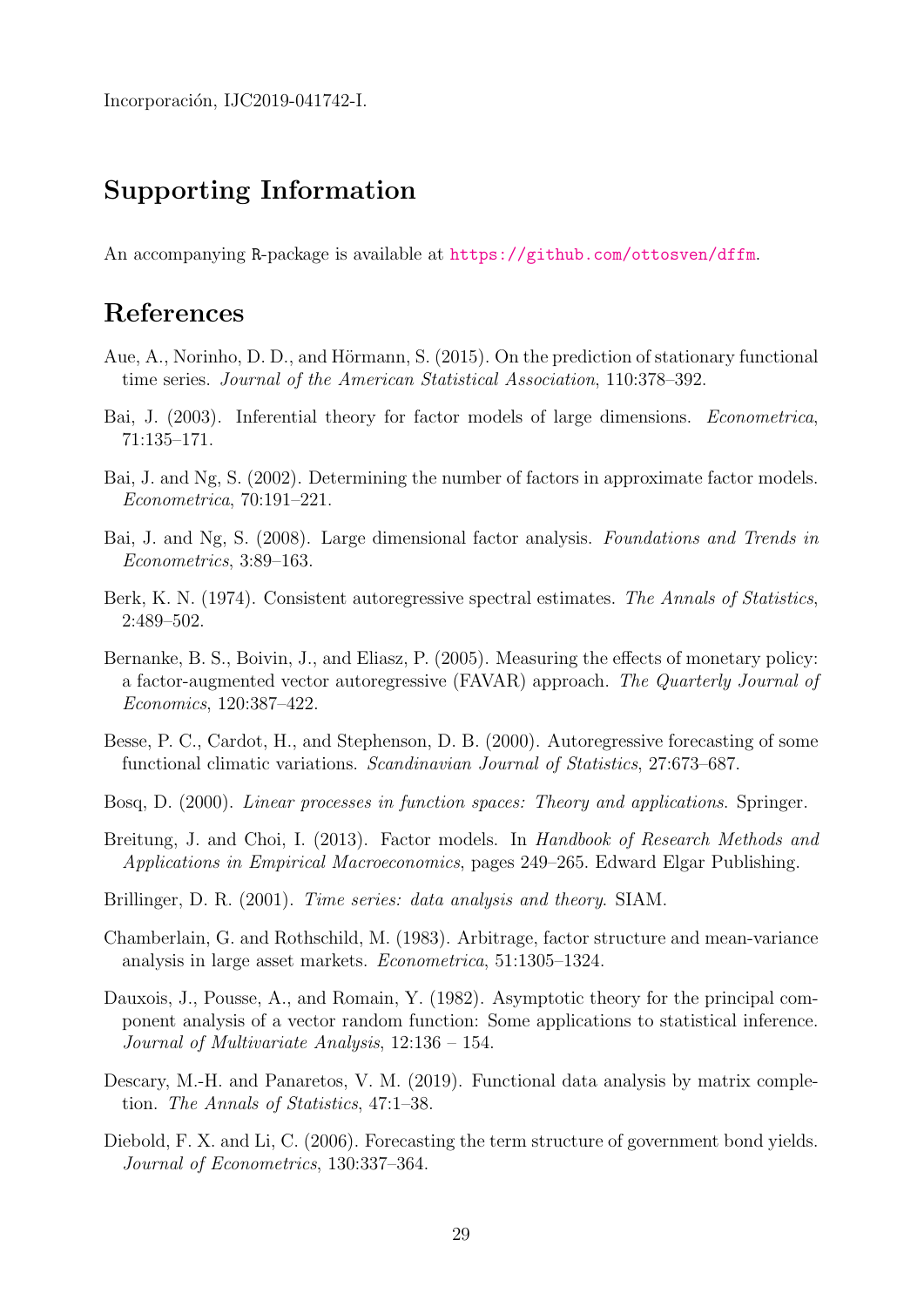Incorporación, IJC2019-041742-I.

## Supporting Information

An accompanying R-package is available at https://github.com/ottosven/dffm.

## References

Aue, A., Norinho, D. D., and Hörmann, S. (2015). On the prediction of stationary functional time series. *Journal of the American Statistical Association*, 110:378–392.

Bai, J. (2003). Inferential theory for factor models of large dimensions. *Econometrica*, 71:135–171.

Bai, J. and Ng, S. (2002). Determining the number of factors in approximate factor models. *Econometrica*, 70:191–221.

Bai, J. and Ng, S. (2008). Large dimensional factor analysis. *Foundations and Trends in Econometrics*, 3:89–163.

Berk, K. N. (1974). Consistent autoregressive spectral estimates. *The Annals of Statistics*, 2:489–502.

Bernanke, B. S., Boivin, J., and Eliasz, P. (2005). Measuring the effects of monetary policy: a factor-augmented vector autoregressive (FAVAR) approach. *The Quarterly Journal of Economics*, 120:387–422.

Besse, P. C., Cardot, H., and Stephenson, D. B. (2000). Autoregressive forecasting of some functional climatic variations. *Scandinavian Journal of Statistics*, 27:673–687.

Bosq, D. (2000). *Linear processes in function spaces: Theory and applications*. Springer.

Breitung, J. and Choi, I. (2013). Factor models. In *Handbook of Research Methods and Applications in Empirical Macroeconomics*, pages 249–265. Edward Elgar Publishing.

Brillinger, D. R. (2001). *Time series: data analysis and theory*. SIAM.

Chamberlain, G. and Rothschild, M. (1983). Arbitrage, factor structure and mean-variance analysis in large asset markets. *Econometrica*, 51:1305–1324.

Dauxois, J., Pousse, A., and Romain, Y. (1982). Asymptotic theory for the principal component analysis of a vector random function: Some applications to statistical inference. *Journal of Multivariate Analysis*, 12:136 – 154.

Descary, M.-H. and Panaretos, V. M. (2019). Functional data analysis by matrix completion. *The Annals of Statistics*, 47:1–38.

Diebold, F. X. and Li, C. (2006). Forecasting the term structure of government bond yields. *Journal of Econometrics*, 130:337–364.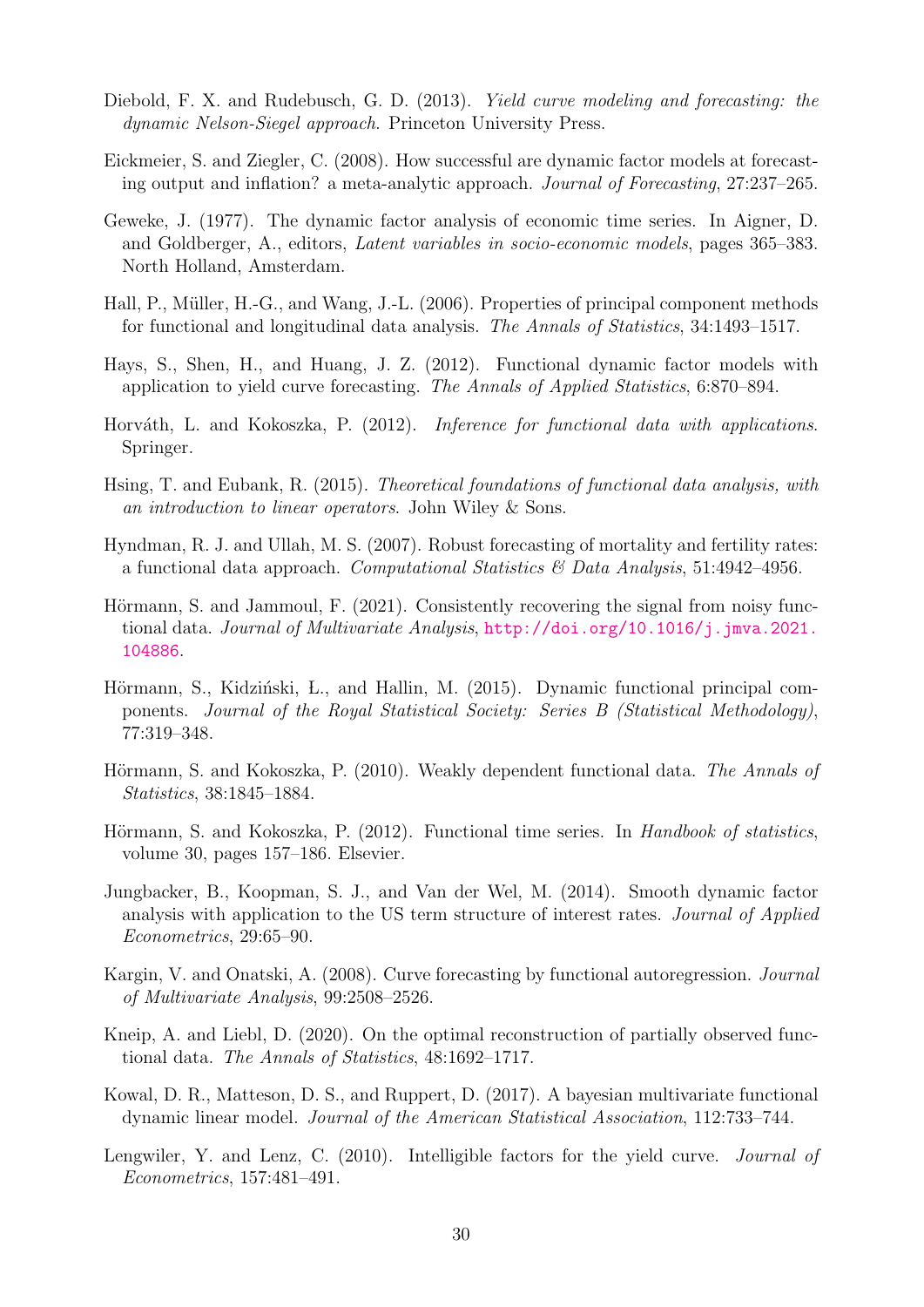Diebold, F. X. and Rudebusch, G. D. (2013). *Yield curve modeling and forecasting: the dynamic Nelson-Siegel approach*. Princeton University Press.

Eickmeier, S. and Ziegler, C. (2008). How successful are dynamic factor models at forecasting output and inflation? a meta-analytic approach. *Journal of Forecasting*, 27:237–265.

Geweke, J. (1977). The dynamic factor analysis of economic time series. In Aigner, D. and Goldberger, A., editors, *Latent variables in socio-economic models*, pages 365–383. North Holland, Amsterdam.

Hall, P., Müller, H.-G., and Wang, J.-L. (2006). Properties of principal component methods for functional and longitudinal data analysis. *The Annals of Statistics*, 34:1493–1517.

Hays, S., Shen, H., and Huang, J. Z. (2012). Functional dynamic factor models with application to yield curve forecasting. *The Annals of Applied Statistics*, 6:870–894.

Horváth, L. and Kokoszka, P. (2012). *Inference for functional data with applications*. Springer.

Hsing, T. and Eubank, R. (2015). *Theoretical foundations of functional data analysis, with an introduction to linear operators*. John Wiley & Sons.

Hyndman, R. J. and Ullah, M. S. (2007). Robust forecasting of mortality and fertility rates: a functional data approach. *Computational Statistics & Data Analysis*, 51:4942–4956.

Hörmann, S. and Jammoul, F. (2021). Consistently recovering the signal from noisy functional data. *Journal of Multivariate Analysis*, http://doi.org/10.1016/j.jmva.2021.104886.

Hörmann, S., Kidziński, Ł., and Hallin, M. (2015). Dynamic functional principal components. *Journal of the Royal Statistical Society: Series B (Statistical Methodology)*, 77:319–348.

Hörmann, S. and Kokoszka, P. (2010). Weakly dependent functional data. *The Annals of Statistics*, 38:1845–1884.

Hörmann, S. and Kokoszka, P. (2012). Functional time series. In *Handbook of statistics*, volume 30, pages 157–186. Elsevier.

Jungbacker, B., Koopman, S. J., and Van der Wel, M. (2014). Smooth dynamic factor analysis with application to the US term structure of interest rates. *Journal of Applied Econometrics*, 29:65–90.

Kargin, V. and Onatski, A. (2008). Curve forecasting by functional autoregression. *Journal of Multivariate Analysis*, 99:2508–2526.

Kneip, A. and Liebl, D. (2020). On the optimal reconstruction of partially observed functional data. *The Annals of Statistics*, 48:1692–1717.

Kowal, D. R., Matteson, D. S., and Ruppert, D. (2017). A bayesian multivariate functional dynamic linear model. *Journal of the American Statistical Association*, 112:733–744.

Lengwiler, Y. and Lenz, C. (2010). Intelligible factors for the yield curve. *Journal of Econometrics*, 157:481–491.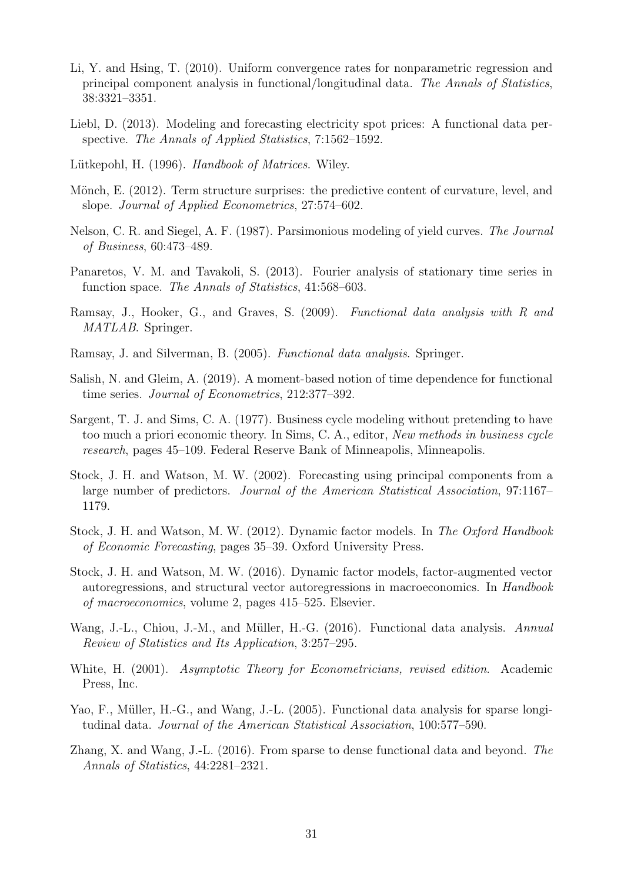Li, Y. and Hsing, T. (2010). Uniform convergence rates for nonparametric regression and principal component analysis in functional/longitudinal data. *The Annals of Statistics*, 38:3321–3351.

Liebl, D. (2013). Modeling and forecasting electricity spot prices: A functional data perspective. *The Annals of Applied Statistics*, 7:1562–1592.

Lütkepohl, H. (1996). *Handbook of Matrices*. Wiley.

Mönch, E. (2012). Term structure surprises: the predictive content of curvature, level, and slope. *Journal of Applied Econometrics*, 27:574–602.

Nelson, C. R. and Siegel, A. F. (1987). Parsimonious modeling of yield curves. *The Journal of Business*, 60:473–489.

Panaretos, V. M. and Tavakoli, S. (2013). Fourier analysis of stationary time series in function space. *The Annals of Statistics*, 41:568–603.

Ramsay, J., Hooker, G., and Graves, S. (2009). *Functional data analysis with R and MATLAB*. Springer.

Ramsay, J. and Silverman, B. (2005). *Functional data analysis*. Springer.

Salish, N. and Gleim, A. (2019). A moment-based notion of time dependence for functional time series. *Journal of Econometrics*, 212:377–392.

Sargent, T. J. and Sims, C. A. (1977). Business cycle modeling without pretending to have too much a priori economic theory. In Sims, C. A., editor, *New methods in business cycle research*, pages 45–109. Federal Reserve Bank of Minneapolis, Minneapolis.

Stock, J. H. and Watson, M. W. (2002). Forecasting using principal components from a large number of predictors. *Journal of the American Statistical Association*, 97:1167–1179.

Stock, J. H. and Watson, M. W. (2012). Dynamic factor models. In *The Oxford Handbook of Economic Forecasting*, pages 35–39. Oxford University Press.

Stock, J. H. and Watson, M. W. (2016). Dynamic factor models, factor-augmented vector autoregressions, and structural vector autoregressions in macroeconomics. In *Handbook of macroeconomics*, volume 2, pages 415–525. Elsevier.

Wang, J.-L., Chiou, J.-M., and Müller, H.-G. (2016). Functional data analysis. *Annual Review of Statistics and Its Application*, 3:257–295.

White, H. (2001). *Asymptotic Theory for Econometricians, revised edition*. Academic Press, Inc.

Yao, F., Müller, H.-G., and Wang, J.-L. (2005). Functional data analysis for sparse longitudinal data. *Journal of the American Statistical Association*, 100:577–590.

Zhang, X. and Wang, J.-L. (2016). From sparse to dense functional data and beyond. *The Annals of Statistics*, 44:2281–2321.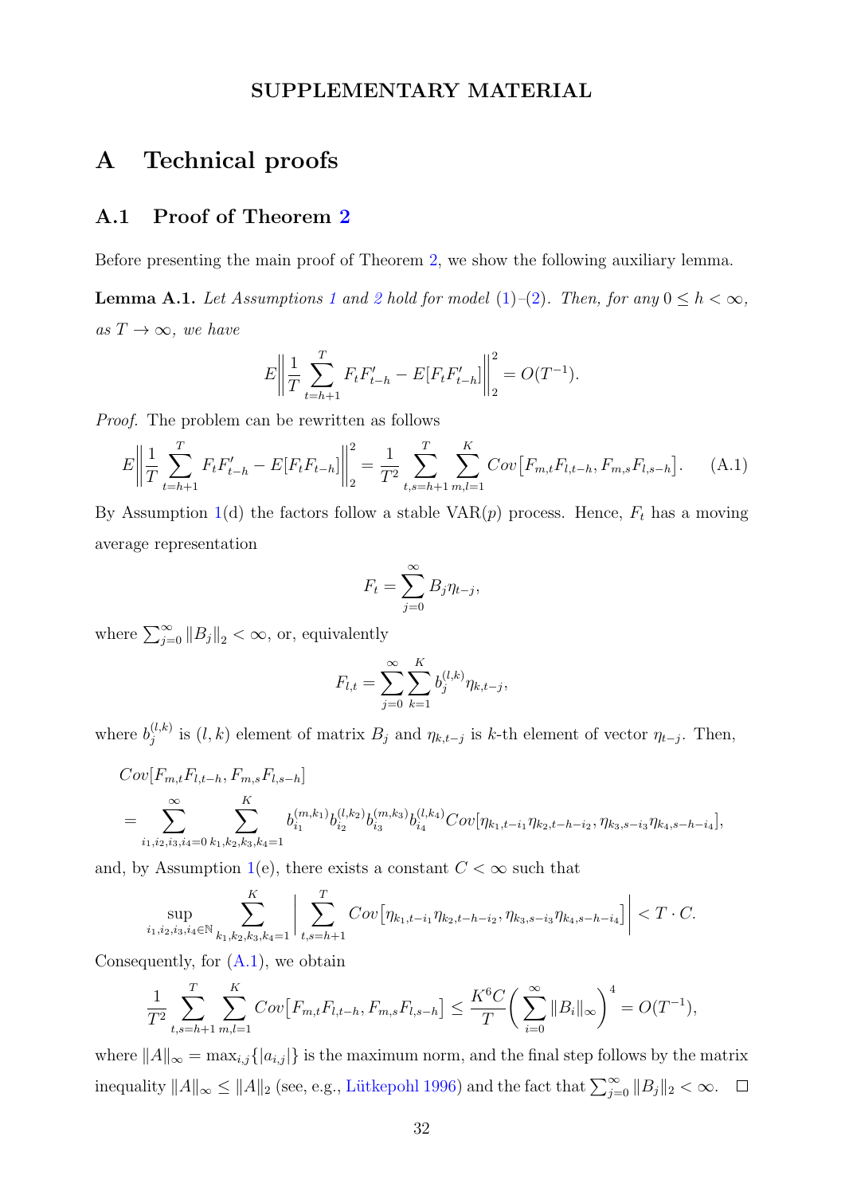# SUPPLEMENTARY MATERIAL

# A Technical proofs

## A.1 Proof of Theorem 2

Before presenting the main proof of Theorem 2, we show the following auxiliary lemma.

**Lemma A.1.** *Let Assumptions 1 and 2 hold for model (1)–(2). Then, for any $0 \leq h < \infty$, as $T \to \infty$, we have*

$$E\left\| \frac{1}{T} \sum_{t=h+1}^{T} F_t F_{t-h}' - E[F_t F_{t-h}'] \right\|_2^2 = O(T^{-1}).$$

*Proof.* The problem can be rewritten as follows

$$E\left\| \frac{1}{T} \sum_{t=h+1}^{T} F_t F_{t-h}' - E[F_t F_{t-h}] \right\|_2^2 = \frac{1}{T^2} \sum_{t,s=h+1}^{T} \sum_{m,l=1}^{K} Cov\big[F_{m,t} F_{l,t-h}, F_{m,s} F_{l,s-h}\big]. \quad \text{(A.1)}$$

By Assumption 1(d) the factors follow a stable VAR($p$) process. Hence, $F_t$ has a moving average representation

$$F_t = \sum_{j=0}^{\infty} B_j \eta_{t-j},$$

where $\sum_{j=0}^{\infty} \|B_j\|_2 < \infty$, or, equivalently

$$F_{l,t} = \sum_{j=0}^{\infty} \sum_{k=1}^{K} b_j^{(l,k)} \eta_{k,t-j},$$

where $b_j^{(l,k)}$ is $(l,k)$ element of matrix $B_j$ and $\eta_{k,t-j}$ is $k$-th element of vector $\eta_{t-j}$. Then,

$$\begin{aligned}
&Cov[F_{m,t} F_{l,t-h}, F_{m,s} F_{l,s-h}] \\
&= \sum_{i_1,i_2,i_3,i_4=0}^{\infty} \sum_{k_1,k_2,k_3,k_4=1}^{K} b_{i_1}^{(m,k_1)} b_{i_2}^{(l,k_2)} b_{i_3}^{(m,k_3)} b_{i_4}^{(l,k_4)} Cov[\eta_{k_1,t-i_1}\eta_{k_2,t-h-i_2}, \eta_{k_3,s-i_3}\eta_{k_4,s-h-i_4}],
\end{aligned}$$

and, by Assumption 1(e), there exists a constant $C < \infty$ such that

$$\sup_{i_1,i_2,i_3,i_4 \in \mathbb{N}} \sum_{k_1,k_2,k_3,k_4=1}^{K} \left| \sum_{t,s=h+1}^{T} Cov\big[\eta_{k_1,t-i_1}\eta_{k_2,t-h-i_2}, \eta_{k_3,s-i_3}\eta_{k_4,s-h-i_4}\big] \right| < T \cdot C.$$

Consequently, for (A.1), we obtain

$$\frac{1}{T^2} \sum_{t,s=h+1}^{T} \sum_{m,l=1}^{K} Cov\big[F_{m,t} F_{l,t-h}, F_{m,s} F_{l,s-h}\big] \leq \frac{K^6 C}{T} \left( \sum_{i=0}^{\infty} \|B_i\|_\infty \right)^4 = O(T^{-1}),$$

where $\|A\|_\infty = \max_{i,j}\{|a_{i,j}|\}$ is the maximum norm, and the final step follows by the matrix inequality $\|A\|_\infty \leq \|A\|_2$ (see, e.g., Lütkepohl 1996) and the fact that $\sum_{j=0}^{\infty} \|B_j\|_2 < \infty$. $\square$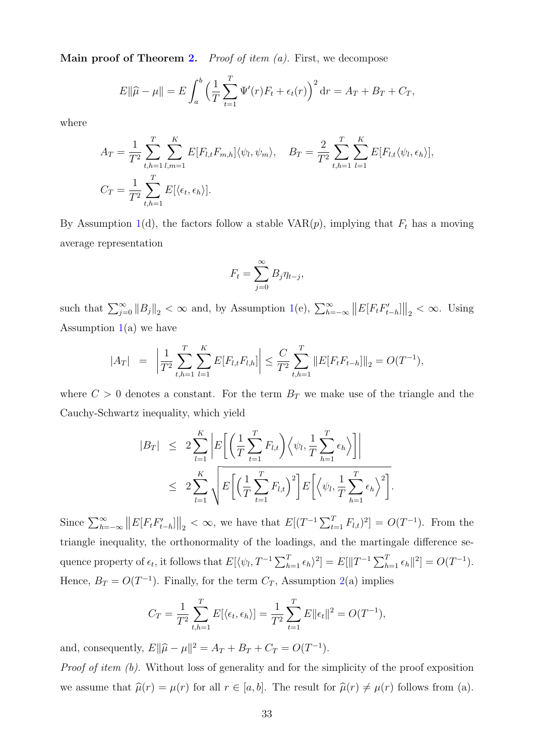**Main proof of Theorem 2.** *Proof of item (a).* First, we decompose

$$E\|\widehat{\mu} - \mu\| = E\int_a^b \Big(\frac{1}{T}\sum_{t=1}^T \Psi'(r)F_t + \epsilon_t(r)\Big)^2 \,\mathrm{d}r = A_T + B_T + C_T,$$

where

$$A_T = \frac{1}{T^2}\sum_{t,h=1}^T \sum_{l,m=1}^K E[F_{l,t}F_{m,h}]\langle \psi_l, \psi_m\rangle, \quad B_T = \frac{2}{T^2}\sum_{t,h=1}^T \sum_{l=1}^K E[F_{l,t}\langle \psi_l, \epsilon_h\rangle],$$

$$C_T = \frac{1}{T^2}\sum_{t,h=1}^T E[\langle \epsilon_t, \epsilon_h\rangle].$$

By Assumption 1(d), the factors follow a stable VAR($p$), implying that $F_t$ has a moving average representation

$$F_t = \sum_{j=0}^\infty B_j \eta_{t-j},$$

such that $\sum_{j=0}^\infty \|B_j\|_2 < \infty$ and, by Assumption 1(e), $\sum_{h=-\infty}^\infty \big\|E[F_t F_{t-h}']\big\|_2 < \infty$. Using Assumption 1(a) we have

$$|A_T| \;\;=\;\; \Big|\frac{1}{T^2}\sum_{t,h=1}^T \sum_{l=1}^K E[F_{l,t}F_{l,h}]\Big| \le \frac{C}{T^2}\sum_{t,h=1}^T \|E[F_t F_{t-h}]\|_2 = O(T^{-1}),$$

where $C > 0$ denotes a constant. For the term $B_T$ we make use of the triangle and the Cauchy-Schwartz inequality, which yield

$$\begin{aligned}
|B_T| &\le 2\sum_{l=1}^K \bigg|E\bigg[\Big(\frac{1}{T}\sum_{t=1}^T F_{l,t}\Big)\Big\langle \psi_l, \frac{1}{T}\sum_{h=1}^T \epsilon_h\Big\rangle\bigg]\bigg| \\
&\le 2\sum_{l=1}^K \sqrt{E\bigg[\Big(\frac{1}{T}\sum_{t=1}^T F_{l,t}\Big)^2\bigg] E\bigg[\Big\langle \psi_l, \frac{1}{T}\sum_{h=1}^T \epsilon_h\Big\rangle^2\bigg]}.
\end{aligned}$$

Since $\sum_{h=-\infty}^\infty \big\|E[F_t F_{t-h}']\big\|_2 < \infty$, we have that $E[(T^{-1}\sum_{t=1}^T F_{l,t})^2] = O(T^{-1})$. From the triangle inequality, the orthonormality of the loadings, and the martingale difference sequence property of $\epsilon_t$, it follows that $E[\langle \psi_l, T^{-1}\sum_{h=1}^T \epsilon_h\rangle^2] = E[\|T^{-1}\sum_{h=1}^T \epsilon_h\|^2] = O(T^{-1})$. Hence, $B_T = O(T^{-1})$. Finally, for the term $C_T$, Assumption 2(a) implies

$$C_T = \frac{1}{T^2}\sum_{t,h=1}^T E[\langle \epsilon_t, \epsilon_h\rangle] = \frac{1}{T^2}\sum_{t=1}^T E\|\epsilon_t\|^2 = O(T^{-1}),$$

and, consequently, $E\|\widehat{\mu} - \mu\|^2 = A_T + B_T + C_T = O(T^{-1})$.

*Proof of item (b).* Without loss of generality and for the simplicity of the proof exposition we assume that $\widehat{\mu}(r) = \mu(r)$ for all $r \in [a, b]$. The result for $\widehat{\mu}(r) \neq \mu(r)$ follows from (a).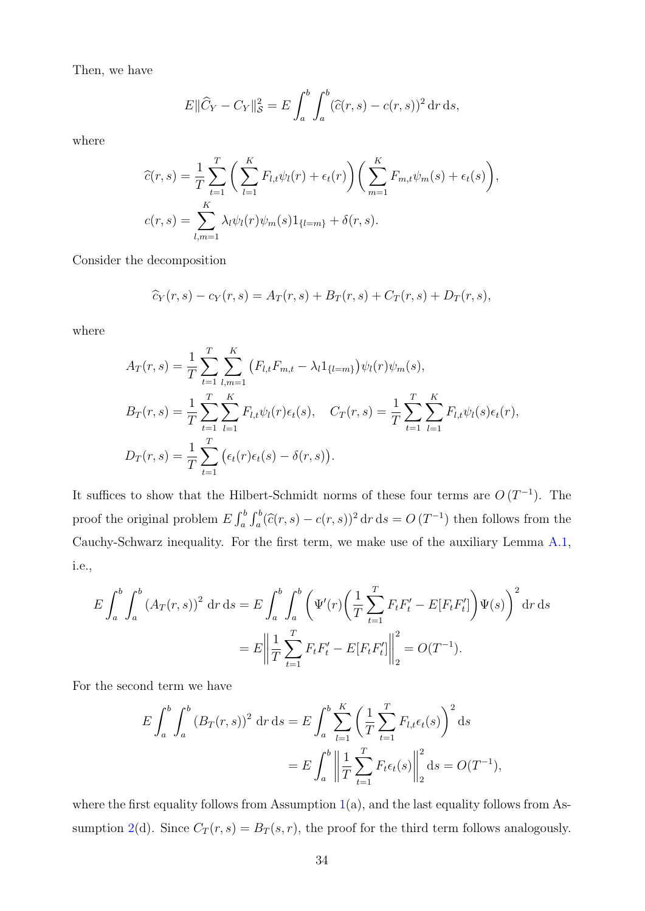Then, we have

$$E\|\widehat{C}_Y - C_Y\|_{\mathcal{S}}^2 = E\int_a^b\int_a^b (\widehat{c}(r,s) - c(r,s))^2 \,\mathrm{d}r\,\mathrm{d}s,$$

where

$$\widehat{c}(r,s) = \frac{1}{T}\sum_{t=1}^T \bigg(\sum_{l=1}^K F_{l,t}\psi_l(r) + \epsilon_t(r)\bigg)\bigg(\sum_{m=1}^K F_{m,t}\psi_m(s) + \epsilon_t(s)\bigg),$$

$$c(r,s) = \sum_{l,m=1}^K \lambda_l \psi_l(r)\psi_m(s) 1_{\{l=m\}} + \delta(r,s).$$

Consider the decomposition

$$\widehat{c}_Y(r,s) - c_Y(r,s) = A_T(r,s) + B_T(r,s) + C_T(r,s) + D_T(r,s),$$

where

$$A_T(r,s) = \frac{1}{T}\sum_{t=1}^T \sum_{l,m=1}^K \big(F_{l,t}F_{m,t} - \lambda_l 1_{\{l=m\}}\big)\psi_l(r)\psi_m(s),$$

$$B_T(r,s) = \frac{1}{T}\sum_{t=1}^T\sum_{l=1}^K F_{l,t}\psi_l(r)\epsilon_t(s), \quad C_T(r,s) = \frac{1}{T}\sum_{t=1}^T\sum_{l=1}^K F_{l,t}\psi_l(s)\epsilon_t(r),$$

$$D_T(r,s) = \frac{1}{T}\sum_{t=1}^T \big(\epsilon_t(r)\epsilon_t(s) - \delta(r,s)\big).$$

It suffices to show that the Hilbert-Schmidt norms of these four terms are $O\left(T^{-1}\right)$. The proof the original problem $E\int_a^b\int_a^b(\widehat{c}(r,s) - c(r,s))^2 \,\mathrm{d}r\,\mathrm{d}s = O\left(T^{-1}\right)$ then follows from the Cauchy-Schwarz inequality. For the first term, we make use of the auxiliary Lemma A.1, i.e.,

$$E\int_a^b\int_a^b \left(A_T(r,s)\right)^2 \,\mathrm{d}r\,\mathrm{d}s = E\int_a^b\int_a^b \bigg(\Psi'(r)\bigg(\frac{1}{T}\sum_{t=1}^T F_tF_t' - E[F_tF_t']\bigg)\Psi(s)\bigg)^2 \,\mathrm{d}r\,\mathrm{d}s$$
$$= E\bigg\|\frac{1}{T}\sum_{t=1}^T F_tF_t' - E[F_tF_t']\bigg\|_2^2 = O(T^{-1}).$$

For the second term we have

$$E\int_a^b\int_a^b \left(B_T(r,s)\right)^2 \,\mathrm{d}r\,\mathrm{d}s = E\int_a^b \sum_{l=1}^K \bigg(\frac{1}{T}\sum_{t=1}^T F_{l,t}\epsilon_t(s)\bigg)^2 \,\mathrm{d}s$$
$$= E\int_a^b \bigg\|\frac{1}{T}\sum_{t=1}^T F_t\epsilon_t(s)\bigg\|_2^2 \,\mathrm{d}s = O(T^{-1}),$$

where the first equality follows from Assumption 1(a), and the last equality follows from Assumption 2(d). Since $C_T(r,s) = B_T(s,r)$, the proof for the third term follows analogously.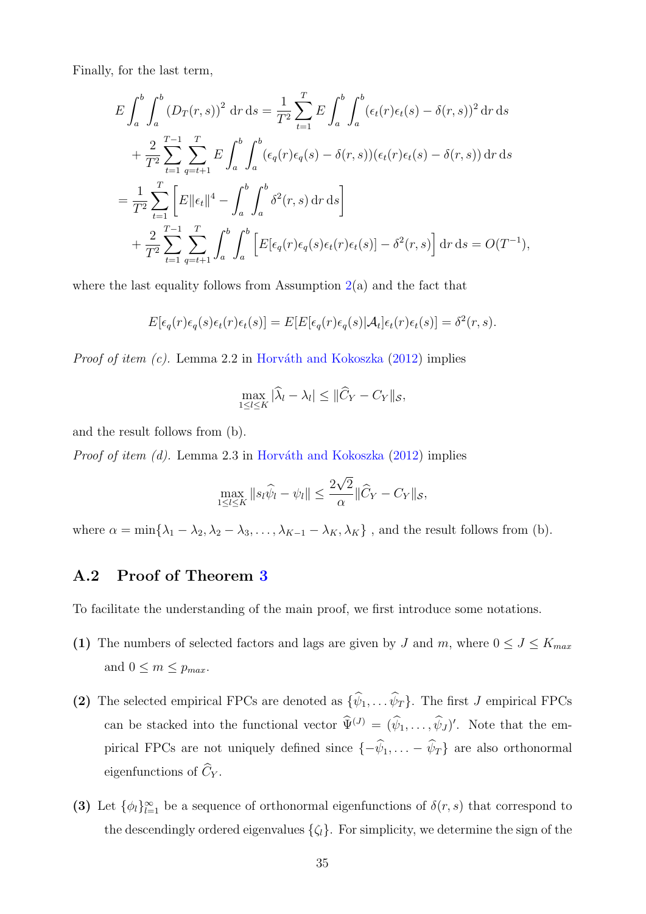Finally, for the last term,

$$
\begin{aligned}
E\int_a^b\int_a^b (D_T(r,s))^2\,\mathrm{d}r\,\mathrm{d}s &= \frac{1}{T^2}\sum_{t=1}^{T} E\int_a^b\int_a^b (\epsilon_t(r)\epsilon_t(s)-\delta(r,s))^2\,\mathrm{d}r\,\mathrm{d}s\\
&+\frac{2}{T^2}\sum_{t=1}^{T-1}\sum_{q=t+1}^{T} E\int_a^b\int_a^b (\epsilon_q(r)\epsilon_q(s)-\delta(r,s))(\epsilon_t(r)\epsilon_t(s)-\delta(r,s))\,\mathrm{d}r\,\mathrm{d}s\\
&=\frac{1}{T^2}\sum_{t=1}^{T}\left[E\|\epsilon_t\|^4-\int_a^b\int_a^b \delta^2(r,s)\,\mathrm{d}r\,\mathrm{d}s\right]\\
&+\frac{2}{T^2}\sum_{t=1}^{T-1}\sum_{q=t+1}^{T}\int_a^b\int_a^b\left[E[\epsilon_q(r)\epsilon_q(s)\epsilon_t(r)\epsilon_t(s)]-\delta^2(r,s)\right]\mathrm{d}r\,\mathrm{d}s = O(T^{-1}),
\end{aligned}
$$

where the last equality follows from Assumption 2(a) and the fact that

$$
E[\epsilon_q(r)\epsilon_q(s)\epsilon_t(r)\epsilon_t(s)] = E[E[\epsilon_q(r)\epsilon_q(s)|\mathcal{A}_t]\epsilon_t(r)\epsilon_t(s)] = \delta^2(r,s).
$$

*Proof of item (c).* Lemma 2.2 in Horváth and Kokoszka (2012) implies

$$
\max_{1\le l\le K}|\widehat{\lambda}_l-\lambda_l| \le \|\widehat{C}_Y - C_Y\|_{\mathcal{S}},
$$

and the result follows from (b).

*Proof of item (d).* Lemma 2.3 in Horváth and Kokoszka (2012) implies

$$
\max_{1\le l\le K}\|s_l\widehat{\psi}_l-\psi_l\| \le \frac{2\sqrt{2}}{\alpha}\|\widehat{C}_Y - C_Y\|_{\mathcal{S}},
$$

where $\alpha=\min\{\lambda_1-\lambda_2,\lambda_2-\lambda_3,\ldots,\lambda_{K-1}-\lambda_K,\lambda_K\}$ , and the result follows from (b).

## A.2 Proof of Theorem 3

To facilitate the understanding of the main proof, we first introduce some notations.

**(1)** The numbers of selected factors and lags are given by $J$ and $m$, where $0 \le J \le K_{max}$ and $0 \le m \le p_{max}$.

**(2)** The selected empirical FPCs are denoted as $\{\widehat{\psi}_1,\ldots\widehat{\psi}_T\}$. The first $J$ empirical FPCs can be stacked into the functional vector $\widehat{\Psi}^{(J)} = (\widehat{\psi}_1,\ldots,\widehat{\psi}_J)'$. Note that the empirical FPCs are not uniquely defined since $\{-\widehat{\psi}_1,\ldots-\widehat{\psi}_T\}$ are also orthonormal eigenfunctions of $\widehat{C}_Y$.

**(3)** Let $\{\phi_l\}_{l=1}^{\infty}$ be a sequence of orthonormal eigenfunctions of $\delta(r,s)$ that correspond to the descendingly ordered eigenvalues $\{\zeta_l\}$. For simplicity, we determine the sign of the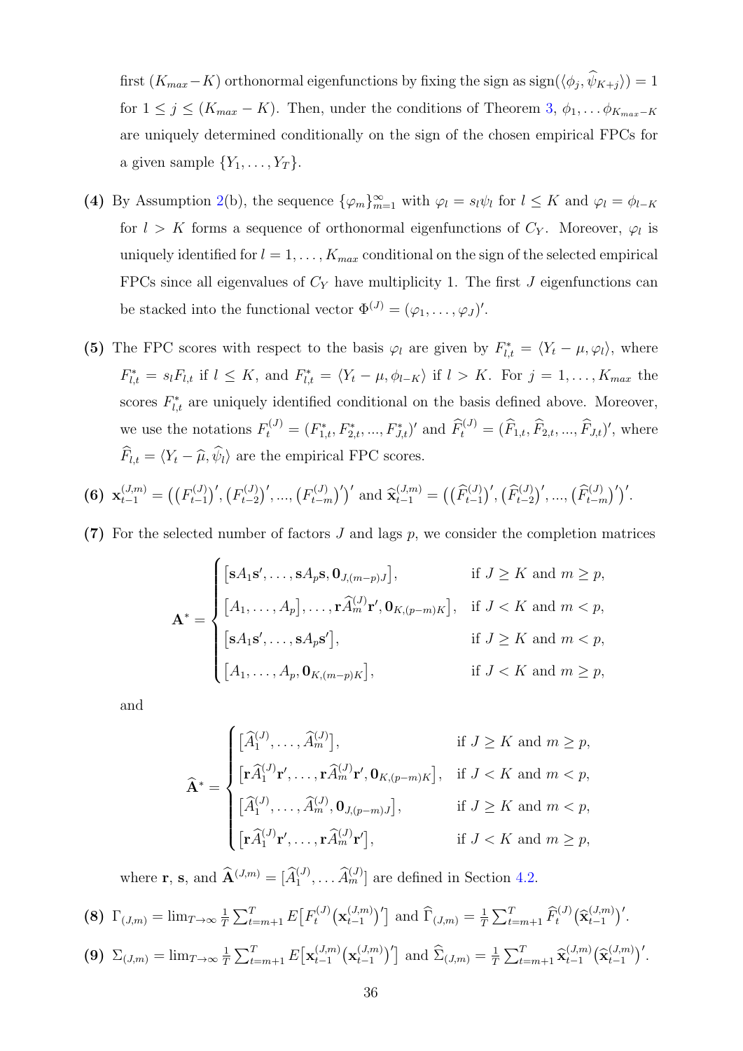first $(K_{max}-K)$ orthonormal eigenfunctions by fixing the sign as $\text{sign}(\langle \phi_j, \widehat{\psi}_{K+j}\rangle) = 1$ for $1 \leq j \leq (K_{max}-K)$. Then, under the conditions of Theorem 3, $\phi_1, \ldots \phi_{K_{max}-K}$ are uniquely determined conditionally on the sign of the chosen empirical FPCs for a given sample $\{Y_1, \ldots, Y_T\}$.

**(4)** By Assumption 2(b), the sequence $\{\varphi_m\}_{m=1}^{\infty}$ with $\varphi_l = s_l \psi_l$ for $l \leq K$ and $\varphi_l = \phi_{l-K}$ for $l > K$ forms a sequence of orthonormal eigenfunctions of $C_Y$. Moreover, $\varphi_l$ is uniquely identified for $l = 1, \ldots, K_{max}$ conditional on the sign of the selected empirical FPCs since all eigenvalues of $C_Y$ have multiplicity 1. The first $J$ eigenfunctions can be stacked into the functional vector $\Phi^{(J)} = (\varphi_1, \ldots, \varphi_J)'$.

**(5)** The FPC scores with respect to the basis $\varphi_l$ are given by $F_{l,t}^* = \langle Y_t - \mu, \varphi_l \rangle$, where $F_{l,t}^* = s_l F_{l,t}$ if $l \leq K$, and $F_{l,t}^* = \langle Y_t - \mu, \phi_{l-K}\rangle$ if $l > K$. For $j = 1, \ldots, K_{max}$ the scores $F_{l,t}^*$ are uniquely identified conditional on the basis defined above. Moreover, we use the notations $F_t^{(J)} = (F_{1,t}^*, F_{2,t}^*, ..., F_{J,t}^*)'$ and $\widehat{F}_t^{(J)} = (\widehat{F}_{1,t}, \widehat{F}_{2,t}, ..., \widehat{F}_{J,t})'$, where $\widehat{F}_{l,t} = \langle Y_t - \widehat{\mu}, \widehat{\psi}_l \rangle$ are the empirical FPC scores.

**(6)** $\mathbf{x}_{t-1}^{(J,m)} = \big((F_{t-1}^{(J)})', (F_{t-2}^{(J)})', ..., (F_{t-m}^{(J)})'\big)'$ and $\widehat{\mathbf{x}}_{t-1}^{(J,m)} = \big((\widehat{F}_{t-1}^{(J)})', (\widehat{F}_{t-2}^{(J)})', ..., (\widehat{F}_{t-m}^{(J)})'\big)'$.

**(7)** For the selected number of factors $J$ and lags $p$, we consider the completion matrices

$$
\mathbf{A}^* = \begin{cases} \big[\mathbf{s}A_1\mathbf{s}', \ldots, \mathbf{s}A_p\mathbf{s}, \mathbf{0}_{J,(m-p)J}\big], & \text{if } J \geq K \text{ and } m \geq p, \\ \big[A_1, \ldots, A_p\big], \ldots, \mathbf{r}\widehat{A}_m^{(J)}\mathbf{r}', \mathbf{0}_{K,(p-m)K}\big], & \text{if } J < K \text{ and } m < p, \\ \big[\mathbf{s}A_1\mathbf{s}', \ldots, \mathbf{s}A_p\mathbf{s}'\big], & \text{if } J \geq K \text{ and } m < p, \\ \big[A_1, \ldots, A_p, \mathbf{0}_{K,(m-p)K}\big], & \text{if } J < K \text{ and } m \geq p, \end{cases}
$$

and

$$
\widehat{\mathbf{A}}^* = \begin{cases} \big[\widehat{A}_1^{(J)}, \ldots, \widehat{A}_m^{(J)}\big], & \text{if } J \geq K \text{ and } m \geq p, \\ \big[\mathbf{r}\widehat{A}_1^{(J)}\mathbf{r}', \ldots, \mathbf{r}\widehat{A}_m^{(J)}\mathbf{r}', \mathbf{0}_{K,(p-m)K}\big], & \text{if } J < K \text{ and } m < p, \\ \big[\widehat{A}_1^{(J)}, \ldots, \widehat{A}_m^{(J)}, \mathbf{0}_{J,(p-m)J}\big], & \text{if } J \geq K \text{ and } m < p, \\ \big[\mathbf{r}\widehat{A}_1^{(J)}\mathbf{r}', \ldots, \mathbf{r}\widehat{A}_m^{(J)}\mathbf{r}'\big], & \text{if } J < K \text{ and } m \geq p, \end{cases}
$$

where $\mathbf{r}$, $\mathbf{s}$, and $\widehat{\mathbf{A}}^{(J,m)} = [\widehat{A}_1^{(J)}, \ldots \widehat{A}_m^{(J)}]$ are defined in Section 4.2.

**(8)** $\Gamma_{(J,m)} = \lim_{T\to\infty} \frac{1}{T}\sum_{t=m+1}^{T} E\big[F_t^{(J)}\big(\mathbf{x}_{t-1}^{(J,m)}\big)'\big]$ and $\widehat{\Gamma}_{(J,m)} = \frac{1}{T}\sum_{t=m+1}^{T} \widehat{F}_t^{(J)}\big(\widehat{\mathbf{x}}_{t-1}^{(J,m)}\big)'$.

**(9)** $\Sigma_{(J,m)} = \lim_{T\to\infty} \frac{1}{T}\sum_{t=m+1}^{T} E\big[\mathbf{x}_{t-1}^{(J,m)}\big(\mathbf{x}_{t-1}^{(J,m)}\big)'\big]$ and $\widehat{\Sigma}_{(J,m)} = \frac{1}{T}\sum_{t=m+1}^{T} \widehat{\mathbf{x}}_{t-1}^{(J,m)}\big(\widehat{\mathbf{x}}_{t-1}^{(J,m)}\big)'$.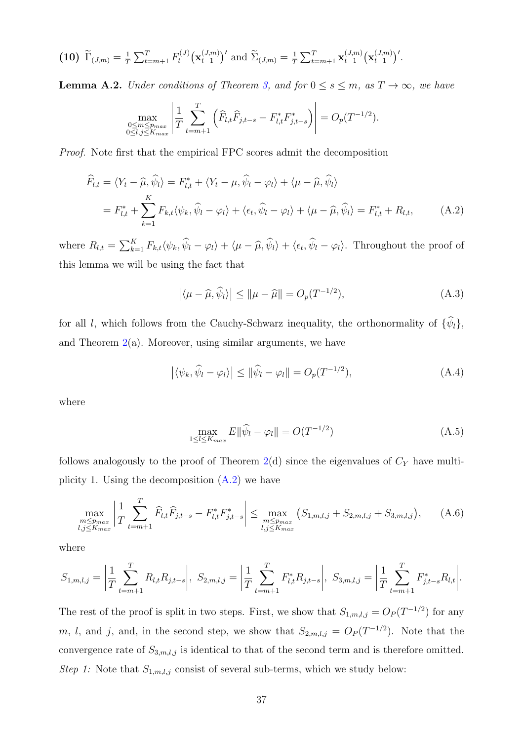**(10)** $\widetilde{\Gamma}_{(J,m)} = \frac{1}{T}\sum_{t=m+1}^{T} F_t^{(J)}\big(\mathbf{x}_{t-1}^{(J,m)}\big)'$ and $\widetilde{\Sigma}_{(J,m)} = \frac{1}{T}\sum_{t=m+1}^{T} \mathbf{x}_{t-1}^{(J,m)}\big(\mathbf{x}_{t-1}^{(J,m)}\big)'$.

**Lemma A.2.** *Under conditions of Theorem 3, and for $0 \le s \le m$, as $T \to \infty$, we have*

$$\max_{\substack{0\le m\le p_{max}\\ 0\le l,j\le K_{max}}} \left| \frac{1}{T}\sum_{t=m+1}^{T}\Big(\widehat{F}_{l,t}\widehat{F}_{j,t-s} - F^*_{l,t}F^*_{j,t-s}\Big)\right| = O_p(T^{-1/2}).$$

*Proof.* Note first that the empirical FPC scores admit the decomposition

$$\begin{aligned}
\widehat{F}_{l,t} &= \langle Y_t - \widehat{\mu}, \widehat{\psi}_l\rangle = F^*_{l,t} + \langle Y_t - \mu, \widehat{\psi}_l - \varphi_l\rangle + \langle \mu - \widehat{\mu}, \widehat{\psi}_l\rangle \\
&= F^*_{l,t} + \sum_{k=1}^{K} F_{k,t}\langle \psi_k, \widehat{\psi}_l - \varphi_l\rangle + \langle \epsilon_t, \widehat{\psi}_l - \varphi_l\rangle + \langle \mu - \widehat{\mu}, \widehat{\psi}_l\rangle = F^*_{l,t} + R_{l,t}, \qquad \text{(A.2)}
\end{aligned}$$

where $R_{l,t} = \sum_{k=1}^{K} F_{k,t}\langle \psi_k, \widehat{\psi}_l - \varphi_l\rangle + \langle \mu - \widehat{\mu}, \widehat{\psi}_l\rangle + \langle \epsilon_t, \widehat{\psi}_l - \varphi_l\rangle$. Throughout the proof of this lemma we will be using the fact that

$$\big|\langle \mu - \widehat{\mu}, \widehat{\psi}_l\rangle\big| \le \|\mu - \widehat{\mu}\| = O_p(T^{-1/2}), \qquad \text{(A.3)}$$

for all $l$, which follows from the Cauchy-Schwarz inequality, the orthonormality of $\{\widehat{\psi}_l\}$, and Theorem 2(a). Moreover, using similar arguments, we have

$$\big|\langle \psi_k, \widehat{\psi}_l - \varphi_l\rangle\big| \le \|\widehat{\psi}_l - \varphi_l\| = O_p(T^{-1/2}), \qquad \text{(A.4)}$$

where

$$\max_{1\le l\le K_{max}} E\|\widehat{\psi}_l - \varphi_l\| = O(T^{-1/2}) \qquad \text{(A.5)}$$

follows analogously to the proof of Theorem 2(d) since the eigenvalues of $C_Y$ have multiplicity 1. Using the decomposition (A.2) we have

$$\max_{\substack{m\le p_{max}\\ l,j\le K_{max}}} \left| \frac{1}{T}\sum_{t=m+1}^{T} \widehat{F}_{l,t}\widehat{F}_{j,t-s} - F^*_{l,t}F^*_{j,t-s}\right| \le \max_{\substack{m\le p_{max}\\ l,j\le K_{max}}} \big(S_{1,m,l,j} + S_{2,m,l,j} + S_{3,m,l,j}\big), \qquad \text{(A.6)}$$

where

$$S_{1,m,l,j} = \left|\frac{1}{T}\sum_{t=m+1}^{T} R_{l,t}R_{j,t-s}\right|,\ S_{2,m,l,j} = \left|\frac{1}{T}\sum_{t=m+1}^{T} F^*_{l,t}R_{j,t-s}\right|,\ S_{3,m,l,j} = \left|\frac{1}{T}\sum_{t=m+1}^{T} F^*_{j,t-s}R_{l,t}\right|.$$

The rest of the proof is split in two steps. First, we show that $S_{1,m,l,j} = O_P(T^{-1/2})$ for any $m$, $l$, and $j$, and, in the second step, we show that $S_{2,m,l,j} = O_P(T^{-1/2})$. Note that the convergence rate of $S_{3,m,l,j}$ is identical to that of the second term and is therefore omitted.

*Step 1:* Note that $S_{1,m,l,j}$ consist of several sub-terms, which we study below: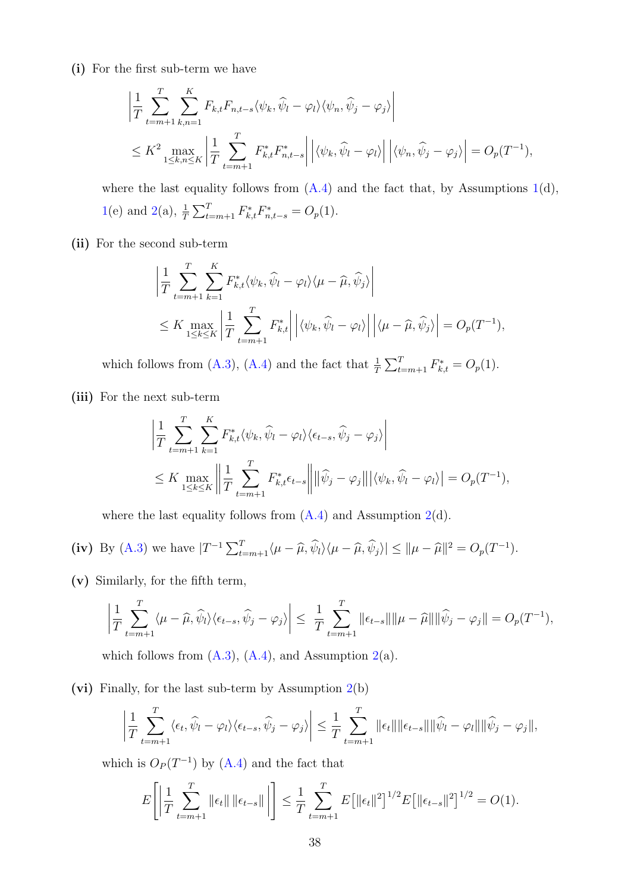**(i)** For the first sub-term we have

$$
\left|\frac{1}{T}\sum_{t=m+1}^{T}\sum_{k,n=1}^{K} F_{k,t}F_{n,t-s}\langle\psi_k,\widehat{\psi}_l-\varphi_l\rangle\langle\psi_n,\widehat{\psi}_j-\varphi_j\rangle\right|
$$

$$
\leq K^2 \max_{1\leq k,n\leq K}\left|\frac{1}{T}\sum_{t=m+1}^{T} F^*_{k,t}F^*_{n,t-s}\right|\left|\langle\psi_k,\widehat{\psi}_l-\varphi_l\rangle\right|\left|\langle\psi_n,\widehat{\psi}_j-\varphi_j\rangle\right| = O_p(T^{-1}),
$$

where the last equality follows from (A.4) and the fact that, by Assumptions 1(d), 1(e) and 2(a), $\frac{1}{T}\sum_{t=m+1}^{T} F^*_{k,t}F^*_{n,t-s} = O_p(1)$.

**(ii)** For the second sub-term

$$
\left|\frac{1}{T}\sum_{t=m+1}^{T}\sum_{k=1}^{K} F^*_{k,t}\langle\psi_k,\widehat{\psi}_l-\varphi_l\rangle\langle\mu-\widehat{\mu},\widehat{\psi}_j\rangle\right|
$$

$$
\leq K\max_{1\leq k\leq K}\left|\frac{1}{T}\sum_{t=m+1}^{T} F^*_{k,t}\right|\left|\langle\psi_k,\widehat{\psi}_l-\varphi_l\rangle\right|\left|\langle\mu-\widehat{\mu},\widehat{\psi}_j\rangle\right| = O_p(T^{-1}),
$$

which follows from (A.3), (A.4) and the fact that $\frac{1}{T}\sum_{t=m+1}^{T} F^*_{k,t} = O_p(1)$.

**(iii)** For the next sub-term

$$
\left|\frac{1}{T}\sum_{t=m+1}^{T}\sum_{k=1}^{K} F^*_{k,t}\langle\psi_k,\widehat{\psi}_l-\varphi_l\rangle\langle\epsilon_{t-s},\widehat{\psi}_j-\varphi_j\rangle\right|
$$

$$
\leq K\max_{1\leq k\leq K}\left\|\frac{1}{T}\sum_{t=m+1}^{T} F^*_{k,t}\epsilon_{t-s}\right\|\|\widehat{\psi}_j-\varphi_j\||\langle\psi_k,\widehat{\psi}_l-\varphi_l\rangle| = O_p(T^{-1}),
$$

where the last equality follows from (A.4) and Assumption 2(d).

**(iv)** By (A.3) we have $|T^{-1}\sum_{t=m+1}^{T}\langle\mu-\widehat{\mu},\widehat{\psi}_l\rangle\langle\mu-\widehat{\mu},\widehat{\psi}_j\rangle| \leq \|\mu-\widehat{\mu}\|^2 = O_p(T^{-1})$.

**(v)** Similarly, for the fifth term,

$$
\left|\frac{1}{T}\sum_{t=m+1}^{T}\langle\mu-\widehat{\mu},\widehat{\psi}_l\rangle\langle\epsilon_{t-s},\widehat{\psi}_j-\varphi_j\rangle\right| \leq \frac{1}{T}\sum_{t=m+1}^{T}\|\epsilon_{t-s}\|\|\mu-\widehat{\mu}\|\|\widehat{\psi}_j-\varphi_j\| = O_p(T^{-1}),
$$

which follows from (A.3), (A.4), and Assumption 2(a).

**(vi)** Finally, for the last sub-term by Assumption 2(b)

$$
\left|\frac{1}{T}\sum_{t=m+1}^{T}\langle\epsilon_t,\widehat{\psi}_l-\varphi_l\rangle\langle\epsilon_{t-s},\widehat{\psi}_j-\varphi_j\rangle\right| \leq \frac{1}{T}\sum_{t=m+1}^{T}\|\epsilon_t\|\|\epsilon_{t-s}\|\|\widehat{\psi}_l-\varphi_l\|\|\widehat{\psi}_j-\varphi_j\|,
$$

which is $O_P(T^{-1})$ by (A.4) and the fact that

$$
E\left[\left|\frac{1}{T}\sum_{t=m+1}^{T}\|\epsilon_t\|\,\|\epsilon_{t-s}\|\right|\right] \leq \frac{1}{T}\sum_{t=m+1}^{T} E\big[\|\epsilon_t\|^2\big]^{1/2}E\big[\|\epsilon_{t-s}\|^2\big]^{1/2} = O(1).
$$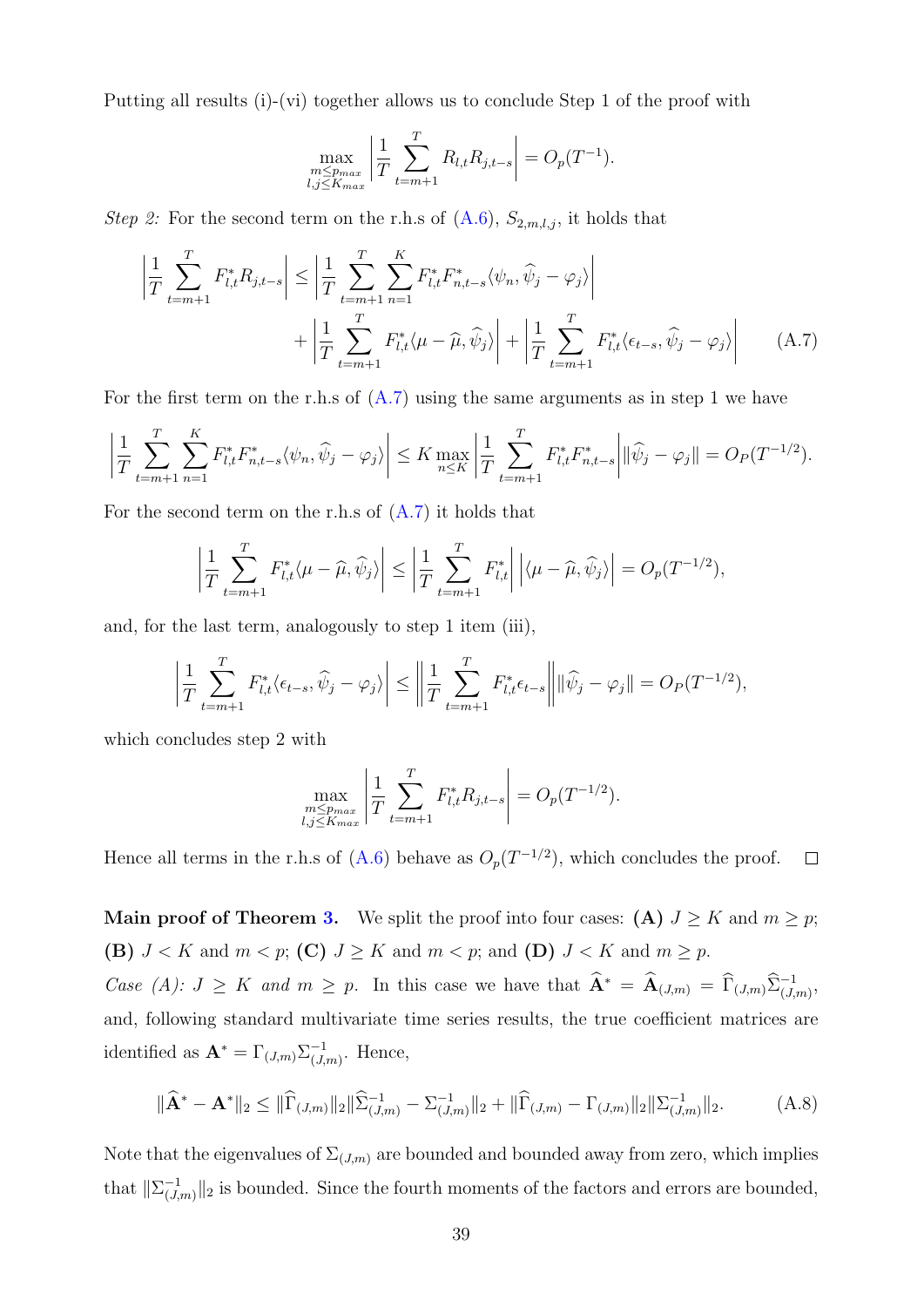Putting all results (i)-(vi) together allows us to conclude Step 1 of the proof with

$$\max_{\substack{m \leq p_{max} \\ l,j \leq K_{max}}} \left| \frac{1}{T} \sum_{t=m+1}^{T} R_{l,t} R_{j,t-s} \right| = O_p(T^{-1}).$$

*Step 2:* For the second term on the r.h.s of (A.6), $S_{2,m,l,j}$, it holds that

$$\left| \frac{1}{T} \sum_{t=m+1}^{T} F^*_{l,t} R_{j,t-s} \right| \leq \left| \frac{1}{T} \sum_{t=m+1}^{T} \sum_{n=1}^{K} F^*_{l,t} F^*_{n,t-s} \langle \psi_n, \widehat{\psi}_j - \varphi_j \rangle \right| + \left| \frac{1}{T} \sum_{t=m+1}^{T} F^*_{l,t} \langle \mu - \widehat{\mu}, \widehat{\psi}_j \rangle \right| + \left| \frac{1}{T} \sum_{t=m+1}^{T} F^*_{l,t} \langle \epsilon_{t-s}, \widehat{\psi}_j - \varphi_j \rangle \right| \tag{A.7}$$

For the first term on the r.h.s of (A.7) using the same arguments as in step 1 we have

$$\left| \frac{1}{T} \sum_{t=m+1}^{T} \sum_{n=1}^{K} F^*_{l,t} F^*_{n,t-s} \langle \psi_n, \widehat{\psi}_j - \varphi_j \rangle \right| \leq K \max_{n \leq K} \left| \frac{1}{T} \sum_{t=m+1}^{T} F^*_{l,t} F^*_{n,t-s} \right| \| \widehat{\psi}_j - \varphi_j \| = O_P(T^{-1/2}).$$

For the second term on the r.h.s of (A.7) it holds that

$$\left| \frac{1}{T} \sum_{t=m+1}^{T} F^*_{l,t} \langle \mu - \widehat{\mu}, \widehat{\psi}_j \rangle \right| \leq \left| \frac{1}{T} \sum_{t=m+1}^{T} F^*_{l,t} \right| \left| \langle \mu - \widehat{\mu}, \widehat{\psi}_j \rangle \right| = O_p(T^{-1/2}),$$

and, for the last term, analogously to step 1 item (iii),

$$\left| \frac{1}{T} \sum_{t=m+1}^{T} F^*_{l,t} \langle \epsilon_{t-s}, \widehat{\psi}_j - \varphi_j \rangle \right| \leq \left\| \frac{1}{T} \sum_{t=m+1}^{T} F^*_{l,t} \epsilon_{t-s} \right\| \| \widehat{\psi}_j - \varphi_j \| = O_P(T^{-1/2}),$$

which concludes step 2 with

$$\max_{\substack{m \leq p_{max} \\ l,j \leq K_{max}}} \left| \frac{1}{T} \sum_{t=m+1}^{T} F^*_{l,t} R_{j,t-s} \right| = O_p(T^{-1/2}).$$

Hence all terms in the r.h.s of (A.6) behave as $O_p(T^{-1/2})$, which concludes the proof. $\square$

**Main proof of Theorem 3.** We split the proof into four cases: **(A)** $J \geq K$ and $m \geq p$; **(B)** $J < K$ and $m < p$; **(C)** $J \geq K$ and $m < p$; and **(D)** $J < K$ and $m \geq p$.

*Case (A): $J \geq K$ and $m \geq p$.* In this case we have that $\widehat{\mathbf{A}}^* = \widehat{\mathbf{A}}_{(J,m)} = \widehat{\Gamma}_{(J,m)} \widehat{\Sigma}^{-1}_{(J,m)}$, and, following standard multivariate time series results, the true coefficient matrices are identified as $\mathbf{A}^* = \Gamma_{(J,m)} \Sigma^{-1}_{(J,m)}$. Hence,

$$\| \widehat{\mathbf{A}}^* - \mathbf{A}^* \|_2 \leq \| \widehat{\Gamma}_{(J,m)} \|_2 \| \widehat{\Sigma}^{-1}_{(J,m)} - \Sigma^{-1}_{(J,m)} \|_2 + \| \widehat{\Gamma}_{(J,m)} - \Gamma_{(J,m)} \|_2 \| \Sigma^{-1}_{(J,m)} \|_2. \tag{A.8}$$

Note that the eigenvalues of $\Sigma_{(J,m)}$ are bounded and bounded away from zero, which implies that $\| \Sigma^{-1}_{(J,m)} \|_2$ is bounded. Since the fourth moments of the factors and errors are bounded,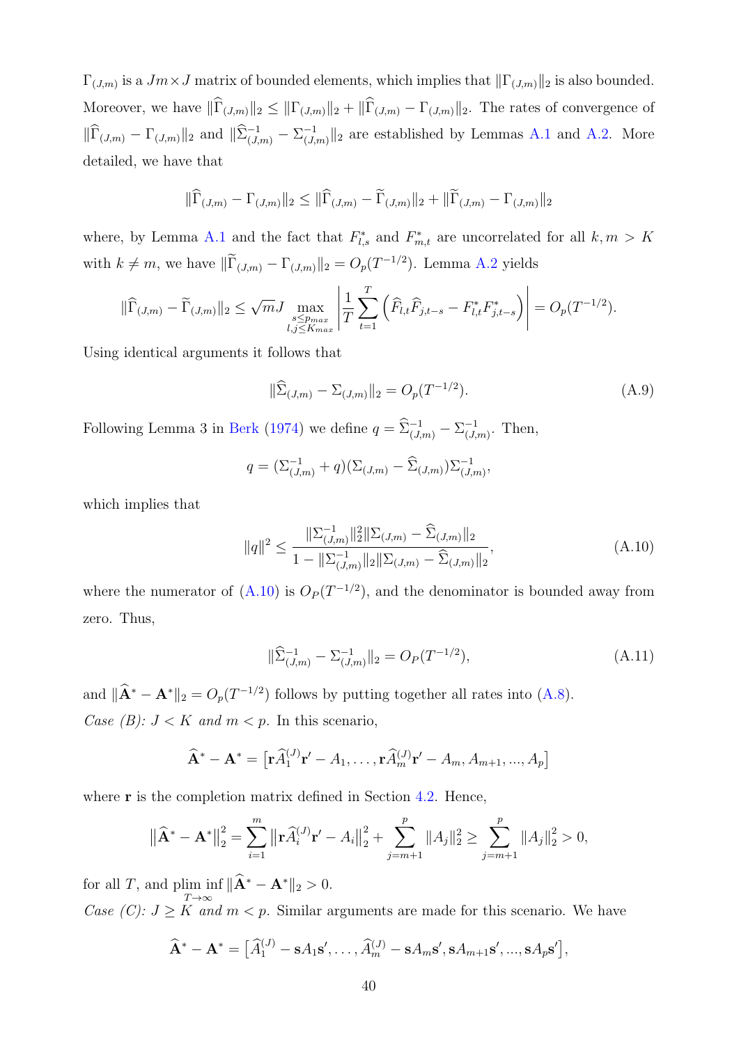$\Gamma_{(J,m)}$ is a $Jm \times J$ matrix of bounded elements, which implies that $\|\Gamma_{(J,m)}\|_2$ is also bounded. Moreover, we have $\|\widehat{\Gamma}_{(J,m)}\|_2 \leq \|\Gamma_{(J,m)}\|_2 + \|\widehat{\Gamma}_{(J,m)} - \Gamma_{(J,m)}\|_2$. The rates of convergence of $\|\widehat{\Gamma}_{(J,m)} - \Gamma_{(J,m)}\|_2$ and $\|\widehat{\Sigma}^{-1}_{(J,m)} - \Sigma^{-1}_{(J,m)}\|_2$ are established by Lemmas A.1 and A.2. More detailed, we have that

$$\|\widehat{\Gamma}_{(J,m)} - \Gamma_{(J,m)}\|_2 \leq \|\widehat{\Gamma}_{(J,m)} - \widetilde{\Gamma}_{(J,m)}\|_2 + \|\widetilde{\Gamma}_{(J,m)} - \Gamma_{(J,m)}\|_2$$

where, by Lemma A.1 and the fact that $F^*_{l,s}$ and $F^*_{m,t}$ are uncorrelated for all $k, m > K$ with $k \neq m$, we have $\|\widetilde{\Gamma}_{(J,m)} - \Gamma_{(J,m)}\|_2 = O_p(T^{-1/2})$. Lemma A.2 yields

$$\|\widehat{\Gamma}_{(J,m)} - \widetilde{\Gamma}_{(J,m)}\|_2 \leq \sqrt{m}J \max_{\substack{s \leq p_{max} \\ l,j \leq K_{max}}} \left| \frac{1}{T} \sum_{t=1}^{T} \left( \widehat{F}_{l,t}\widehat{F}_{j,t-s} - F^*_{l,t}F^*_{j,t-s} \right) \right| = O_p(T^{-1/2}).$$

Using identical arguments it follows that

$$\|\widehat{\Sigma}_{(J,m)} - \Sigma_{(J,m)}\|_2 = O_p(T^{-1/2}). \tag{A.9}$$

Following Lemma 3 in Berk (1974) we define $q = \widehat{\Sigma}^{-1}_{(J,m)} - \Sigma^{-1}_{(J,m)}$. Then,

$$q = (\Sigma^{-1}_{(J,m)} + q)(\Sigma_{(J,m)} - \widehat{\Sigma}_{(J,m)})\Sigma^{-1}_{(J,m)},$$

which implies that

$$\|q\|^2 \leq \frac{\|\Sigma^{-1}_{(J,m)}\|_2^2 \|\Sigma_{(J,m)} - \widehat{\Sigma}_{(J,m)}\|_2}{1 - \|\Sigma^{-1}_{(J,m)}\|_2 \|\Sigma_{(J,m)} - \widehat{\Sigma}_{(J,m)}\|_2}, \tag{A.10}$$

where the numerator of (A.10) is $O_P(T^{-1/2})$, and the denominator is bounded away from zero. Thus,

$$\|\widehat{\Sigma}^{-1}_{(J,m)} - \Sigma^{-1}_{(J,m)}\|_2 = O_P(T^{-1/2}), \tag{A.11}$$

and $\|\widehat{\mathbf{A}}^* - \mathbf{A}^*\|_2 = O_p(T^{-1/2})$ follows by putting together all rates into (A.8).

*Case (B): $J < K$ and $m < p$.* In this scenario,

$$\widehat{\mathbf{A}}^* - \mathbf{A}^* = \left[\mathbf{r}\widehat{A}^{(J)}_1\mathbf{r}' - A_1, \ldots, \mathbf{r}\widehat{A}^{(J)}_m\mathbf{r}' - A_m, A_{m+1}, ..., A_p\right]$$

where $\mathbf{r}$ is the completion matrix defined in Section 4.2. Hence,

$$\left\|\widehat{\mathbf{A}}^* - \mathbf{A}^*\right\|_2^2 = \sum_{i=1}^{m} \left\|\mathbf{r}\widehat{A}^{(J)}_i\mathbf{r}' - A_i\right\|_2^2 + \sum_{j=m+1}^{p} \|A_j\|_2^2 \geq \sum_{j=m+1}^{p} \|A_j\|_2^2 > 0,$$

for all $T$, and $\operatorname*{plim\,inf}_{T\to\infty} \|\widehat{\mathbf{A}}^* - \mathbf{A}^*\|_2 > 0$.

*Case (C): $J \geq K$ and $m < p$.* Similar arguments are made for this scenario. We have

$$\widehat{\mathbf{A}}^* - \mathbf{A}^* = \left[\widehat{A}^{(J)}_1 - \mathbf{s}A_1\mathbf{s}', \ldots, \widehat{A}^{(J)}_m - \mathbf{s}A_m\mathbf{s}', \mathbf{s}A_{m+1}\mathbf{s}', ..., \mathbf{s}A_p\mathbf{s}'\right],$$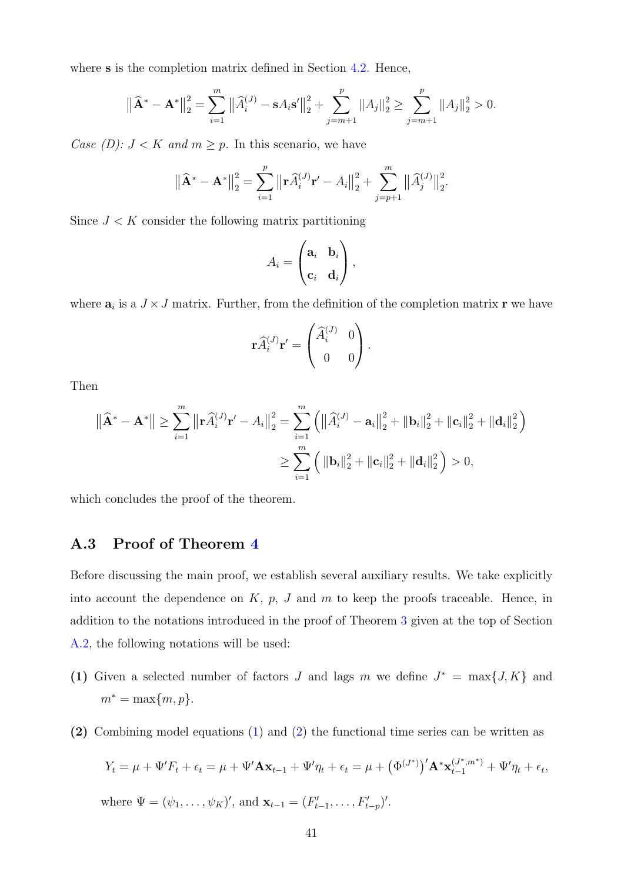where $\mathbf{s}$ is the completion matrix defined in Section 4.2. Hence,

$$\left\|\widehat{\mathbf{A}}^{*}-\mathbf{A}^{*}\right\|_2^2=\sum_{i=1}^{m}\left\|\widehat{A}_i^{(J)}-\mathbf{s}A_i\mathbf{s}'\right\|_2^2+\sum_{j=m+1}^{p}\left\|A_j\right\|_2^2\geq\sum_{j=m+1}^{p}\left\|A_j\right\|_2^2>0.$$

*Case (D): $J<K$ and $m\geq p$.* In this scenario, we have

$$\left\|\widehat{\mathbf{A}}^{*}-\mathbf{A}^{*}\right\|_2^2=\sum_{i=1}^{p}\left\|\mathbf{r}\widehat{A}_i^{(J)}\mathbf{r}'-A_i\right\|_2^2+\sum_{j=p+1}^{m}\left\|\widehat{A}_j^{(J)}\right\|_2^2.$$

Since $J<K$ consider the following matrix partitioning

$$A_i=\begin{pmatrix}\mathbf{a}_i & \mathbf{b}_i\\ \mathbf{c}_i & \mathbf{d}_i\end{pmatrix},$$

where $\mathbf{a}_i$ is a $J\times J$ matrix. Further, from the definition of the completion matrix $\mathbf{r}$ we have

$$\mathbf{r}\widehat{A}_i^{(J)}\mathbf{r}'=\begin{pmatrix}\widehat{A}_i^{(J)} & 0\\ 0 & 0\end{pmatrix}.$$

Then

$$\begin{aligned}\left\|\widehat{\mathbf{A}}^{*}-\mathbf{A}^{*}\right\|\geq\sum_{i=1}^{m}\left\|\mathbf{r}\widehat{A}_i^{(J)}\mathbf{r}'-A_i\right\|_2^2&=\sum_{i=1}^{m}\left(\left\|\widehat{A}_i^{(J)}-\mathbf{a}_i\right\|_2^2+\left\|\mathbf{b}_i\right\|_2^2+\left\|\mathbf{c}_i\right\|_2^2+\left\|\mathbf{d}_i\right\|_2^2\right)\\&\geq\sum_{i=1}^{m}\left(\left\|\mathbf{b}_i\right\|_2^2+\left\|\mathbf{c}_i\right\|_2^2+\left\|\mathbf{d}_i\right\|_2^2\right)>0,\end{aligned}$$

which concludes the proof of the theorem.

## A.3 Proof of Theorem 4

Before discussing the main proof, we establish several auxiliary results. We take explicitly into account the dependence on $K$, $p$, $J$ and $m$ to keep the proofs traceable. Hence, in addition to the notations introduced in the proof of Theorem 3 given at the top of Section A.2, the following notations will be used:

**(1)** Given a selected number of factors $J$ and lags $m$ we define $J^*=\max\{J,K\}$ and $m^*=\max\{m,p\}$.

**(2)** Combining model equations (1) and (2) the functional time series can be written as

$$Y_t=\mu+\Psi'F_t+\epsilon_t=\mu+\Psi'\mathbf{A}\mathbf{x}_{t-1}+\Psi'\eta_t+\epsilon_t=\mu+\left(\Phi^{(J^*)}\right)'\mathbf{A}^*\mathbf{x}_{t-1}^{(J^*,m^*)}+\Psi'\eta_t+\epsilon_t,$$

where $\Psi=(\psi_1,\ldots,\psi_K)'$, and $\mathbf{x}_{t-1}=(F_{t-1}',\ldots,F_{t-p}')'$.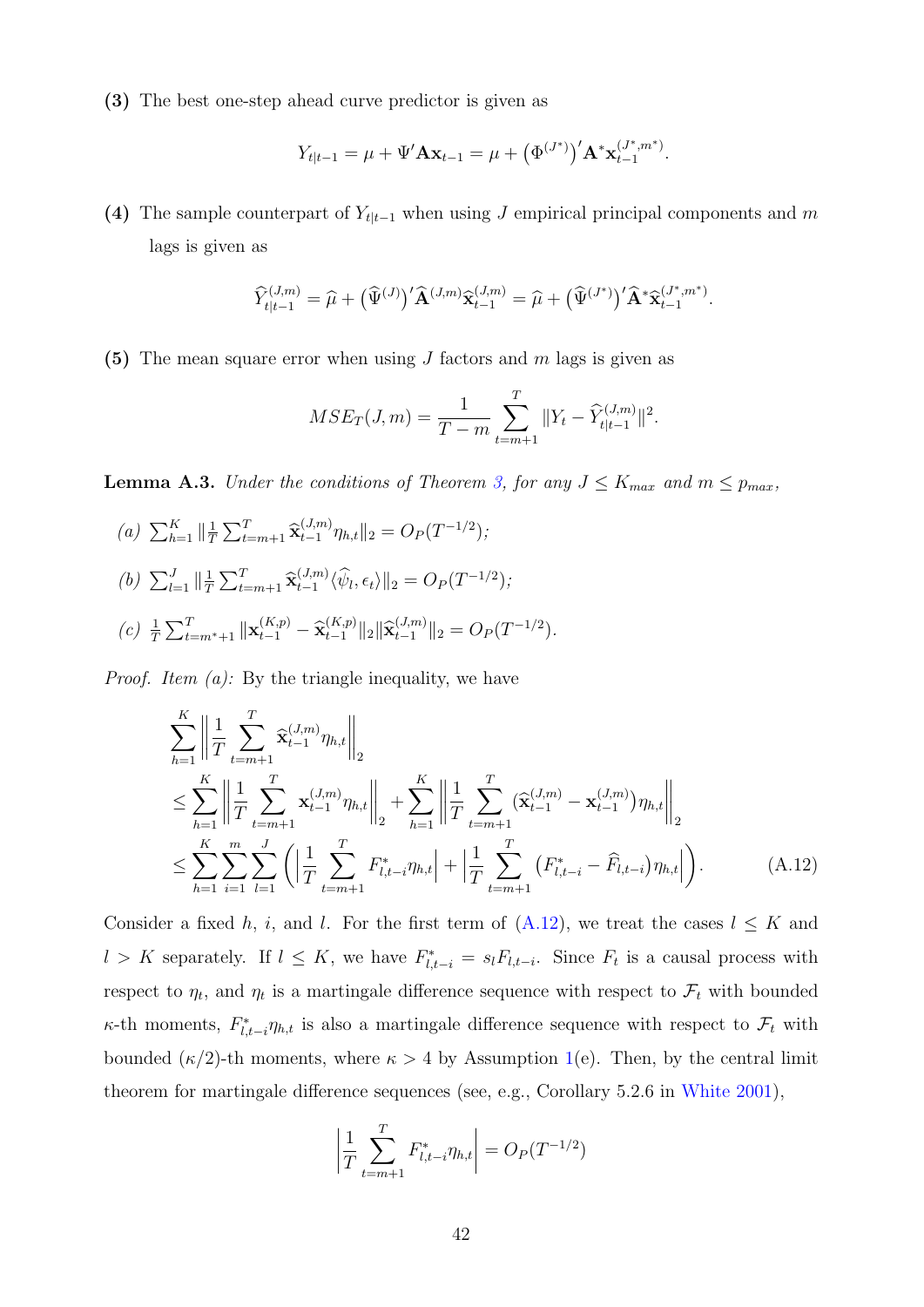**(3)** The best one-step ahead curve predictor is given as

$$Y_{t|t-1} = \mu + \Psi' \mathbf{A} \mathbf{x}_{t-1} = \mu + \left(\Phi^{(J^*)}\right)' \mathbf{A}^* \mathbf{x}_{t-1}^{(J^*, m^*)}.$$

**(4)** The sample counterpart of $Y_{t|t-1}$ when using $J$ empirical principal components and $m$ lags is given as

$$\widehat{Y}_{t|t-1}^{(J,m)} = \widehat{\mu} + \left(\widehat{\Psi}^{(J)}\right)' \widehat{\mathbf{A}}^{(J,m)} \widehat{\mathbf{x}}_{t-1}^{(J,m)} = \widehat{\mu} + \left(\widehat{\Psi}^{(J^*)}\right)' \widehat{\mathbf{A}}^* \widehat{\mathbf{x}}_{t-1}^{(J^*, m^*)}.$$

**(5)** The mean square error when using $J$ factors and $m$ lags is given as

$$MSE_T(J, m) = \frac{1}{T - m} \sum_{t=m+1}^{T} \| Y_t - \widehat{Y}_{t|t-1}^{(J,m)} \|^2.$$

**Lemma A.3.** *Under the conditions of Theorem 3, for any $J \leq K_{max}$ and $m \leq p_{max}$,*

*(a)* $\sum_{h=1}^{K} \| \frac{1}{T} \sum_{t=m+1}^{T} \widehat{\mathbf{x}}_{t-1}^{(J,m)} \eta_{h,t} \|_2 = O_P(T^{-1/2})$;

*(b)* $\sum_{l=1}^{J} \| \frac{1}{T} \sum_{t=m+1}^{T} \widehat{\mathbf{x}}_{t-1}^{(J,m)} \langle \widehat{\psi}_l, \epsilon_t \rangle \|_2 = O_P(T^{-1/2})$;

*(c)* $\frac{1}{T} \sum_{t=m^*+1}^{T} \| \mathbf{x}_{t-1}^{(K,p)} - \widehat{\mathbf{x}}_{t-1}^{(K,p)} \|_2 \| \widehat{\mathbf{x}}_{t-1}^{(J,m)} \|_2 = O_P(T^{-1/2})$.

*Proof. Item (a):* By the triangle inequality, we have

$$\begin{aligned}
&\sum_{h=1}^{K} \left\| \frac{1}{T} \sum_{t=m+1}^{T} \widehat{\mathbf{x}}_{t-1}^{(J,m)} \eta_{h,t} \right\|_2 \\
&\leq \sum_{h=1}^{K} \left\| \frac{1}{T} \sum_{t=m+1}^{T} \mathbf{x}_{t-1}^{(J,m)} \eta_{h,t} \right\|_2 + \sum_{h=1}^{K} \left\| \frac{1}{T} \sum_{t=m+1}^{T} (\widehat{\mathbf{x}}_{t-1}^{(J,m)} - \mathbf{x}_{t-1}^{(J,m)}) \eta_{h,t} \right\|_2 \\
&\leq \sum_{h=1}^{K} \sum_{i=1}^{m} \sum_{l=1}^{J} \left( \left| \frac{1}{T} \sum_{t=m+1}^{T} F_{l,t-i}^* \eta_{h,t} \right| + \left| \frac{1}{T} \sum_{t=m+1}^{T} \left( F_{l,t-i}^* - \widehat{F}_{l,t-i} \right) \eta_{h,t} \right| \right). \qquad \text{(A.12)}
\end{aligned}$$

Consider a fixed $h$, $i$, and $l$. For the first term of (A.12), we treat the cases $l \leq K$ and $l > K$ separately. If $l \leq K$, we have $F_{l,t-i}^* = s_l F_{l,t-i}$. Since $F_t$ is a causal process with respect to $\eta_t$, and $\eta_t$ is a martingale difference sequence with respect to $\mathcal{F}_t$ with bounded $\kappa$-th moments, $F_{l,t-i}^* \eta_{h,t}$ is also a martingale difference sequence with respect to $\mathcal{F}_t$ with bounded $(\kappa/2)$-th moments, where $\kappa > 4$ by Assumption 1(e). Then, by the central limit theorem for martingale difference sequences (see, e.g., Corollary 5.2.6 in White 2001),

$$\left| \frac{1}{T} \sum_{t=m+1}^{T} F_{l,t-i}^* \eta_{h,t} \right| = O_P(T^{-1/2})$$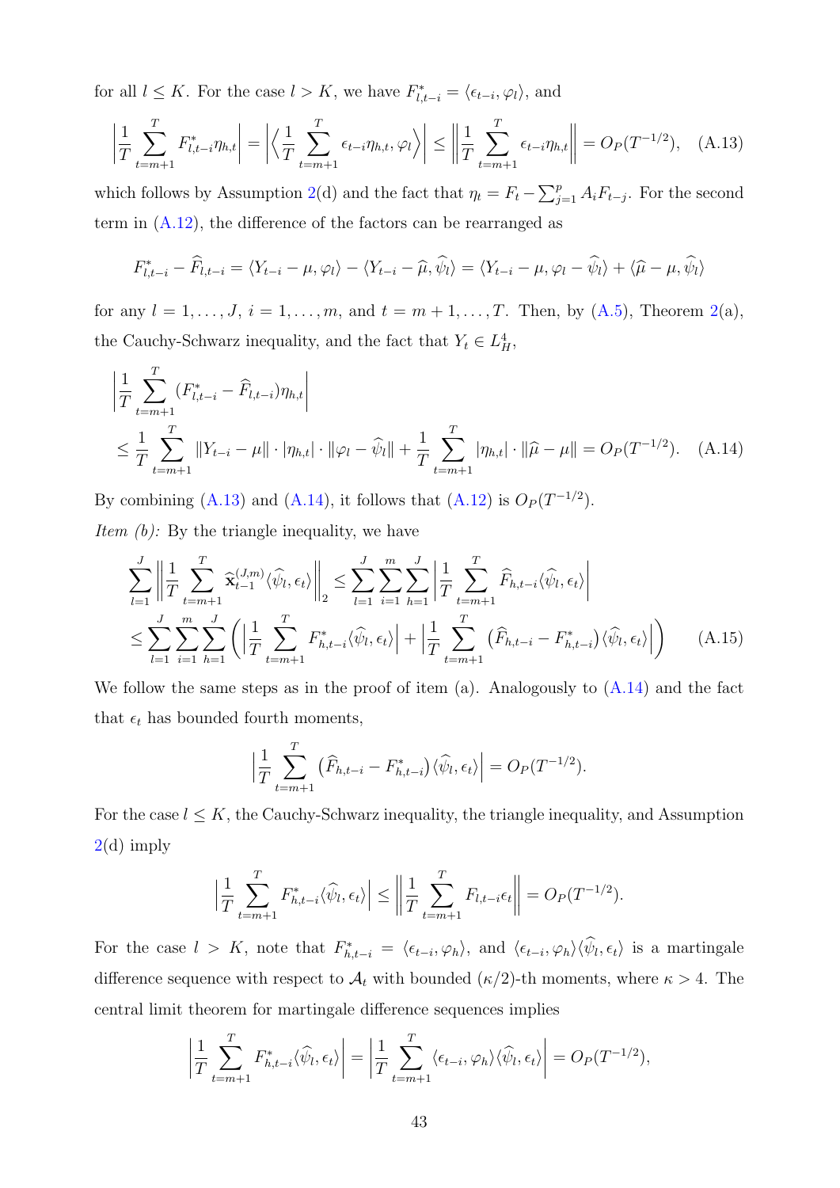for all $l \leq K$. For the case $l > K$, we have $F^*_{l,t-i} = \langle \epsilon_{t-i}, \varphi_l \rangle$, and

$$\left| \frac{1}{T} \sum_{t=m+1}^{T} F^*_{l,t-i} \eta_{h,t} \right| = \left| \left\langle \frac{1}{T} \sum_{t=m+1}^{T} \epsilon_{t-i} \eta_{h,t}, \varphi_l \right\rangle \right| \leq \left\| \frac{1}{T} \sum_{t=m+1}^{T} \epsilon_{t-i} \eta_{h,t} \right\| = O_P(T^{-1/2}), \quad \text{(A.13)}$$

which follows by Assumption 2(d) and the fact that $\eta_t = F_t - \sum_{j=1}^{p} A_i F_{t-j}$. For the second term in (A.12), the difference of the factors can be rearranged as

$$F^*_{l,t-i} - \widehat{F}_{l,t-i} = \langle Y_{t-i} - \mu, \varphi_l \rangle - \langle Y_{t-i} - \widehat{\mu}, \widehat{\psi}_l \rangle = \langle Y_{t-i} - \mu, \varphi_l - \widehat{\psi}_l \rangle + \langle \widehat{\mu} - \mu, \widehat{\psi}_l \rangle$$

for any $l = 1, \ldots, J$, $i = 1, \ldots, m$, and $t = m+1, \ldots, T$. Then, by (A.5), Theorem 2(a), the Cauchy-Schwarz inequality, and the fact that $Y_t \in L^4_H$,

$$\begin{aligned}
&\left| \frac{1}{T} \sum_{t=m+1}^{T} (F^*_{l,t-i} - \widehat{F}_{l,t-i}) \eta_{h,t} \right| \\
&\leq \frac{1}{T} \sum_{t=m+1}^{T} \|Y_{t-i} - \mu\| \cdot |\eta_{h,t}| \cdot \|\varphi_l - \widehat{\psi}_l\| + \frac{1}{T} \sum_{t=m+1}^{T} |\eta_{h,t}| \cdot \|\widehat{\mu} - \mu\| = O_P(T^{-1/2}). \quad \text{(A.14)}
\end{aligned}$$

By combining (A.13) and (A.14), it follows that (A.12) is $O_P(T^{-1/2})$.

*Item (b):* By the triangle inequality, we have

$$\begin{aligned}
\sum_{l=1}^{J} \left\| \frac{1}{T} \sum_{t=m+1}^{T} \widehat{\mathbf{x}}^{(J,m)}_{t-1} \langle \widehat{\psi}_l, \epsilon_t \rangle \right\|_2 &\leq \sum_{l=1}^{J} \sum_{i=1}^{m} \sum_{h=1}^{J} \left| \frac{1}{T} \sum_{t=m+1}^{T} \widehat{F}_{h,t-i} \langle \widehat{\psi}_l, \epsilon_t \rangle \right| \\
&\leq \sum_{l=1}^{J} \sum_{i=1}^{m} \sum_{h=1}^{J} \left( \left| \frac{1}{T} \sum_{t=m+1}^{T} F^*_{h,t-i} \langle \widehat{\psi}_l, \epsilon_t \rangle \right| + \left| \frac{1}{T} \sum_{t=m+1}^{T} \big( \widehat{F}_{h,t-i} - F^*_{h,t-i} \big) \langle \widehat{\psi}_l, \epsilon_t \rangle \right| \right) \quad \text{(A.15)}
\end{aligned}$$

We follow the same steps as in the proof of item (a). Analogously to (A.14) and the fact that $\epsilon_t$ has bounded fourth moments,

$$\left| \frac{1}{T} \sum_{t=m+1}^{T} \big( \widehat{F}_{h,t-i} - F^*_{h,t-i} \big) \langle \widehat{\psi}_l, \epsilon_t \rangle \right| = O_P(T^{-1/2}).$$

For the case $l \leq K$, the Cauchy-Schwarz inequality, the triangle inequality, and Assumption 2(d) imply

$$\left| \frac{1}{T} \sum_{t=m+1}^{T} F^*_{h,t-i} \langle \widehat{\psi}_l, \epsilon_t \rangle \right| \leq \left\| \frac{1}{T} \sum_{t=m+1}^{T} F_{l,t-i} \epsilon_t \right\| = O_P(T^{-1/2}).$$

For the case $l > K$, note that $F^*_{h,t-i} = \langle \epsilon_{t-i}, \varphi_h \rangle$, and $\langle \epsilon_{t-i}, \varphi_h \rangle \langle \widehat{\psi}_l, \epsilon_t \rangle$ is a martingale difference sequence with respect to $\mathcal{A}_t$ with bounded $(\kappa/2)$-th moments, where $\kappa > 4$. The central limit theorem for martingale difference sequences implies

$$\left| \frac{1}{T} \sum_{t=m+1}^{T} F^*_{h,t-i} \langle \widehat{\psi}_l, \epsilon_t \rangle \right| = \left| \frac{1}{T} \sum_{t=m+1}^{T} \langle \epsilon_{t-i}, \varphi_h \rangle \langle \widehat{\psi}_l, \epsilon_t \rangle \right| = O_P(T^{-1/2}),$$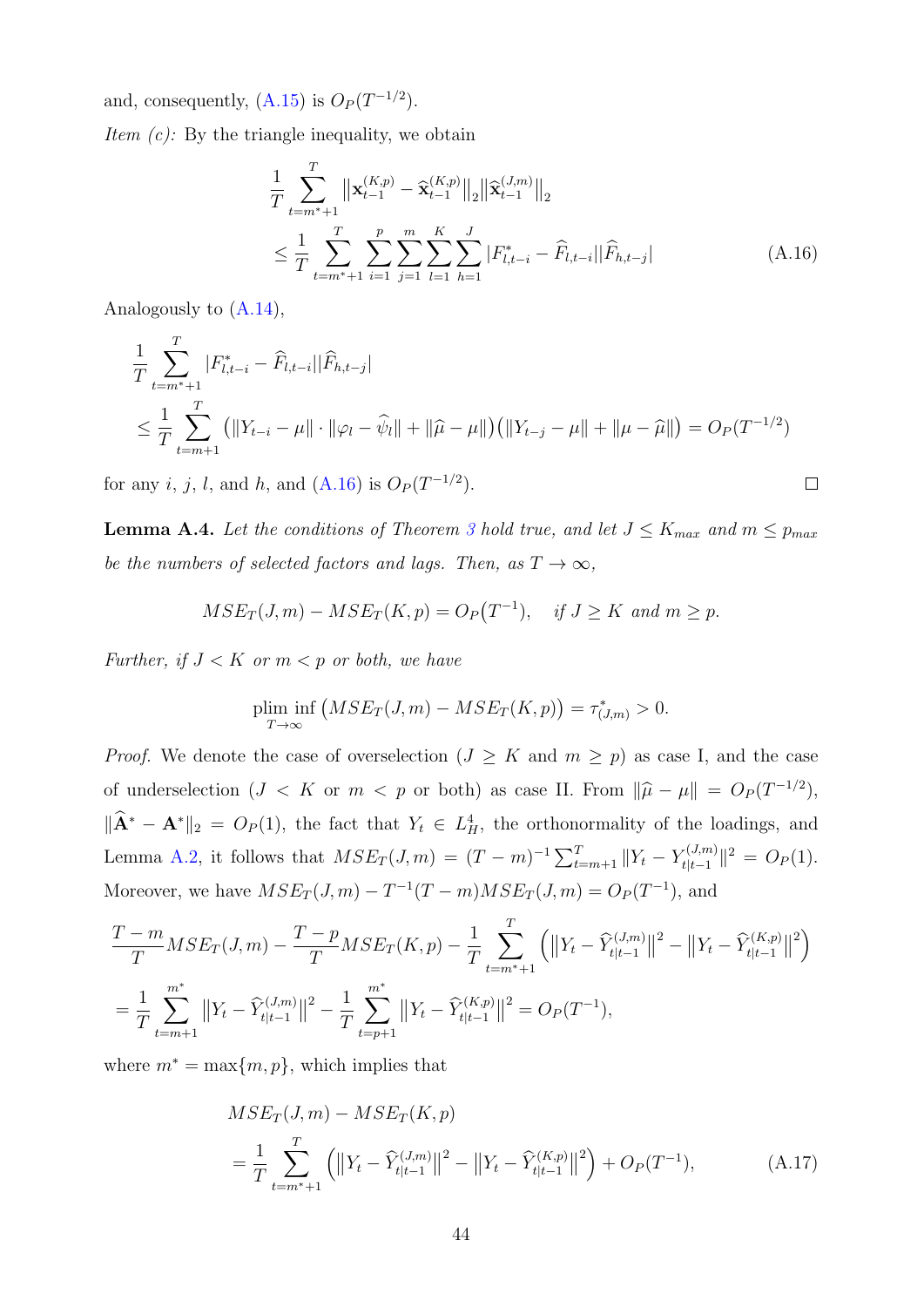and, consequently, (A.15) is $O_P(T^{-1/2})$.

*Item (c):* By the triangle inequality, we obtain

$$
\begin{aligned}
&\frac{1}{T}\sum_{t=m^*+1}^{T}\big\|\mathbf{x}_{t-1}^{(K,p)}-\widehat{\mathbf{x}}_{t-1}^{(K,p)}\big\|_2\big\|\widehat{\mathbf{x}}_{t-1}^{(J,m)}\big\|_2 \\
&\leq \frac{1}{T}\sum_{t=m^*+1}^{T}\sum_{i=1}^{p}\sum_{j=1}^{m}\sum_{l=1}^{K}\sum_{h=1}^{J}|F^*_{l,t-i}-\widehat{F}_{l,t-i}||\widehat{F}_{h,t-j}| \qquad \text{(A.16)}
\end{aligned}
$$

Analogously to (A.14),

$$
\begin{aligned}
&\frac{1}{T}\sum_{t=m^*+1}^{T}|F^*_{l,t-i}-\widehat{F}_{l,t-i}||\widehat{F}_{h,t-j}| \\
&\leq \frac{1}{T}\sum_{t=m+1}^{T}\big(\|Y_{t-i}-\mu\|\cdot\|\varphi_l-\widehat{\psi}_l\|+\|\widehat{\mu}-\mu\|\big)\big(\|Y_{t-j}-\mu\|+\|\mu-\widehat{\mu}\|\big)=O_P(T^{-1/2})
\end{aligned}
$$

for any $i$, $j$, $l$, and $h$, and (A.16) is $O_P(T^{-1/2})$. ∎

**Lemma A.4.** *Let the conditions of Theorem 3 hold true, and let $J \leq K_{max}$ and $m \leq p_{max}$ be the numbers of selected factors and lags. Then, as $T \to \infty$,*

$$
MSE_T(J,m)-MSE_T(K,p)=O_P\big(T^{-1}\big), \quad \text{if } J\geq K \text{ and } m\geq p.
$$

*Further, if $J < K$ or $m < p$ or both, we have*

$$
\operatorname*{plim\,inf}_{T\to\infty}\big(MSE_T(J,m)-MSE_T(K,p)\big)=\tau^*_{(J,m)}>0.
$$

*Proof.* We denote the case of overselection ($J \geq K$ and $m \geq p$) as case I, and the case of underselection ($J < K$ or $m < p$ or both) as case II. From $\|\widehat{\mu}-\mu\| = O_P(T^{-1/2})$, $\|\widehat{\mathbf{A}}^*-\mathbf{A}^*\|_2 = O_P(1)$, the fact that $Y_t \in L^4_H$, the orthonormality of the loadings, and Lemma A.2, it follows that $MSE_T(J,m) = (T-m)^{-1}\sum_{t=m+1}^{T}\|Y_t - Y^{(J,m)}_{t|t-1}\|^2 = O_P(1)$. Moreover, we have $MSE_T(J,m) - T^{-1}(T-m)MSE_T(J,m) = O_P(T^{-1})$, and

$$
\begin{aligned}
&\frac{T-m}{T}MSE_T(J,m)-\frac{T-p}{T}MSE_T(K,p)-\frac{1}{T}\sum_{t=m^*+1}^{T}\Big(\big\|Y_t-\widehat{Y}^{(J,m)}_{t|t-1}\big\|^2-\big\|Y_t-\widehat{Y}^{(K,p)}_{t|t-1}\big\|^2\Big) \\
&=\frac{1}{T}\sum_{t=m+1}^{m^*}\big\|Y_t-\widehat{Y}^{(J,m)}_{t|t-1}\big\|^2-\frac{1}{T}\sum_{t=p+1}^{m^*}\big\|Y_t-\widehat{Y}^{(K,p)}_{t|t-1}\big\|^2=O_P(T^{-1}),
\end{aligned}
$$

where $m^* = \max\{m, p\}$, which implies that

$$
\begin{aligned}
&MSE_T(J,m)-MSE_T(K,p) \\
&=\frac{1}{T}\sum_{t=m^*+1}^{T}\Big(\big\|Y_t-\widehat{Y}^{(J,m)}_{t|t-1}\big\|^2-\big\|Y_t-\widehat{Y}^{(K,p)}_{t|t-1}\big\|^2\Big)+O_P(T^{-1}), \qquad \text{(A.17)}
\end{aligned}
$$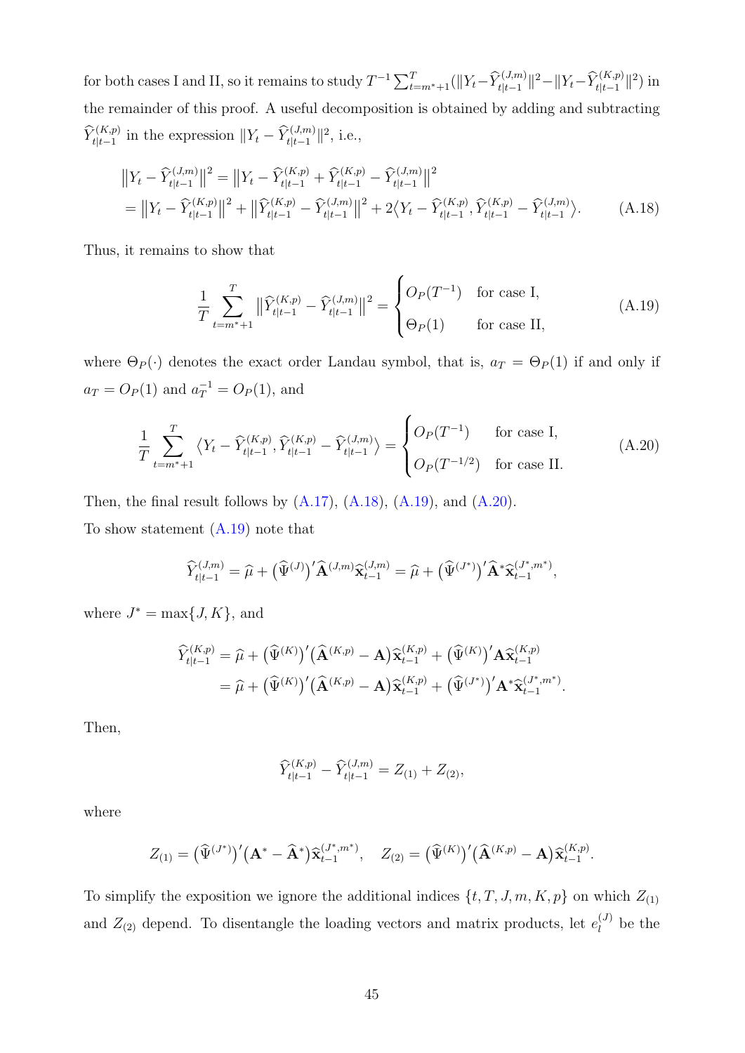for both cases I and II, so it remains to study $T^{-1}\sum_{t=m^*+1}^{T}(\|Y_t-\widehat{Y}_{t|t-1}^{(J,m)}\|^2-\|Y_t-\widehat{Y}_{t|t-1}^{(K,p)}\|^2)$ in the remainder of this proof. A useful decomposition is obtained by adding and subtracting $\widehat{Y}_{t|t-1}^{(K,p)}$ in the expression $\|Y_t-\widehat{Y}_{t|t-1}^{(J,m)}\|^2$, i.e.,

$$
\begin{aligned}
\big\|Y_t-\widehat{Y}_{t|t-1}^{(J,m)}\big\|^2 &= \big\|Y_t-\widehat{Y}_{t|t-1}^{(K,p)}+\widehat{Y}_{t|t-1}^{(K,p)}-\widehat{Y}_{t|t-1}^{(J,m)}\big\|^2 \\
&= \big\|Y_t-\widehat{Y}_{t|t-1}^{(K,p)}\big\|^2+\big\|\widehat{Y}_{t|t-1}^{(K,p)}-\widehat{Y}_{t|t-1}^{(J,m)}\big\|^2+2\big\langle Y_t-\widehat{Y}_{t|t-1}^{(K,p)},\widehat{Y}_{t|t-1}^{(K,p)}-\widehat{Y}_{t|t-1}^{(J,m)}\big\rangle. \qquad \text{(A.18)}
\end{aligned}
$$

Thus, it remains to show that

$$
\frac{1}{T}\sum_{t=m^*+1}^{T}\big\|\widehat{Y}_{t|t-1}^{(K,p)}-\widehat{Y}_{t|t-1}^{(J,m)}\big\|^2=\begin{cases} O_P(T^{-1}) & \text{for case I,}\\ \Theta_P(1) & \text{for case II,}\end{cases} \qquad \text{(A.19)}
$$

where $\Theta_P(\cdot)$ denotes the exact order Landau symbol, that is, $a_T=\Theta_P(1)$ if and only if $a_T=O_P(1)$ and $a_T^{-1}=O_P(1)$, and

$$
\frac{1}{T}\sum_{t=m^*+1}^{T}\big\langle Y_t-\widehat{Y}_{t|t-1}^{(K,p)},\widehat{Y}_{t|t-1}^{(K,p)}-\widehat{Y}_{t|t-1}^{(J,m)}\big\rangle=\begin{cases} O_P(T^{-1}) & \text{for case I,}\\ O_P(T^{-1/2}) & \text{for case II.}\end{cases} \qquad \text{(A.20)}
$$

Then, the final result follows by (A.17), (A.18), (A.19), and (A.20).

To show statement (A.19) note that

$$
\widehat{Y}_{t|t-1}^{(J,m)}=\widehat{\mu}+\big(\widehat{\Psi}^{(J)}\big)'\widehat{\mathbf{A}}^{(J,m)}\widehat{\mathbf{x}}_{t-1}^{(J,m)}=\widehat{\mu}+\big(\widehat{\Psi}^{(J^*)}\big)'\widehat{\mathbf{A}}^{*}\widehat{\mathbf{x}}_{t-1}^{(J^*,m^*)},
$$

where $J^*=\max\{J,K\}$, and

$$
\begin{aligned}
\widehat{Y}_{t|t-1}^{(K,p)} &= \widehat{\mu}+\big(\widehat{\Psi}^{(K)}\big)'\big(\widehat{\mathbf{A}}^{(K,p)}-\mathbf{A}\big)\widehat{\mathbf{x}}_{t-1}^{(K,p)}+\big(\widehat{\Psi}^{(K)}\big)'\mathbf{A}\widehat{\mathbf{x}}_{t-1}^{(K,p)} \\
&= \widehat{\mu}+\big(\widehat{\Psi}^{(K)}\big)'\big(\widehat{\mathbf{A}}^{(K,p)}-\mathbf{A}\big)\widehat{\mathbf{x}}_{t-1}^{(K,p)}+\big(\widehat{\Psi}^{(J^*)}\big)'\mathbf{A}^{*}\widehat{\mathbf{x}}_{t-1}^{(J^*,m^*)}.
\end{aligned}
$$

Then,

$$
\widehat{Y}_{t|t-1}^{(K,p)}-\widehat{Y}_{t|t-1}^{(J,m)}=Z_{(1)}+Z_{(2)},
$$

where

$$
Z_{(1)}=\big(\widehat{\Psi}^{(J^*)}\big)'\big(\mathbf{A}^{*}-\widehat{\mathbf{A}}^{*}\big)\widehat{\mathbf{x}}_{t-1}^{(J^*,m^*)}, \quad Z_{(2)}=\big(\widehat{\Psi}^{(K)}\big)'\big(\widehat{\mathbf{A}}^{(K,p)}-\mathbf{A}\big)\widehat{\mathbf{x}}_{t-1}^{(K,p)}.
$$

To simplify the exposition we ignore the additional indices $\{t,T,J,m,K,p\}$ on which $Z_{(1)}$ and $Z_{(2)}$ depend. To disentangle the loading vectors and matrix products, let $e_l^{(J)}$ be the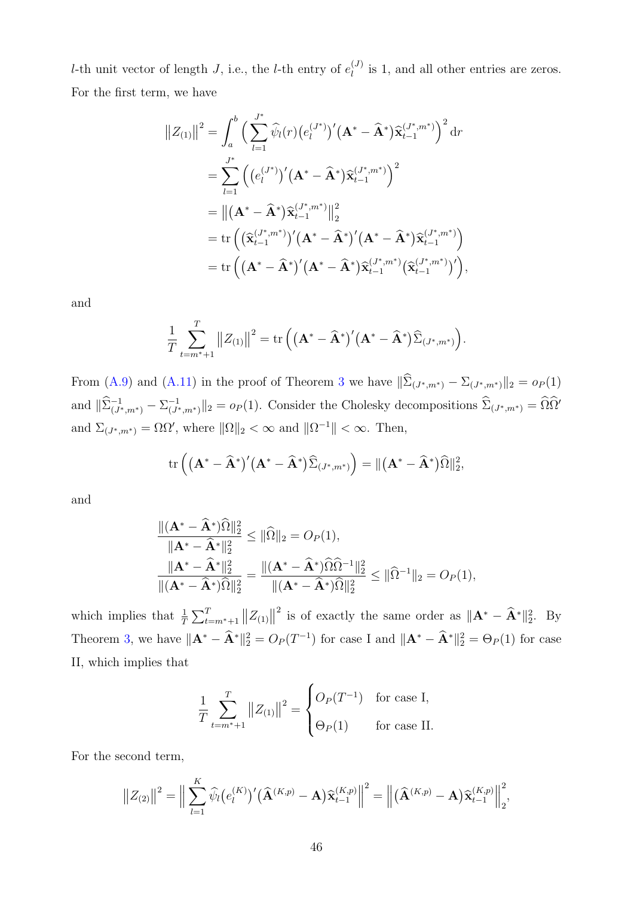$l$-th unit vector of length $J$, i.e., the $l$-th entry of $e_l^{(J)}$ is 1, and all other entries are zeros. For the first term, we have

$$
\begin{aligned}
\left\|Z_{(1)}\right\|^2 &= \int_a^b \Big( \sum_{l=1}^{J^*} \widehat{\psi}_l(r) \big(e_l^{(J^*)}\big)' \big(\mathbf{A}^* - \widehat{\mathbf{A}}^*\big) \widehat{\mathbf{x}}_{t-1}^{(J^*,m^*)} \Big)^2 \mathrm{d}r \\
&= \sum_{l=1}^{J^*} \Big( \big(e_l^{(J^*)}\big)' \big(\mathbf{A}^* - \widehat{\mathbf{A}}^*\big) \widehat{\mathbf{x}}_{t-1}^{(J^*,m^*)} \Big)^2 \\
&= \big\| \big(\mathbf{A}^* - \widehat{\mathbf{A}}^*\big) \widehat{\mathbf{x}}_{t-1}^{(J^*,m^*)} \big\|_2^2 \\
&= \operatorname{tr}\Big( \big(\widehat{\mathbf{x}}_{t-1}^{(J^*,m^*)}\big)' \big(\mathbf{A}^* - \widehat{\mathbf{A}}^*\big)' \big(\mathbf{A}^* - \widehat{\mathbf{A}}^*\big) \widehat{\mathbf{x}}_{t-1}^{(J^*,m^*)} \Big) \\
&= \operatorname{tr}\Big( \big(\mathbf{A}^* - \widehat{\mathbf{A}}^*\big)' \big(\mathbf{A}^* - \widehat{\mathbf{A}}^*\big) \widehat{\mathbf{x}}_{t-1}^{(J^*,m^*)} \big(\widehat{\mathbf{x}}_{t-1}^{(J^*,m^*)}\big)' \Big),
\end{aligned}
$$

and

$$
\frac{1}{T} \sum_{t=m^*+1}^{T} \left\|Z_{(1)}\right\|^2 = \operatorname{tr}\Big( \big(\mathbf{A}^* - \widehat{\mathbf{A}}^*\big)' \big(\mathbf{A}^* - \widehat{\mathbf{A}}^*\big) \widehat{\Sigma}_{(J^*,m^*)} \Big).
$$

From (A.9) and (A.11) in the proof of Theorem 3 we have $\|\widehat{\Sigma}_{(J^*,m^*)} - \Sigma_{(J^*,m^*)}\|_2 = o_P(1)$ and $\|\widehat{\Sigma}^{-1}_{(J^*,m^*)} - \Sigma^{-1}_{(J^*,m^*)}\|_2 = o_P(1)$. Consider the Cholesky decompositions $\widehat{\Sigma}_{(J^*,m^*)} = \widehat{\Omega}\widehat{\Omega}'$ and $\Sigma_{(J^*,m^*)} = \Omega\Omega'$, where $\|\Omega\|_2 < \infty$ and $\|\Omega^{-1}\| < \infty$. Then,

$$
\operatorname{tr}\Big( \big(\mathbf{A}^* - \widehat{\mathbf{A}}^*\big)' \big(\mathbf{A}^* - \widehat{\mathbf{A}}^*\big) \widehat{\Sigma}_{(J^*,m^*)} \Big) = \|\big(\mathbf{A}^* - \widehat{\mathbf{A}}^*\big)\widehat{\Omega}\|_2^2,
$$

and

$$
\begin{aligned}
\frac{\|(\mathbf{A}^* - \widehat{\mathbf{A}}^*)\widehat{\Omega}\|_2^2}{\|\mathbf{A}^* - \widehat{\mathbf{A}}^*\|_2^2} &\leq \|\widehat{\Omega}\|_2 = O_P(1), \\
\frac{\|\mathbf{A}^* - \widehat{\mathbf{A}}^*\|_2^2}{\|(\mathbf{A}^* - \widehat{\mathbf{A}}^*)\widehat{\Omega}\|_2^2} &= \frac{\|(\mathbf{A}^* - \widehat{\mathbf{A}}^*)\widehat{\Omega}\widehat{\Omega}^{-1}\|_2^2}{\|(\mathbf{A}^* - \widehat{\mathbf{A}}^*)\widehat{\Omega}\|_2^2} \leq \|\widehat{\Omega}^{-1}\|_2 = O_P(1),
\end{aligned}
$$

which implies that $\frac{1}{T}\sum_{t=m^*+1}^{T} \left\|Z_{(1)}\right\|^2$ is of exactly the same order as $\|\mathbf{A}^* - \widehat{\mathbf{A}}^*\|_2^2$. By Theorem 3, we have $\|\mathbf{A}^* - \widehat{\mathbf{A}}^*\|_2^2 = O_P(T^{-1})$ for case I and $\|\mathbf{A}^* - \widehat{\mathbf{A}}^*\|_2^2 = \Theta_P(1)$ for case II, which implies that

$$
\frac{1}{T} \sum_{t=m^*+1}^{T} \left\|Z_{(1)}\right\|^2 = \begin{cases} O_P(T^{-1}) & \text{for case I,} \\ \Theta_P(1) & \text{for case II.} \end{cases}
$$

For the second term,

$$
\left\|Z_{(2)}\right\|^2 = \Big\| \sum_{l=1}^{K} \widehat{\psi}_l \big(e_l^{(K)}\big)' \big(\widehat{\mathbf{A}}^{(K,p)} - \mathbf{A}\big) \widehat{\mathbf{x}}_{t-1}^{(K,p)} \Big\|^2 = \Big\| \big(\widehat{\mathbf{A}}^{(K,p)} - \mathbf{A}\big) \widehat{\mathbf{x}}_{t-1}^{(K,p)} \Big\|_2^2,
$$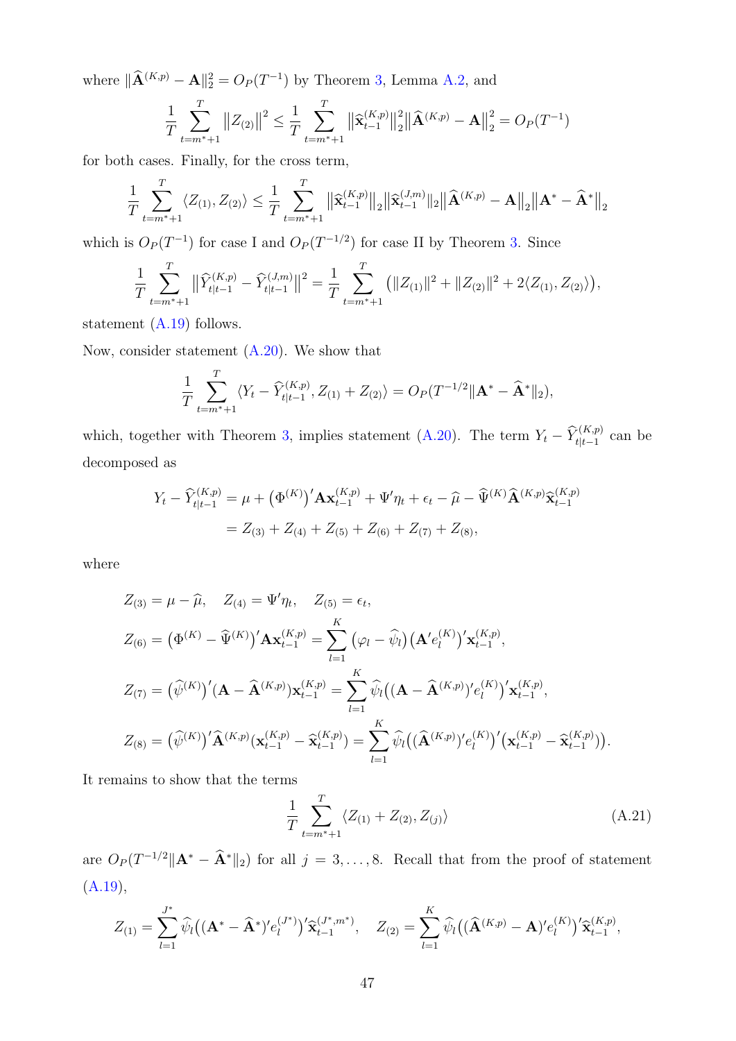where $\|\widehat{\mathbf{A}}^{(K,p)} - \mathbf{A}\|_2^2 = O_P(T^{-1})$ by Theorem 3, Lemma A.2, and

$$\frac{1}{T}\sum_{t=m^*+1}^{T} \|Z_{(2)}\|^2 \leq \frac{1}{T}\sum_{t=m^*+1}^{T} \|\widehat{\mathbf{x}}_{t-1}^{(K,p)}\|_2^2 \|\widehat{\mathbf{A}}^{(K,p)} - \mathbf{A}\|_2^2 = O_P(T^{-1})$$

for both cases. Finally, for the cross term,

$$\frac{1}{T}\sum_{t=m^*+1}^{T} \langle Z_{(1)}, Z_{(2)}\rangle \leq \frac{1}{T}\sum_{t=m^*+1}^{T} \|\widehat{\mathbf{x}}_{t-1}^{(K,p)}\|_2 \|\widehat{\mathbf{x}}_{t-1}^{(J,m)}\|_2 \|\widehat{\mathbf{A}}^{(K,p)} - \mathbf{A}\|_2 \|\mathbf{A}^* - \widehat{\mathbf{A}}^*\|_2$$

which is $O_P(T^{-1})$ for case I and $O_P(T^{-1/2})$ for case II by Theorem 3. Since

$$\frac{1}{T}\sum_{t=m^*+1}^{T} \|\widehat{Y}_{t|t-1}^{(K,p)} - \widehat{Y}_{t|t-1}^{(J,m)}\|^2 = \frac{1}{T}\sum_{t=m^*+1}^{T} \big(\|Z_{(1)}\|^2 + \|Z_{(2)}\|^2 + 2\langle Z_{(1)}, Z_{(2)}\rangle\big),$$

statement (A.19) follows.

Now, consider statement (A.20). We show that

$$\frac{1}{T}\sum_{t=m^*+1}^{T} \langle Y_t - \widehat{Y}_{t|t-1}^{(K,p)}, Z_{(1)} + Z_{(2)}\rangle = O_P(T^{-1/2}\|\mathbf{A}^* - \widehat{\mathbf{A}}^*\|_2),$$

which, together with Theorem 3, implies statement (A.20). The term $Y_t - \widehat{Y}_{t|t-1}^{(K,p)}$ can be decomposed as

$$\begin{aligned}
Y_t - \widehat{Y}_{t|t-1}^{(K,p)} &= \mu + \big(\Phi^{(K)}\big)'\mathbf{A}\mathbf{x}_{t-1}^{(K,p)} + \Psi'\eta_t + \epsilon_t - \widehat{\mu} - \widehat{\Psi}^{(K)}\widehat{\mathbf{A}}^{(K,p)}\widehat{\mathbf{x}}_{t-1}^{(K,p)} \\
&= Z_{(3)} + Z_{(4)} + Z_{(5)} + Z_{(6)} + Z_{(7)} + Z_{(8)},
\end{aligned}$$

where

$$\begin{aligned}
&Z_{(3)} = \mu - \widehat{\mu}, \quad Z_{(4)} = \Psi'\eta_t, \quad Z_{(5)} = \epsilon_t, \\
&Z_{(6)} = \big(\Phi^{(K)} - \widehat{\Psi}^{(K)}\big)'\mathbf{A}\mathbf{x}_{t-1}^{(K,p)} = \sum_{l=1}^{K} \big(\varphi_l - \widehat{\psi}_l\big)\big(\mathbf{A}'e_l^{(K)}\big)'\mathbf{x}_{t-1}^{(K,p)}, \\
&Z_{(7)} = \big(\widehat{\psi}^{(K)}\big)'(\mathbf{A} - \widehat{\mathbf{A}}^{(K,p)})\mathbf{x}_{t-1}^{(K,p)} = \sum_{l=1}^{K} \widehat{\psi}_l\big((\mathbf{A} - \widehat{\mathbf{A}}^{(K,p)})'e_l^{(K)}\big)'\mathbf{x}_{t-1}^{(K,p)}, \\
&Z_{(8)} = \big(\widehat{\psi}^{(K)}\big)'\widehat{\mathbf{A}}^{(K,p)}(\mathbf{x}_{t-1}^{(K,p)} - \widehat{\mathbf{x}}_{t-1}^{(K,p)}) = \sum_{l=1}^{K} \widehat{\psi}_l\big((\widehat{\mathbf{A}}^{(K,p)})'e_l^{(K)}\big)'\big(\mathbf{x}_{t-1}^{(K,p)} - \widehat{\mathbf{x}}_{t-1}^{(K,p)})\big).
\end{aligned}$$

It remains to show that the terms

$$\frac{1}{T}\sum_{t=m^*+1}^{T} \langle Z_{(1)} + Z_{(2)}, Z_{(j)}\rangle \tag{A.21}$$

are $O_P(T^{-1/2}\|\mathbf{A}^* - \widehat{\mathbf{A}}^*\|_2)$ for all $j = 3, \ldots, 8$. Recall that from the proof of statement (A.19),

$$Z_{(1)} = \sum_{l=1}^{J^*} \widehat{\psi}_l\big((\mathbf{A}^* - \widehat{\mathbf{A}}^*)'e_l^{(J^*)}\big)'\widehat{\mathbf{x}}_{t-1}^{(J^*,m^*)}, \quad Z_{(2)} = \sum_{l=1}^{K} \widehat{\psi}_l\big((\widehat{\mathbf{A}}^{(K,p)} - \mathbf{A})'e_l^{(K)}\big)'\widehat{\mathbf{x}}_{t-1}^{(K,p)},$$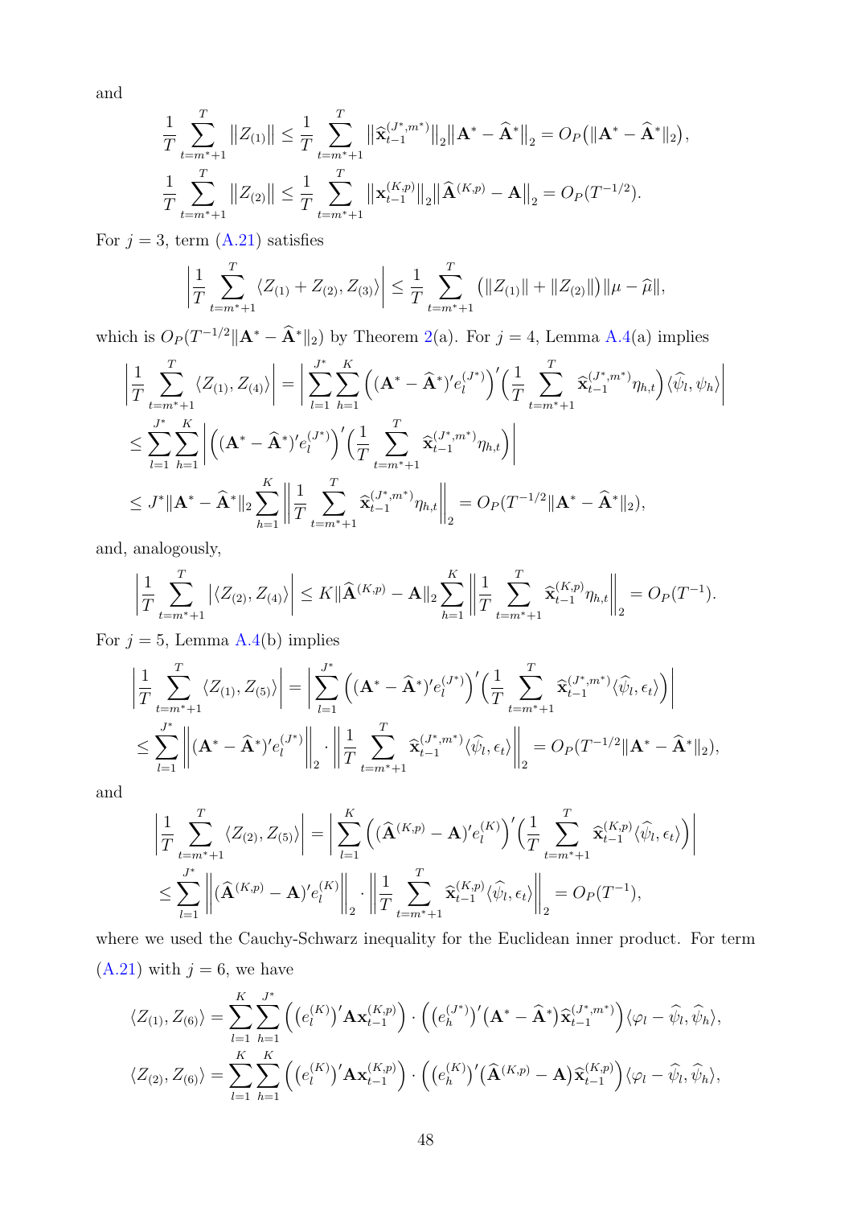and

$$\frac{1}{T}\sum_{t=m^*+1}^{T}\big\|Z_{(1)}\big\| \leq \frac{1}{T}\sum_{t=m^*+1}^{T}\big\|\widehat{\mathbf{x}}_{t-1}^{(J^*,m^*)}\big\|_2\big\|\mathbf{A}^* - \widehat{\mathbf{A}}^*\big\|_2 = O_P\big(\|\mathbf{A}^* - \widehat{\mathbf{A}}^*\|_2\big),$$

$$\frac{1}{T}\sum_{t=m^*+1}^{T}\big\|Z_{(2)}\big\| \leq \frac{1}{T}\sum_{t=m^*+1}^{T}\big\|\mathbf{x}_{t-1}^{(K,p)}\big\|_2\big\|\widehat{\mathbf{A}}^{(K,p)} - \mathbf{A}\big\|_2 = O_P(T^{-1/2}).$$

For $j = 3$, term (A.21) satisfies

$$\bigg|\frac{1}{T}\sum_{t=m^*+1}^{T}\langle Z_{(1)} + Z_{(2)}, Z_{(3)}\rangle\bigg| \leq \frac{1}{T}\sum_{t=m^*+1}^{T}\big(\|Z_{(1)}\| + \|Z_{(2)}\|\big)\|\mu - \widehat{\mu}\|,$$

which is $O_P(T^{-1/2}\|\mathbf{A}^* - \widehat{\mathbf{A}}^*\|_2)$ by Theorem 2(a). For $j = 4$, Lemma A.4(a) implies

$$\begin{aligned}
\bigg|\frac{1}{T}\sum_{t=m^*+1}^{T}\langle Z_{(1)}, Z_{(4)}\rangle\bigg| &= \bigg|\sum_{l=1}^{J^*}\sum_{h=1}^{K}\Big((\mathbf{A}^* - \widehat{\mathbf{A}}^*)'e_l^{(J^*)}\Big)'\Big(\frac{1}{T}\sum_{t=m^*+1}^{T}\widehat{\mathbf{x}}_{t-1}^{(J^*,m^*)}\eta_{h,t}\Big)\langle\widehat{\psi}_l, \psi_h\rangle\bigg| \\
&\leq \sum_{l=1}^{J^*}\sum_{h=1}^{K}\bigg|\Big((\mathbf{A}^* - \widehat{\mathbf{A}}^*)'e_l^{(J^*)}\Big)'\Big(\frac{1}{T}\sum_{t=m^*+1}^{T}\widehat{\mathbf{x}}_{t-1}^{(J^*,m^*)}\eta_{h,t}\Big)\bigg| \\
&\leq J^*\|\mathbf{A}^* - \widehat{\mathbf{A}}^*\|_2\sum_{h=1}^{K}\bigg\|\frac{1}{T}\sum_{t=m^*+1}^{T}\widehat{\mathbf{x}}_{t-1}^{(J^*,m^*)}\eta_{h,t}\bigg\|_2 = O_P(T^{-1/2}\|\mathbf{A}^* - \widehat{\mathbf{A}}^*\|_2),
\end{aligned}$$

and, analogously,

$$\bigg|\frac{1}{T}\sum_{t=m^*+1}^{T}\big|\langle Z_{(2)}, Z_{(4)}\rangle\bigg| \leq K\|\widehat{\mathbf{A}}^{(K,p)} - \mathbf{A}\|_2\sum_{h=1}^{K}\bigg\|\frac{1}{T}\sum_{t=m^*+1}^{T}\widehat{\mathbf{x}}_{t-1}^{(K,p)}\eta_{h,t}\bigg\|_2 = O_P(T^{-1}).$$

For $j = 5$, Lemma A.4(b) implies

$$\begin{aligned}
\bigg|\frac{1}{T}\sum_{t=m^*+1}^{T}\langle Z_{(1)}, Z_{(5)}\rangle\bigg| &= \bigg|\sum_{l=1}^{J^*}\Big((\mathbf{A}^* - \widehat{\mathbf{A}}^*)'e_l^{(J^*)}\Big)'\Big(\frac{1}{T}\sum_{t=m^*+1}^{T}\widehat{\mathbf{x}}_{t-1}^{(J^*,m^*)}\langle\widehat{\psi}_l, \epsilon_t\rangle\Big)\bigg| \\
&\leq \sum_{l=1}^{J^*}\Big\|(\mathbf{A}^* - \widehat{\mathbf{A}}^*)'e_l^{(J^*)}\Big\|_2 \cdot \bigg\|\frac{1}{T}\sum_{t=m^*+1}^{T}\widehat{\mathbf{x}}_{t-1}^{(J^*,m^*)}\langle\widehat{\psi}_l, \epsilon_t\rangle\bigg\|_2 = O_P(T^{-1/2}\|\mathbf{A}^* - \widehat{\mathbf{A}}^*\|_2),
\end{aligned}$$

and

$$\begin{aligned}
\bigg|\frac{1}{T}\sum_{t=m^*+1}^{T}\langle Z_{(2)}, Z_{(5)}\rangle\bigg| &= \bigg|\sum_{l=1}^{K}\Big((\widehat{\mathbf{A}}^{(K,p)} - \mathbf{A})'e_l^{(K)}\Big)'\Big(\frac{1}{T}\sum_{t=m^*+1}^{T}\widehat{\mathbf{x}}_{t-1}^{(K,p)}\langle\widehat{\psi}_l, \epsilon_t\rangle\Big)\bigg| \\
&\leq \sum_{l=1}^{J^*}\Big\|(\widehat{\mathbf{A}}^{(K,p)} - \mathbf{A})'e_l^{(K)}\Big\|_2 \cdot \bigg\|\frac{1}{T}\sum_{t=m^*+1}^{T}\widehat{\mathbf{x}}_{t-1}^{(K,p)}\langle\widehat{\psi}_l, \epsilon_t\rangle\bigg\|_2 = O_P(T^{-1}),
\end{aligned}$$

where we used the Cauchy-Schwarz inequality for the Euclidean inner product. For term (A.21) with $j = 6$, we have

$$\langle Z_{(1)}, Z_{(6)}\rangle = \sum_{l=1}^{K}\sum_{h=1}^{J^*}\Big(\big(e_l^{(K)}\big)'\mathbf{A}\mathbf{x}_{t-1}^{(K,p)}\Big)\cdot\Big(\big(e_h^{(J^*)}\big)'\big(\mathbf{A}^* - \widehat{\mathbf{A}}^*\big)\widehat{\mathbf{x}}_{t-1}^{(J^*,m^*)}\Big)\langle\varphi_l - \widehat{\psi}_l, \widehat{\psi}_h\rangle,$$

$$\langle Z_{(2)}, Z_{(6)}\rangle = \sum_{l=1}^{K}\sum_{h=1}^{K}\Big(\big(e_l^{(K)}\big)'\mathbf{A}\mathbf{x}_{t-1}^{(K,p)}\Big)\cdot\Big(\big(e_h^{(K)}\big)'\big(\widehat{\mathbf{A}}^{(K,p)} - \mathbf{A}\big)\widehat{\mathbf{x}}_{t-1}^{(K,p)}\Big)\langle\varphi_l - \widehat{\psi}_l, \widehat{\psi}_h\rangle,$$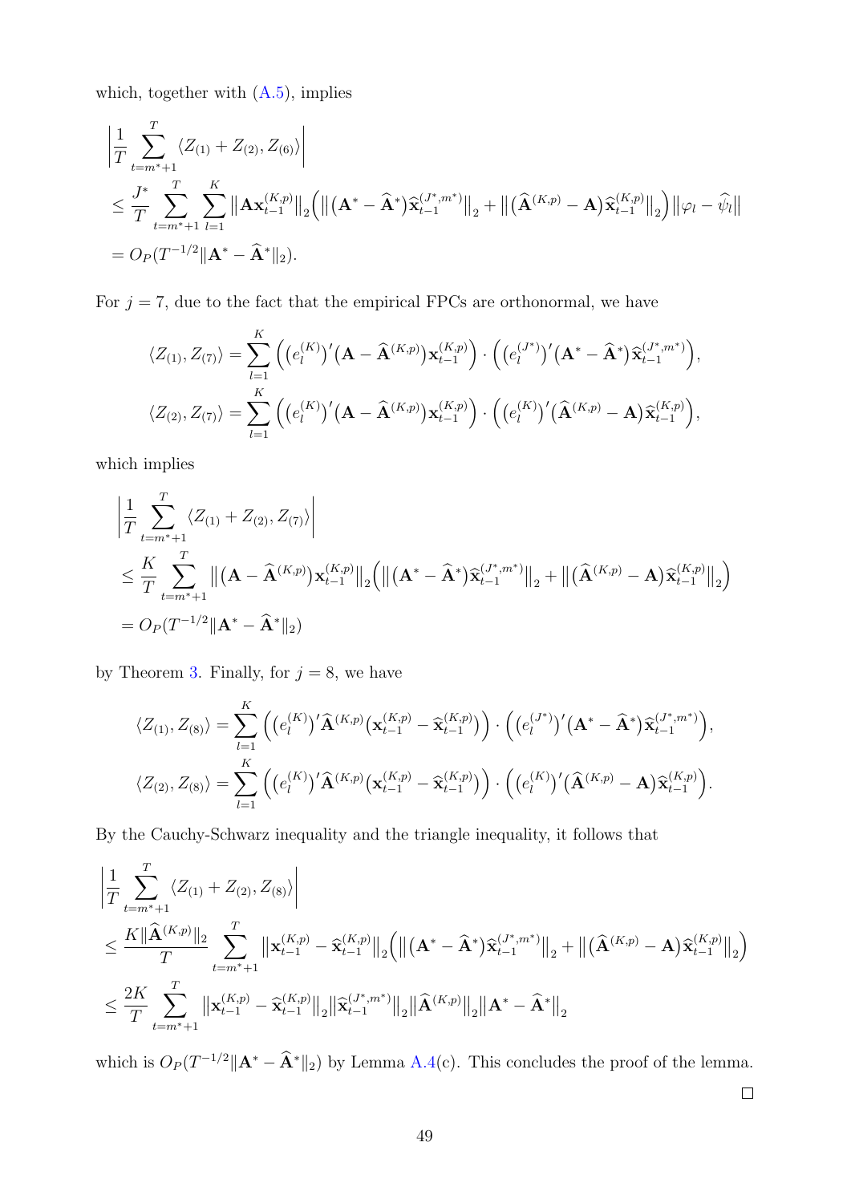which, together with (A.5), implies

$$
\begin{aligned}
&\left|\frac{1}{T}\sum_{t=m^*+1}^{T}\langle Z_{(1)}+Z_{(2)},Z_{(6)}\rangle\right| \\
&\le \frac{J^*}{T}\sum_{t=m^*+1}^{T}\sum_{l=1}^{K}\big\|\mathbf{A}\mathbf{x}_{t-1}^{(K,p)}\big\|_2\Big(\big\|(\mathbf{A}^*-\widehat{\mathbf{A}}^*)\widehat{\mathbf{x}}_{t-1}^{(J^*,m^*)}\big\|_2+\big\|(\widehat{\mathbf{A}}^{(K,p)}-\mathbf{A})\widehat{\mathbf{x}}_{t-1}^{(K,p)}\big\|_2\Big)\big\|\varphi_l-\widehat{\psi}_l\big\| \\
&= O_P(T^{-1/2}\|\mathbf{A}^*-\widehat{\mathbf{A}}^*\|_2).
\end{aligned}
$$

For $j=7$, due to the fact that the empirical FPCs are orthonormal, we have

$$
\langle Z_{(1)},Z_{(7)}\rangle=\sum_{l=1}^{K}\Big(\big(e_l^{(K)}\big)'\big(\mathbf{A}-\widehat{\mathbf{A}}^{(K,p)}\big)\mathbf{x}_{t-1}^{(K,p)}\Big)\cdot\Big(\big(e_l^{(J^*)}\big)'\big(\mathbf{A}^*-\widehat{\mathbf{A}}^*\big)\widehat{\mathbf{x}}_{t-1}^{(J^*,m^*)}\Big),
$$

$$
\langle Z_{(2)},Z_{(7)}\rangle=\sum_{l=1}^{K}\Big(\big(e_l^{(K)}\big)'\big(\mathbf{A}-\widehat{\mathbf{A}}^{(K,p)}\big)\mathbf{x}_{t-1}^{(K,p)}\Big)\cdot\Big(\big(e_l^{(K)}\big)'\big(\widehat{\mathbf{A}}^{(K,p)}-\mathbf{A}\big)\widehat{\mathbf{x}}_{t-1}^{(K,p)}\Big),
$$

which implies

$$
\begin{aligned}
&\left|\frac{1}{T}\sum_{t=m^*+1}^{T}\langle Z_{(1)}+Z_{(2)},Z_{(7)}\rangle\right| \\
&\le \frac{K}{T}\sum_{t=m^*+1}^{T}\big\|\big(\mathbf{A}-\widehat{\mathbf{A}}^{(K,p)}\big)\mathbf{x}_{t-1}^{(K,p)}\big\|_2\Big(\big\|(\mathbf{A}^*-\widehat{\mathbf{A}}^*)\widehat{\mathbf{x}}_{t-1}^{(J^*,m^*)}\big\|_2+\big\|(\widehat{\mathbf{A}}^{(K,p)}-\mathbf{A})\widehat{\mathbf{x}}_{t-1}^{(K,p)}\big\|_2\Big) \\
&= O_P(T^{-1/2}\|\mathbf{A}^*-\widehat{\mathbf{A}}^*\|_2)
\end{aligned}
$$

by Theorem 3. Finally, for $j=8$, we have

$$
\langle Z_{(1)},Z_{(8)}\rangle=\sum_{l=1}^{K}\Big(\big(e_l^{(K)}\big)'\widehat{\mathbf{A}}^{(K,p)}\big(\mathbf{x}_{t-1}^{(K,p)}-\widehat{\mathbf{x}}_{t-1}^{(K,p)}\big)\Big)\cdot\Big(\big(e_l^{(J^*)}\big)'\big(\mathbf{A}^*-\widehat{\mathbf{A}}^*\big)\widehat{\mathbf{x}}_{t-1}^{(J^*,m^*)}\Big),
$$

$$
\langle Z_{(2)},Z_{(8)}\rangle=\sum_{l=1}^{K}\Big(\big(e_l^{(K)}\big)'\widehat{\mathbf{A}}^{(K,p)}\big(\mathbf{x}_{t-1}^{(K,p)}-\widehat{\mathbf{x}}_{t-1}^{(K,p)}\big)\Big)\cdot\Big(\big(e_l^{(K)}\big)'\big(\widehat{\mathbf{A}}^{(K,p)}-\mathbf{A}\big)\widehat{\mathbf{x}}_{t-1}^{(K,p)}\Big).
$$

By the Cauchy-Schwarz inequality and the triangle inequality, it follows that

$$
\begin{aligned}
&\left|\frac{1}{T}\sum_{t=m^*+1}^{T}\langle Z_{(1)}+Z_{(2)},Z_{(8)}\rangle\right| \\
&\le \frac{K\|\widehat{\mathbf{A}}^{(K,p)}\|_2}{T}\sum_{t=m^*+1}^{T}\big\|\mathbf{x}_{t-1}^{(K,p)}-\widehat{\mathbf{x}}_{t-1}^{(K,p)}\big\|_2\Big(\big\|(\mathbf{A}^*-\widehat{\mathbf{A}}^*)\widehat{\mathbf{x}}_{t-1}^{(J^*,m^*)}\big\|_2+\big\|(\widehat{\mathbf{A}}^{(K,p)}-\mathbf{A})\widehat{\mathbf{x}}_{t-1}^{(K,p)}\big\|_2\Big) \\
&\le \frac{2K}{T}\sum_{t=m^*+1}^{T}\big\|\mathbf{x}_{t-1}^{(K,p)}-\widehat{\mathbf{x}}_{t-1}^{(K,p)}\big\|_2\big\|\widehat{\mathbf{x}}_{t-1}^{(J^*,m^*)}\big\|_2\big\|\widehat{\mathbf{A}}^{(K,p)}\big\|_2\big\|\mathbf{A}^*-\widehat{\mathbf{A}}^*\big\|_2
\end{aligned}
$$

which is $O_P(T^{-1/2}\|\mathbf{A}^*-\widehat{\mathbf{A}}^*\|_2)$ by Lemma A.4(c). This concludes the proof of the lemma. □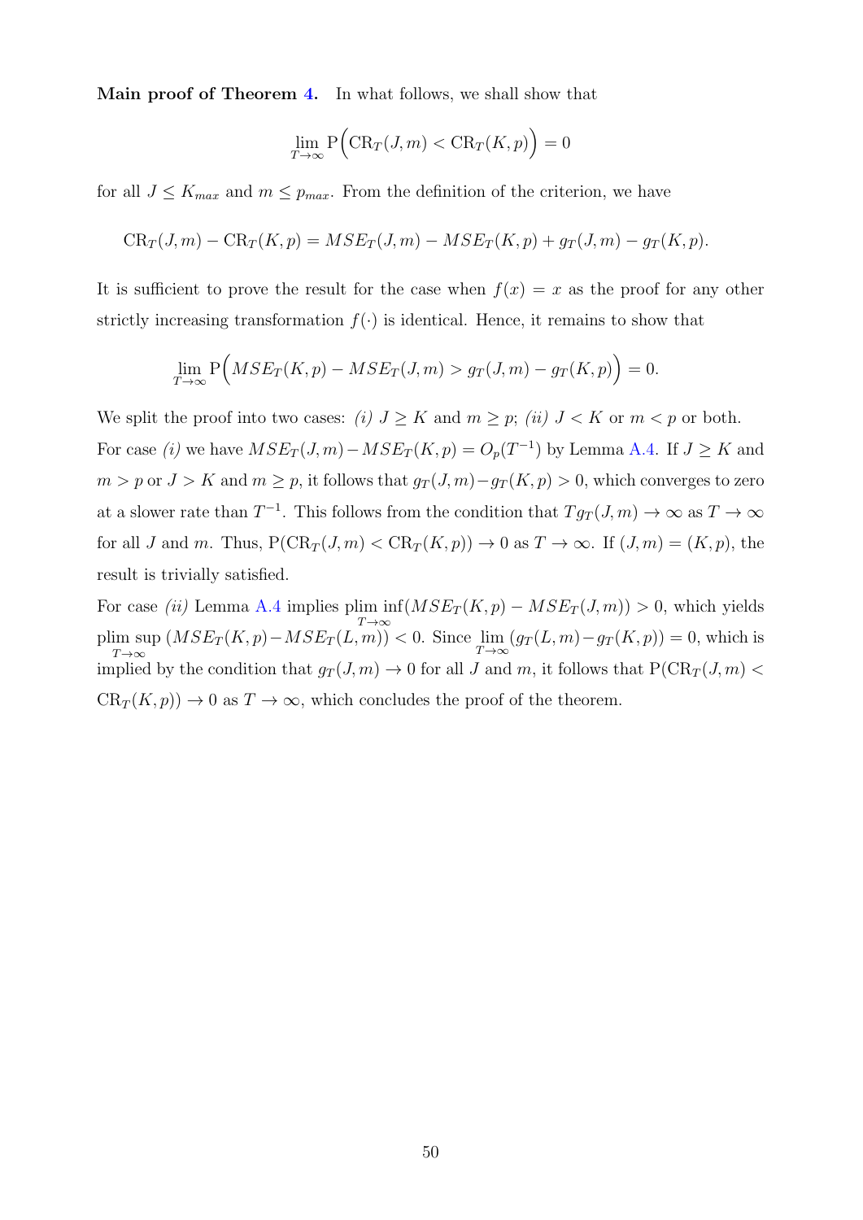**Main proof of Theorem 4.** In what follows, we shall show that

$$\lim_{T\to\infty} \mathrm{P}\Big(\mathrm{CR}_T(J,m) < \mathrm{CR}_T(K,p)\Big) = 0$$

for all $J \leq K_{max}$ and $m \leq p_{max}$. From the definition of the criterion, we have

$$\mathrm{CR}_T(J,m) - \mathrm{CR}_T(K,p) = MSE_T(J,m) - MSE_T(K,p) + g_T(J,m) - g_T(K,p).$$

It is sufficient to prove the result for the case when $f(x) = x$ as the proof for any other strictly increasing transformation $f(\cdot)$ is identical. Hence, it remains to show that

$$\lim_{T\to\infty} \mathrm{P}\Big(MSE_T(K,p) - MSE_T(J,m) > g_T(J,m) - g_T(K,p)\Big) = 0.$$

We split the proof into two cases: *(i)* $J \geq K$ and $m \geq p$; *(ii)* $J < K$ or $m < p$ or both. For case *(i)* we have $MSE_T(J,m) - MSE_T(K,p) = O_p(T^{-1})$ by Lemma A.4. If $J \geq K$ and $m > p$ or $J > K$ and $m \geq p$, it follows that $g_T(J,m) - g_T(K,p) > 0$, which converges to zero at a slower rate than $T^{-1}$. This follows from the condition that $Tg_T(J,m) \to \infty$ as $T \to \infty$ for all $J$ and $m$. Thus, $\mathrm{P}(\mathrm{CR}_T(J,m) < \mathrm{CR}_T(K,p)) \to 0$ as $T \to \infty$. If $(J,m) = (K,p)$, the result is trivially satisfied.

For case *(ii)* Lemma A.4 implies $\underset{T\to\infty}{\mathrm{plim}} \inf(MSE_T(K,p) - MSE_T(J,m)) > 0$, which yields $\underset{T\to\infty}{\mathrm{plim}} \sup\,(MSE_T(K,p) - MSE_T(L,m)) < 0$. Since $\lim_{T\to\infty}(g_T(L,m) - g_T(K,p)) = 0$, which is implied by the condition that $g_T(J,m) \to 0$ for all $J$ and $m$, it follows that $\mathrm{P}(\mathrm{CR}_T(J,m) < \mathrm{CR}_T(K,p)) \to 0$ as $T \to \infty$, which concludes the proof of the theorem.